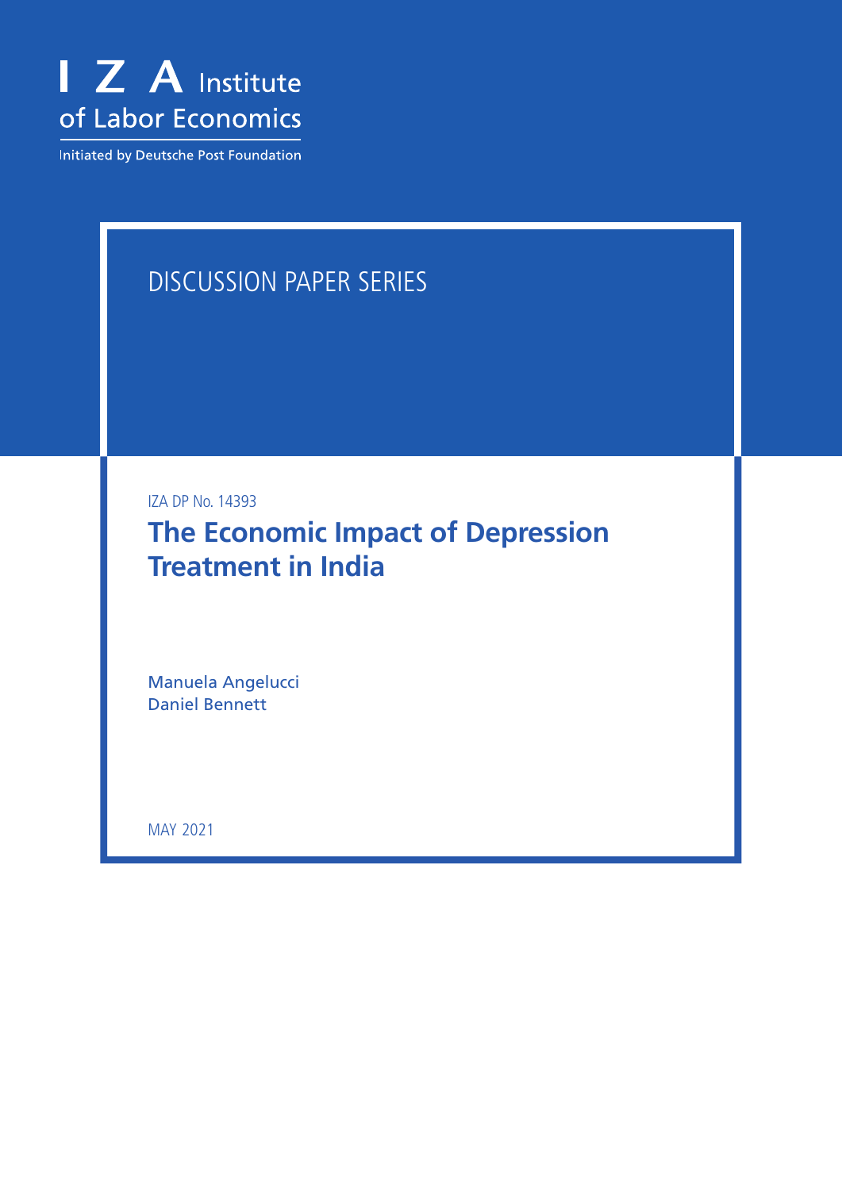I Z A Institute of Labor Economics

Initiated by Deutsche Post Foundation

DISCUSSION PAPER SERIES

IZA DP No. 14393

# The Economic Impact of Depression Treatment in India

Manuela Angelucci
Daniel Bennett

MAY 2021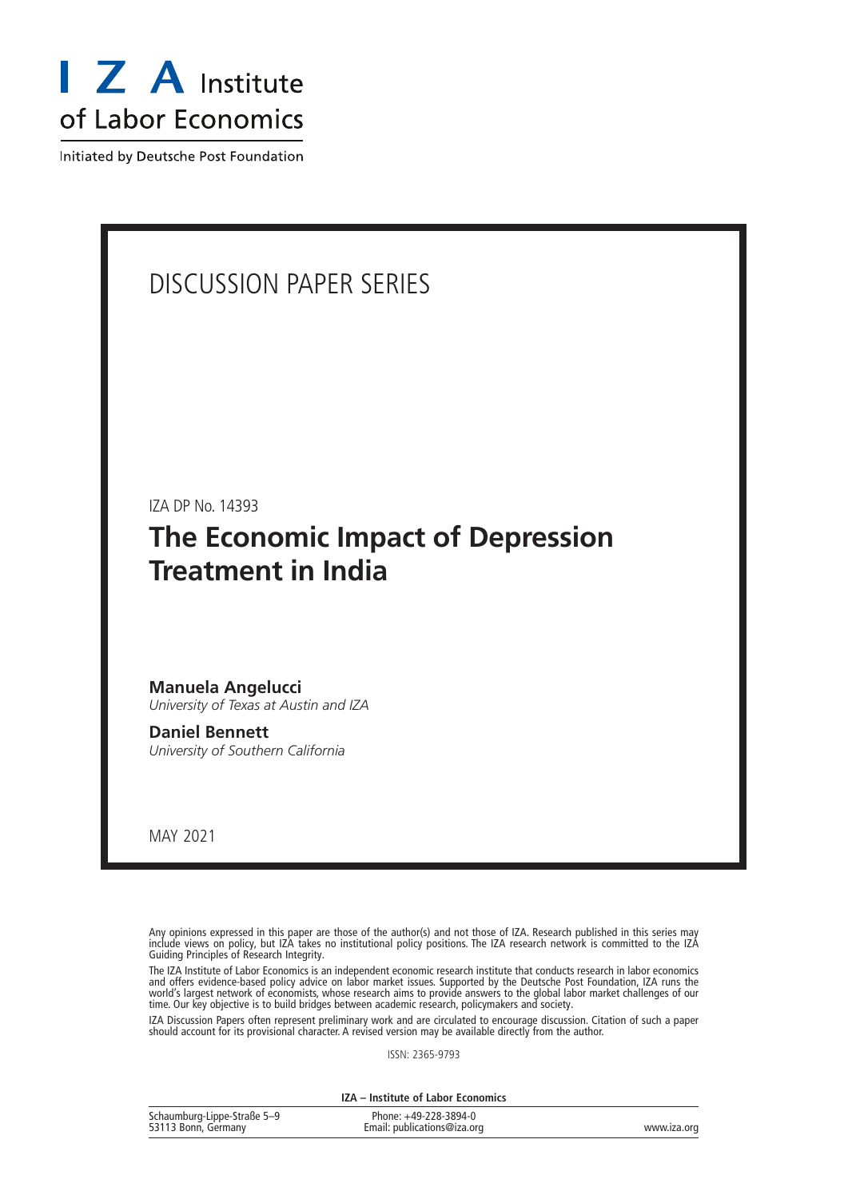# I Z A Institute of Labor Economics

Initiated by Deutsche Post Foundation

DISCUSSION PAPER SERIES

IZA DP No. 14393

## The Economic Impact of Depression Treatment in India

**Manuela Angelucci**
*University of Texas at Austin and IZA*

**Daniel Bennett**
*University of Southern California*

MAY 2021

Any opinions expressed in this paper are those of the author(s) and not those of IZA. Research published in this series may include views on policy, but IZA takes no institutional policy positions. The IZA research network is committed to the IZA Guiding Principles of Research Integrity.

The IZA Institute of Labor Economics is an independent economic research institute that conducts research in labor economics and offers evidence-based policy advice on labor market issues. Supported by the Deutsche Post Foundation, IZA runs the world's largest network of economists, whose research aims to provide answers to the global labor market challenges of our time. Our key objective is to build bridges between academic research, policymakers and society.

IZA Discussion Papers often represent preliminary work and are circulated to encourage discussion. Citation of such a paper should account for its provisional character. A revised version may be available directly from the author.

ISSN: 2365-9793

**IZA – Institute of Labor Economics**

Schaumburg-Lippe-Straße 5–9
53113 Bonn, Germany

Phone: +49-228-3894-0
Email: publications@iza.org

www.iza.org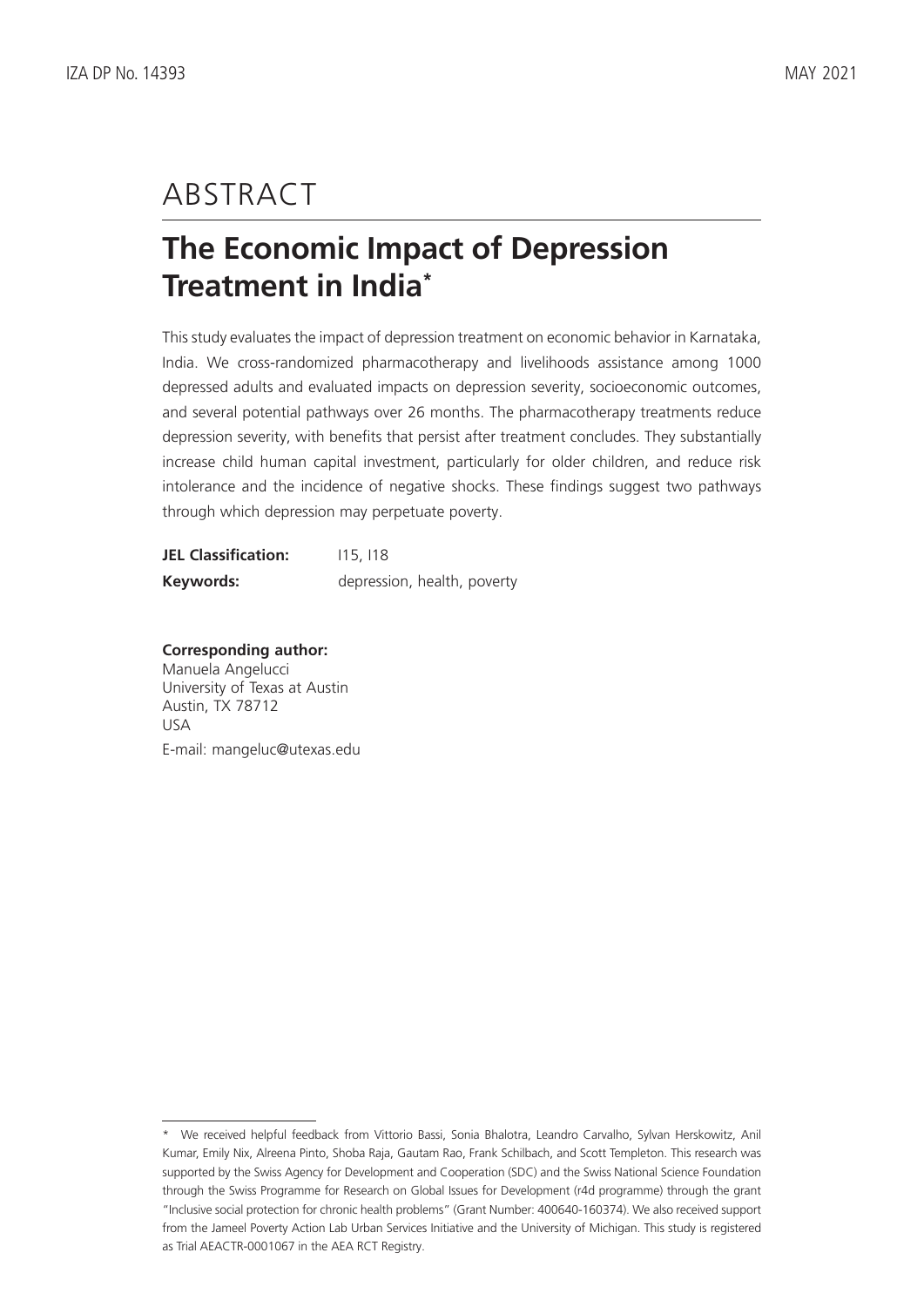# ABSTRACT

## The Economic Impact of Depression Treatment in India*

This study evaluates the impact of depression treatment on economic behavior in Karnataka, India. We cross-randomized pharmacotherapy and livelihoods assistance among 1000 depressed adults and evaluated impacts on depression severity, socioeconomic outcomes, and several potential pathways over 26 months. The pharmacotherapy treatments reduce depression severity, with benefits that persist after treatment concludes. They substantially increase child human capital investment, particularly for older children, and reduce risk intolerance and the incidence of negative shocks. These findings suggest two pathways through which depression may perpetuate poverty.

**JEL Classification:** I15, I18

**Keywords:** depression, health, poverty

**Corresponding author:**
Manuela Angelucci
University of Texas at Austin
Austin, TX 78712
USA
E-mail: mangeluc@utexas.edu

---

* We received helpful feedback from Vittorio Bassi, Sonia Bhalotra, Leandro Carvalho, Sylvan Herskowitz, Anil Kumar, Emily Nix, Alreena Pinto, Shoba Raja, Gautam Rao, Frank Schilbach, and Scott Templeton. This research was supported by the Swiss Agency for Development and Cooperation (SDC) and the Swiss National Science Foundation through the Swiss Programme for Research on Global Issues for Development (r4d programme) through the grant "Inclusive social protection for chronic health problems" (Grant Number: 400640-160374). We also received support from the Jameel Poverty Action Lab Urban Services Initiative and the University of Michigan. This study is registered as Trial AEACTR-0001067 in the AEA RCT Registry.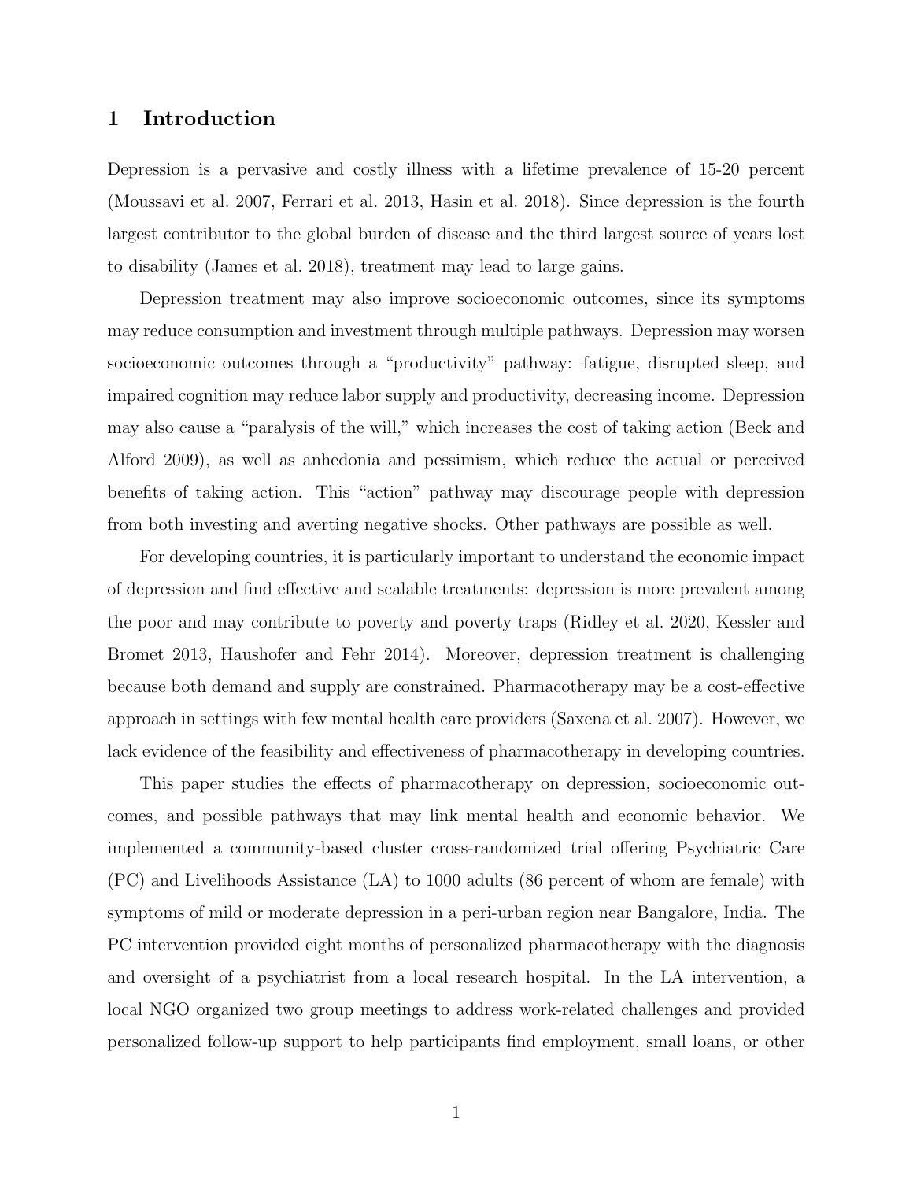## 1 Introduction

Depression is a pervasive and costly illness with a lifetime prevalence of 15-20 percent (Moussavi et al. 2007, Ferrari et al. 2013, Hasin et al. 2018). Since depression is the fourth largest contributor to the global burden of disease and the third largest source of years lost to disability (James et al. 2018), treatment may lead to large gains.

Depression treatment may also improve socioeconomic outcomes, since its symptoms may reduce consumption and investment through multiple pathways. Depression may worsen socioeconomic outcomes through a "productivity" pathway: fatigue, disrupted sleep, and impaired cognition may reduce labor supply and productivity, decreasing income. Depression may also cause a "paralysis of the will," which increases the cost of taking action (Beck and Alford 2009), as well as anhedonia and pessimism, which reduce the actual or perceived benefits of taking action. This "action" pathway may discourage people with depression from both investing and averting negative shocks. Other pathways are possible as well.

For developing countries, it is particularly important to understand the economic impact of depression and find effective and scalable treatments: depression is more prevalent among the poor and may contribute to poverty and poverty traps (Ridley et al. 2020, Kessler and Bromet 2013, Haushofer and Fehr 2014). Moreover, depression treatment is challenging because both demand and supply are constrained. Pharmacotherapy may be a cost-effective approach in settings with few mental health care providers (Saxena et al. 2007). However, we lack evidence of the feasibility and effectiveness of pharmacotherapy in developing countries.

This paper studies the effects of pharmacotherapy on depression, socioeconomic outcomes, and possible pathways that may link mental health and economic behavior. We implemented a community-based cluster cross-randomized trial offering Psychiatric Care (PC) and Livelihoods Assistance (LA) to 1000 adults (86 percent of whom are female) with symptoms of mild or moderate depression in a peri-urban region near Bangalore, India. The PC intervention provided eight months of personalized pharmacotherapy with the diagnosis and oversight of a psychiatrist from a local research hospital. In the LA intervention, a local NGO organized two group meetings to address work-related challenges and provided personalized follow-up support to help participants find employment, small loans, or other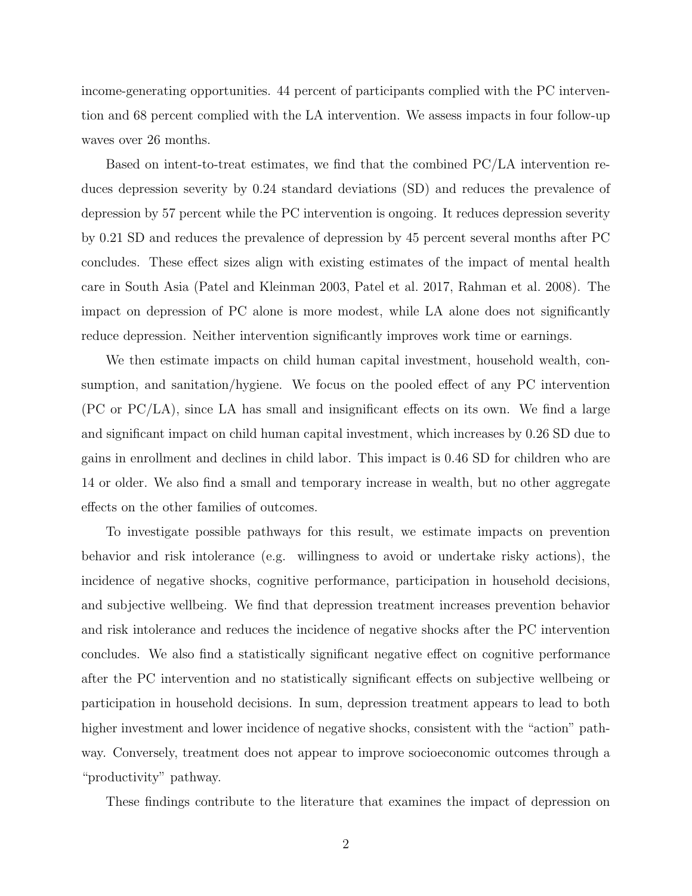income-generating opportunities. 44 percent of participants complied with the PC intervention and 68 percent complied with the LA intervention. We assess impacts in four follow-up waves over 26 months.

Based on intent-to-treat estimates, we find that the combined PC/LA intervention reduces depression severity by 0.24 standard deviations (SD) and reduces the prevalence of depression by 57 percent while the PC intervention is ongoing. It reduces depression severity by 0.21 SD and reduces the prevalence of depression by 45 percent several months after PC concludes. These effect sizes align with existing estimates of the impact of mental health care in South Asia (Patel and Kleinman 2003, Patel et al. 2017, Rahman et al. 2008). The impact on depression of PC alone is more modest, while LA alone does not significantly reduce depression. Neither intervention significantly improves work time or earnings.

We then estimate impacts on child human capital investment, household wealth, consumption, and sanitation/hygiene. We focus on the pooled effect of any PC intervention (PC or PC/LA), since LA has small and insignificant effects on its own. We find a large and significant impact on child human capital investment, which increases by 0.26 SD due to gains in enrollment and declines in child labor. This impact is 0.46 SD for children who are 14 or older. We also find a small and temporary increase in wealth, but no other aggregate effects on the other families of outcomes.

To investigate possible pathways for this result, we estimate impacts on prevention behavior and risk intolerance (e.g. willingness to avoid or undertake risky actions), the incidence of negative shocks, cognitive performance, participation in household decisions, and subjective wellbeing. We find that depression treatment increases prevention behavior and risk intolerance and reduces the incidence of negative shocks after the PC intervention concludes. We also find a statistically significant negative effect on cognitive performance after the PC intervention and no statistically significant effects on subjective wellbeing or participation in household decisions. In sum, depression treatment appears to lead to both higher investment and lower incidence of negative shocks, consistent with the "action" pathway. Conversely, treatment does not appear to improve socioeconomic outcomes through a "productivity" pathway.

These findings contribute to the literature that examines the impact of depression on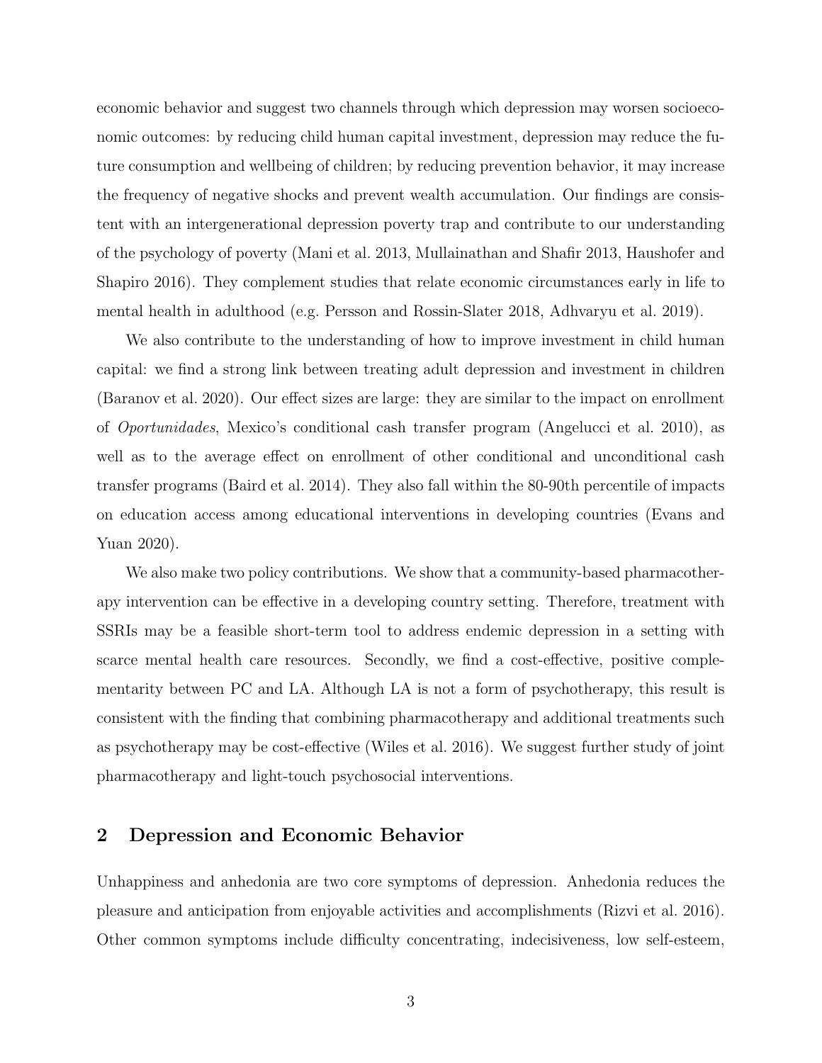economic behavior and suggest two channels through which depression may worsen socioeconomic outcomes: by reducing child human capital investment, depression may reduce the future consumption and wellbeing of children; by reducing prevention behavior, it may increase the frequency of negative shocks and prevent wealth accumulation. Our findings are consistent with an intergenerational depression poverty trap and contribute to our understanding of the psychology of poverty (Mani et al. 2013, Mullainathan and Shafir 2013, Haushofer and Shapiro 2016). They complement studies that relate economic circumstances early in life to mental health in adulthood (e.g. Persson and Rossin-Slater 2018, Adhvaryu et al. 2019).

We also contribute to the understanding of how to improve investment in child human capital: we find a strong link between treating adult depression and investment in children (Baranov et al. 2020). Our effect sizes are large: they are similar to the impact on enrollment of *Oportunidades*, Mexico's conditional cash transfer program (Angelucci et al. 2010), as well as to the average effect on enrollment of other conditional and unconditional cash transfer programs (Baird et al. 2014). They also fall within the 80-90th percentile of impacts on education access among educational interventions in developing countries (Evans and Yuan 2020).

We also make two policy contributions. We show that a community-based pharmacotherapy intervention can be effective in a developing country setting. Therefore, treatment with SSRIs may be a feasible short-term tool to address endemic depression in a setting with scarce mental health care resources. Secondly, we find a cost-effective, positive complementarity between PC and LA. Although LA is not a form of psychotherapy, this result is consistent with the finding that combining pharmacotherapy and additional treatments such as psychotherapy may be cost-effective (Wiles et al. 2016). We suggest further study of joint pharmacotherapy and light-touch psychosocial interventions.

## 2 Depression and Economic Behavior

Unhappiness and anhedonia are two core symptoms of depression. Anhedonia reduces the pleasure and anticipation from enjoyable activities and accomplishments (Rizvi et al. 2016). Other common symptoms include difficulty concentrating, indecisiveness, low self-esteem,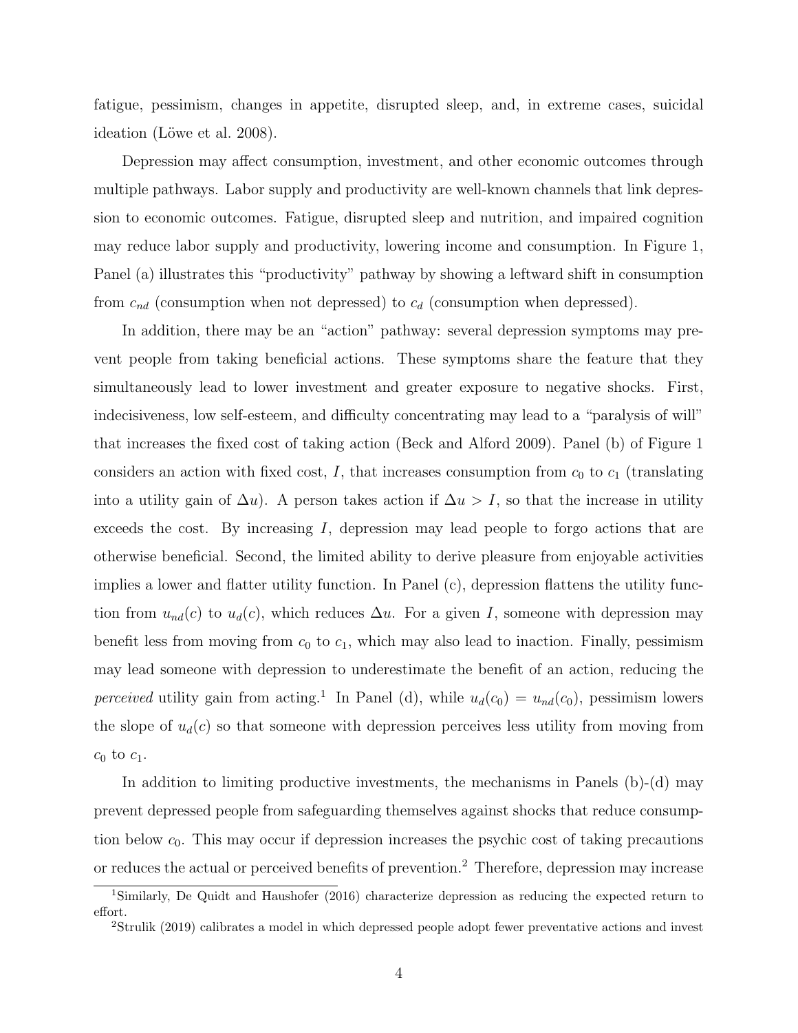fatigue, pessimism, changes in appetite, disrupted sleep, and, in extreme cases, suicidal ideation (Löwe et al. 2008).

Depression may affect consumption, investment, and other economic outcomes through multiple pathways. Labor supply and productivity are well-known channels that link depression to economic outcomes. Fatigue, disrupted sleep and nutrition, and impaired cognition may reduce labor supply and productivity, lowering income and consumption. In Figure 1, Panel (a) illustrates this "productivity" pathway by showing a leftward shift in consumption from $c_{nd}$ (consumption when not depressed) to $c_d$ (consumption when depressed).

In addition, there may be an "action" pathway: several depression symptoms may prevent people from taking beneficial actions. These symptoms share the feature that they simultaneously lead to lower investment and greater exposure to negative shocks. First, indecisiveness, low self-esteem, and difficulty concentrating may lead to a "paralysis of will" that increases the fixed cost of taking action (Beck and Alford 2009). Panel (b) of Figure 1 considers an action with fixed cost, $I$, that increases consumption from $c_0$ to $c_1$ (translating into a utility gain of $\Delta u$). A person takes action if $\Delta u > I$, so that the increase in utility exceeds the cost. By increasing $I$, depression may lead people to forgo actions that are otherwise beneficial. Second, the limited ability to derive pleasure from enjoyable activities implies a lower and flatter utility function. In Panel (c), depression flattens the utility function from $u_{nd}(c)$ to $u_d(c)$, which reduces $\Delta u$. For a given $I$, someone with depression may benefit less from moving from $c_0$ to $c_1$, which may also lead to inaction. Finally, pessimism may lead someone with depression to underestimate the benefit of an action, reducing the *perceived* utility gain from acting.[1] In Panel (d), while $u_d(c_0) = u_{nd}(c_0)$, pessimism lowers the slope of $u_d(c)$ so that someone with depression perceives less utility from moving from $c_0$ to $c_1$.

In addition to limiting productive investments, the mechanisms in Panels (b)-(d) may prevent depressed people from safeguarding themselves against shocks that reduce consumption below $c_0$. This may occur if depression increases the psychic cost of taking precautions or reduces the actual or perceived benefits of prevention.[2] Therefore, depression may increase

[1] Similarly, De Quidt and Haushofer (2016) characterize depression as reducing the expected return to effort.

[2] Strulik (2019) calibrates a model in which depressed people adopt fewer preventative actions and invest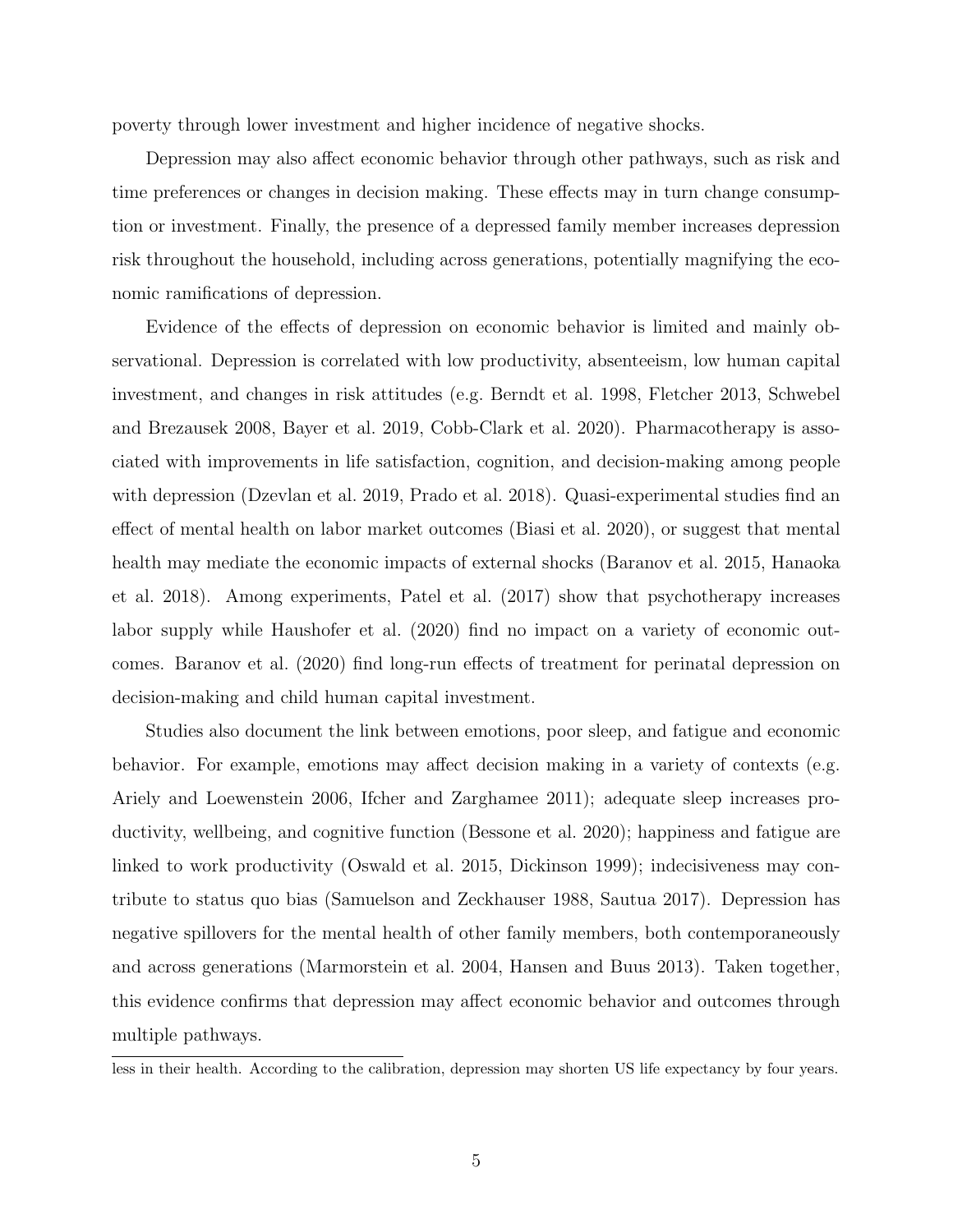poverty through lower investment and higher incidence of negative shocks.

Depression may also affect economic behavior through other pathways, such as risk and time preferences or changes in decision making. These effects may in turn change consumption or investment. Finally, the presence of a depressed family member increases depression risk throughout the household, including across generations, potentially magnifying the economic ramifications of depression.

Evidence of the effects of depression on economic behavior is limited and mainly observational. Depression is correlated with low productivity, absenteeism, low human capital investment, and changes in risk attitudes (e.g. Berndt et al. 1998, Fletcher 2013, Schwebel and Brezausek 2008, Bayer et al. 2019, Cobb-Clark et al. 2020). Pharmacotherapy is associated with improvements in life satisfaction, cognition, and decision-making among people with depression (Dzevlan et al. 2019, Prado et al. 2018). Quasi-experimental studies find an effect of mental health on labor market outcomes (Biasi et al. 2020), or suggest that mental health may mediate the economic impacts of external shocks (Baranov et al. 2015, Hanaoka et al. 2018). Among experiments, Patel et al. (2017) show that psychotherapy increases labor supply while Haushofer et al. (2020) find no impact on a variety of economic outcomes. Baranov et al. (2020) find long-run effects of treatment for perinatal depression on decision-making and child human capital investment.

Studies also document the link between emotions, poor sleep, and fatigue and economic behavior. For example, emotions may affect decision making in a variety of contexts (e.g. Ariely and Loewenstein 2006, Ifcher and Zarghamee 2011); adequate sleep increases productivity, wellbeing, and cognitive function (Bessone et al. 2020); happiness and fatigue are linked to work productivity (Oswald et al. 2015, Dickinson 1999); indecisiveness may contribute to status quo bias (Samuelson and Zeckhauser 1988, Sautua 2017). Depression has negative spillovers for the mental health of other family members, both contemporaneously and across generations (Marmorstein et al. 2004, Hansen and Buus 2013). Taken together, this evidence confirms that depression may affect economic behavior and outcomes through multiple pathways.

less in their health. According to the calibration, depression may shorten US life expectancy by four years.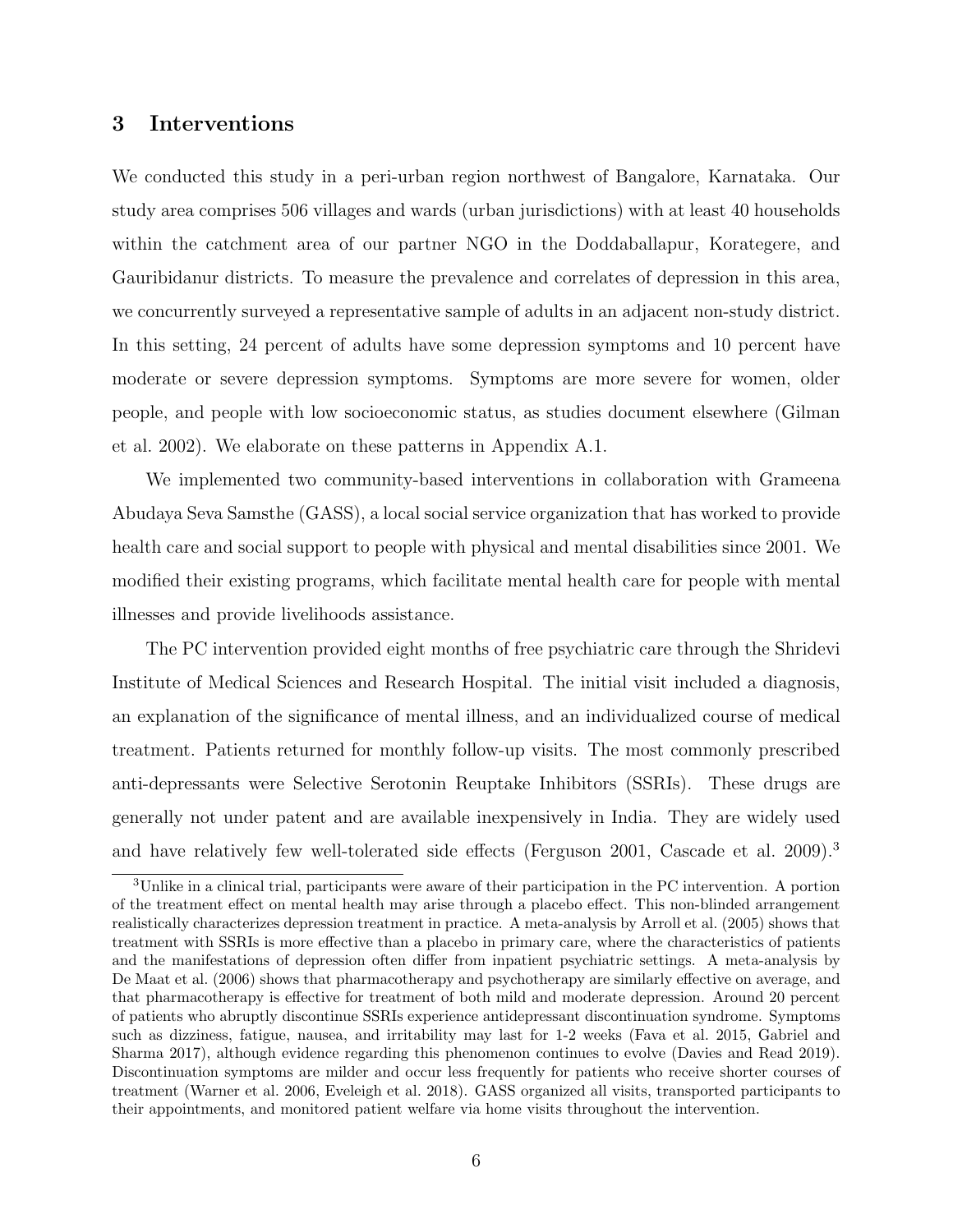## 3 Interventions

We conducted this study in a peri-urban region northwest of Bangalore, Karnataka. Our study area comprises 506 villages and wards (urban jurisdictions) with at least 40 households within the catchment area of our partner NGO in the Doddaballapur, Korategere, and Gauribidanur districts. To measure the prevalence and correlates of depression in this area, we concurrently surveyed a representative sample of adults in an adjacent non-study district. In this setting, 24 percent of adults have some depression symptoms and 10 percent have moderate or severe depression symptoms. Symptoms are more severe for women, older people, and people with low socioeconomic status, as studies document elsewhere (Gilman et al. 2002). We elaborate on these patterns in Appendix A.1.

We implemented two community-based interventions in collaboration with Grameena Abudaya Seva Samsthe (GASS), a local social service organization that has worked to provide health care and social support to people with physical and mental disabilities since 2001. We modified their existing programs, which facilitate mental health care for people with mental illnesses and provide livelihoods assistance.

The PC intervention provided eight months of free psychiatric care through the Shridevi Institute of Medical Sciences and Research Hospital. The initial visit included a diagnosis, an explanation of the significance of mental illness, and an individualized course of medical treatment. Patients returned for monthly follow-up visits. The most commonly prescribed anti-depressants were Selective Serotonin Reuptake Inhibitors (SSRIs). These drugs are generally not under patent and are available inexpensively in India. They are widely used and have relatively few well-tolerated side effects (Ferguson 2001, Cascade et al. 2009).[3]

[3] Unlike in a clinical trial, participants were aware of their participation in the PC intervention. A portion of the treatment effect on mental health may arise through a placebo effect. This non-blinded arrangement realistically characterizes depression treatment in practice. A meta-analysis by Arroll et al. (2005) shows that treatment with SSRIs is more effective than a placebo in primary care, where the characteristics of patients and the manifestations of depression often differ from inpatient psychiatric settings. A meta-analysis by De Maat et al. (2006) shows that pharmacotherapy and psychotherapy are similarly effective on average, and that pharmacotherapy is effective for treatment of both mild and moderate depression. Around 20 percent of patients who abruptly discontinue SSRIs experience antidepressant discontinuation syndrome. Symptoms such as dizziness, fatigue, nausea, and irritability may last for 1-2 weeks (Fava et al. 2015, Gabriel and Sharma 2017), although evidence regarding this phenomenon continues to evolve (Davies and Read 2019). Discontinuation symptoms are milder and occur less frequently for patients who receive shorter courses of treatment (Warner et al. 2006, Eveleigh et al. 2018). GASS organized all visits, transported participants to their appointments, and monitored patient welfare via home visits throughout the intervention.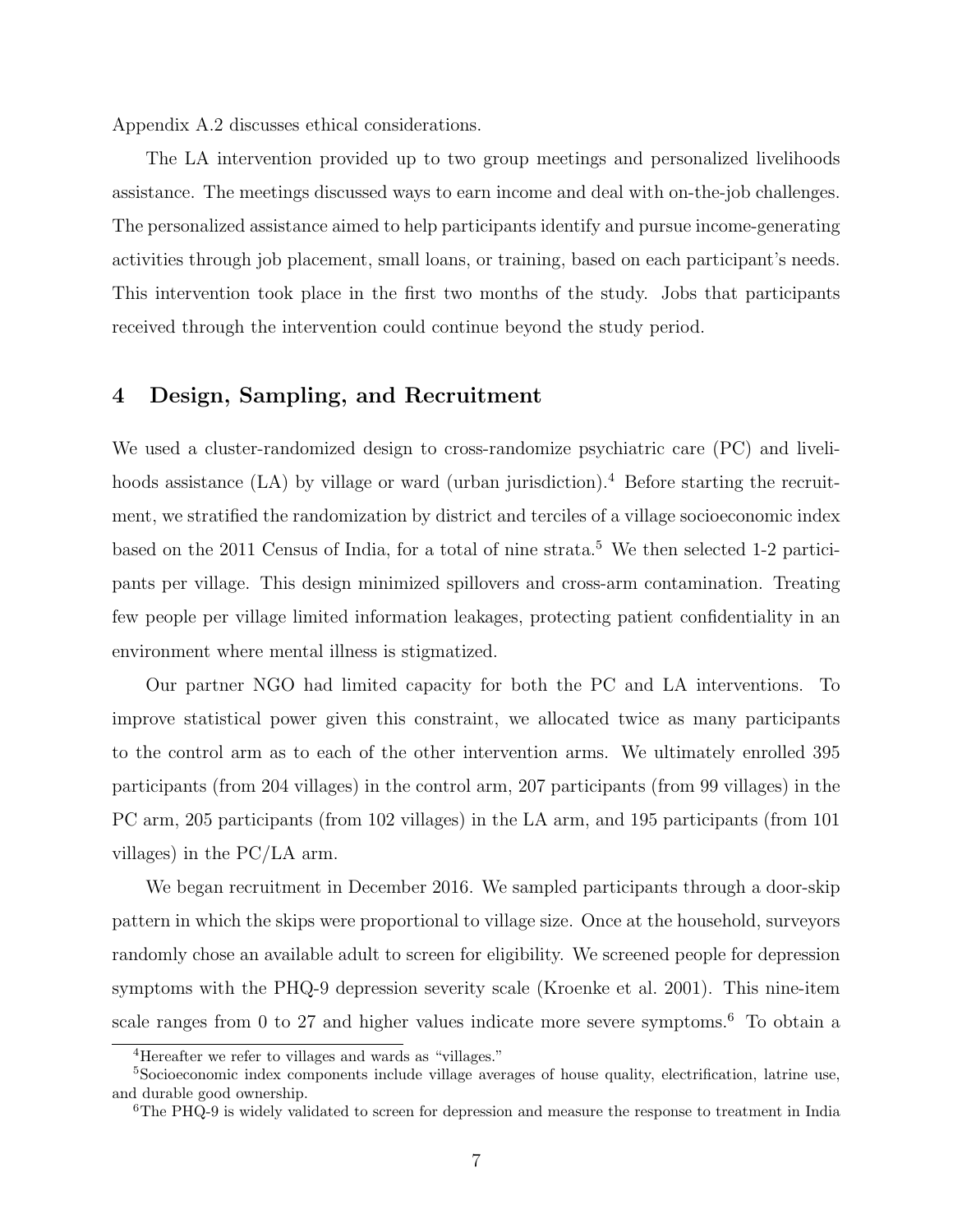Appendix A.2 discusses ethical considerations.

The LA intervention provided up to two group meetings and personalized livelihoods assistance. The meetings discussed ways to earn income and deal with on-the-job challenges. The personalized assistance aimed to help participants identify and pursue income-generating activities through job placement, small loans, or training, based on each participant's needs. This intervention took place in the first two months of the study. Jobs that participants received through the intervention could continue beyond the study period.

## 4 Design, Sampling, and Recruitment

We used a cluster-randomized design to cross-randomize psychiatric care (PC) and livelihoods assistance (LA) by village or ward (urban jurisdiction).[4] Before starting the recruitment, we stratified the randomization by district and terciles of a village socioeconomic index based on the 2011 Census of India, for a total of nine strata.[5] We then selected 1-2 participants per village. This design minimized spillovers and cross-arm contamination. Treating few people per village limited information leakages, protecting patient confidentiality in an environment where mental illness is stigmatized.

Our partner NGO had limited capacity for both the PC and LA interventions. To improve statistical power given this constraint, we allocated twice as many participants to the control arm as to each of the other intervention arms. We ultimately enrolled 395 participants (from 204 villages) in the control arm, 207 participants (from 99 villages) in the PC arm, 205 participants (from 102 villages) in the LA arm, and 195 participants (from 101 villages) in the PC/LA arm.

We began recruitment in December 2016. We sampled participants through a door-skip pattern in which the skips were proportional to village size. Once at the household, surveyors randomly chose an available adult to screen for eligibility. We screened people for depression symptoms with the PHQ-9 depression severity scale (Kroenke et al. 2001). This nine-item scale ranges from 0 to 27 and higher values indicate more severe symptoms.[6] To obtain a

[4] Hereafter we refer to villages and wards as "villages."

[5] Socioeconomic index components include village averages of house quality, electrification, latrine use, and durable good ownership.

[6] The PHQ-9 is widely validated to screen for depression and measure the response to treatment in India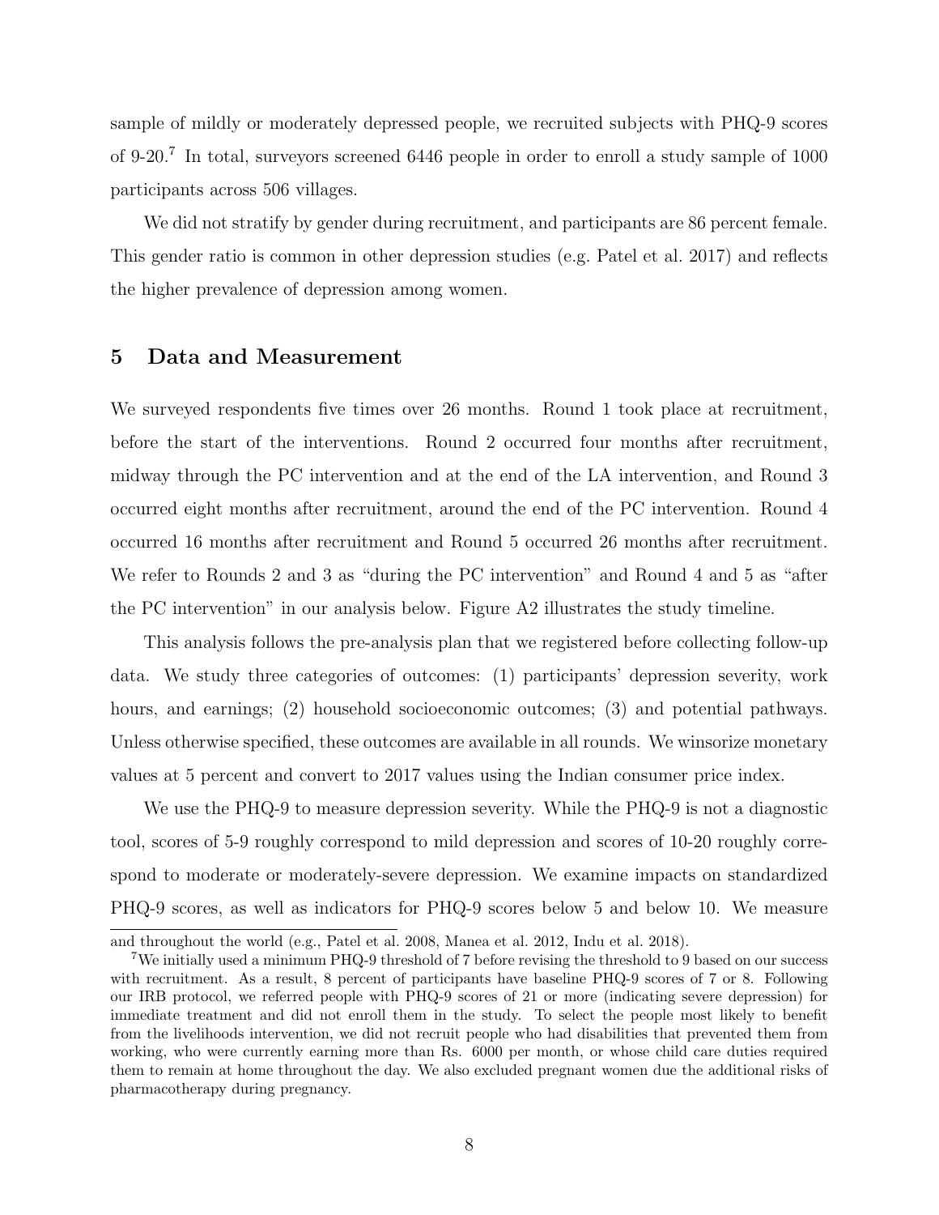sample of mildly or moderately depressed people, we recruited subjects with PHQ-9 scores of 9-20.[7] In total, surveyors screened 6446 people in order to enroll a study sample of 1000 participants across 506 villages.

We did not stratify by gender during recruitment, and participants are 86 percent female. This gender ratio is common in other depression studies (e.g. Patel et al. 2017) and reflects the higher prevalence of depression among women.

## 5 Data and Measurement

We surveyed respondents five times over 26 months. Round 1 took place at recruitment, before the start of the interventions. Round 2 occurred four months after recruitment, midway through the PC intervention and at the end of the LA intervention, and Round 3 occurred eight months after recruitment, around the end of the PC intervention. Round 4 occurred 16 months after recruitment and Round 5 occurred 26 months after recruitment. We refer to Rounds 2 and 3 as "during the PC intervention" and Round 4 and 5 as "after the PC intervention" in our analysis below. Figure A2 illustrates the study timeline.

This analysis follows the pre-analysis plan that we registered before collecting follow-up data. We study three categories of outcomes: (1) participants' depression severity, work hours, and earnings; (2) household socioeconomic outcomes; (3) and potential pathways. Unless otherwise specified, these outcomes are available in all rounds. We winsorize monetary values at 5 percent and convert to 2017 values using the Indian consumer price index.

We use the PHQ-9 to measure depression severity. While the PHQ-9 is not a diagnostic tool, scores of 5-9 roughly correspond to mild depression and scores of 10-20 roughly correspond to moderate or moderately-severe depression. We examine impacts on standardized PHQ-9 scores, as well as indicators for PHQ-9 scores below 5 and below 10. We measure

and throughout the world (e.g., Patel et al. 2008, Manea et al. 2012, Indu et al. 2018).

[7] We initially used a minimum PHQ-9 threshold of 7 before revising the threshold to 9 based on our success with recruitment. As a result, 8 percent of participants have baseline PHQ-9 scores of 7 or 8. Following our IRB protocol, we referred people with PHQ-9 scores of 21 or more (indicating severe depression) for immediate treatment and did not enroll them in the study. To select the people most likely to benefit from the livelihoods intervention, we did not recruit people who had disabilities that prevented them from working, who were currently earning more than Rs. 6000 per month, or whose child care duties required them to remain at home throughout the day. We also excluded pregnant women due the additional risks of pharmacotherapy during pregnancy.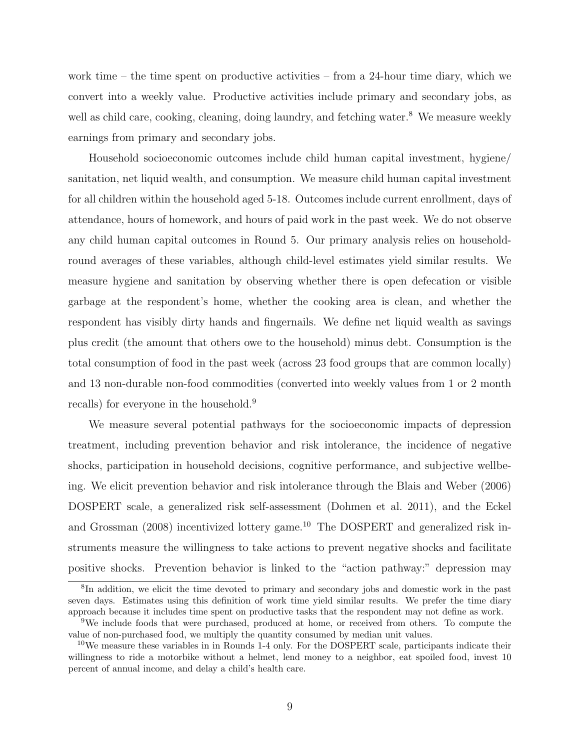work time – the time spent on productive activities – from a 24-hour time diary, which we convert into a weekly value. Productive activities include primary and secondary jobs, as well as child care, cooking, cleaning, doing laundry, and fetching water.[8] We measure weekly earnings from primary and secondary jobs.

Household socioeconomic outcomes include child human capital investment, hygiene/ sanitation, net liquid wealth, and consumption. We measure child human capital investment for all children within the household aged 5-18. Outcomes include current enrollment, days of attendance, hours of homework, and hours of paid work in the past week. We do not observe any child human capital outcomes in Round 5. Our primary analysis relies on household-round averages of these variables, although child-level estimates yield similar results. We measure hygiene and sanitation by observing whether there is open defecation or visible garbage at the respondent's home, whether the cooking area is clean, and whether the respondent has visibly dirty hands and fingernails. We define net liquid wealth as savings plus credit (the amount that others owe to the household) minus debt. Consumption is the total consumption of food in the past week (across 23 food groups that are common locally) and 13 non-durable non-food commodities (converted into weekly values from 1 or 2 month recalls) for everyone in the household.[9]

We measure several potential pathways for the socioeconomic impacts of depression treatment, including prevention behavior and risk intolerance, the incidence of negative shocks, participation in household decisions, cognitive performance, and subjective wellbeing. We elicit prevention behavior and risk intolerance through the Blais and Weber (2006) DOSPERT scale, a generalized risk self-assessment (Dohmen et al. 2011), and the Eckel and Grossman (2008) incentivized lottery game.[10] The DOSPERT and generalized risk instruments measure the willingness to take actions to prevent negative shocks and facilitate positive shocks. Prevention behavior is linked to the "action pathway:" depression may

---

[8] In addition, we elicit the time devoted to primary and secondary jobs and domestic work in the past seven days. Estimates using this definition of work time yield similar results. We prefer the time diary approach because it includes time spent on productive tasks that the respondent may not define as work.

[9] We include foods that were purchased, produced at home, or received from others. To compute the value of non-purchased food, we multiply the quantity consumed by median unit values.

[10] We measure these variables in in Rounds 1-4 only. For the DOSPERT scale, participants indicate their willingness to ride a motorbike without a helmet, lend money to a neighbor, eat spoiled food, invest 10 percent of annual income, and delay a child's health care.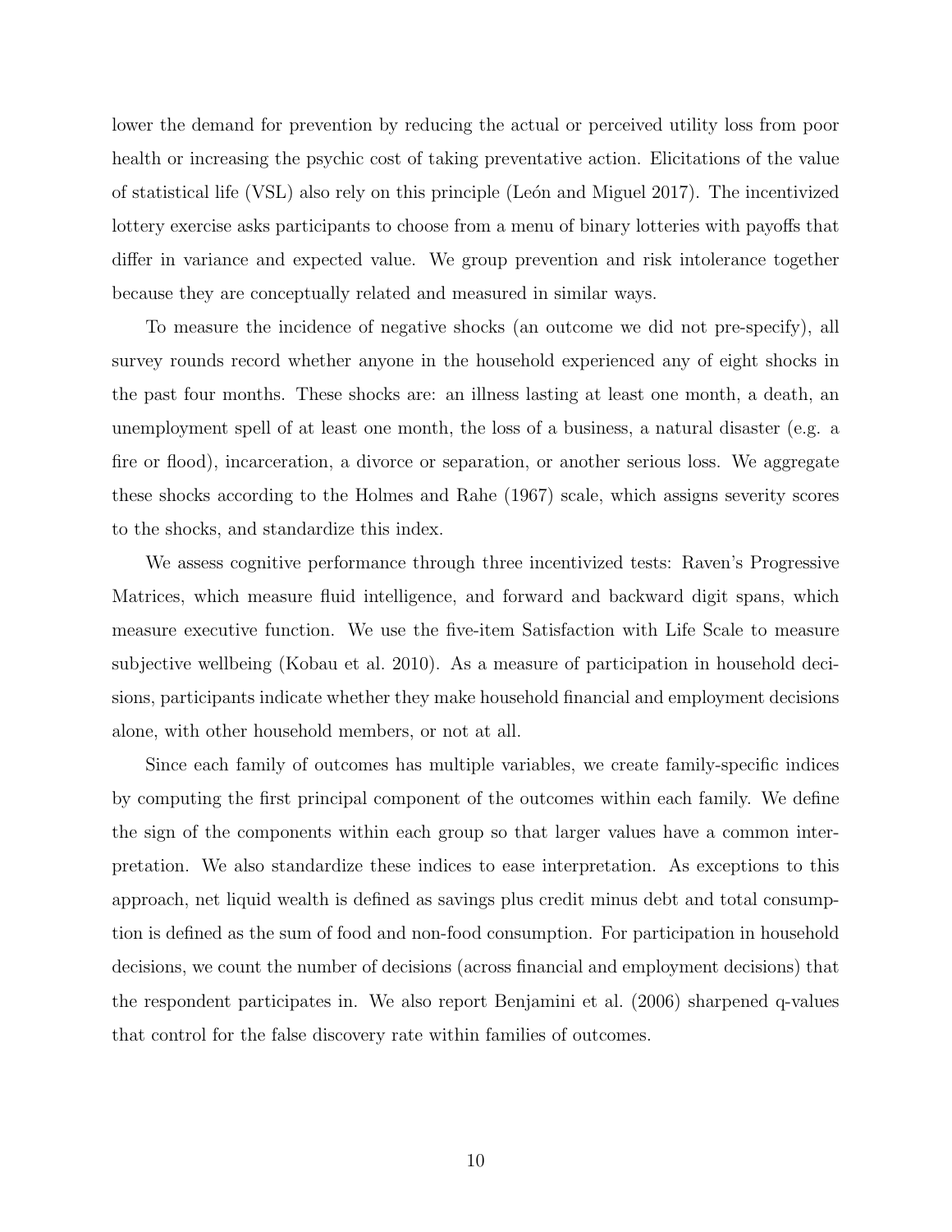lower the demand for prevention by reducing the actual or perceived utility loss from poor health or increasing the psychic cost of taking preventative action. Elicitations of the value of statistical life (VSL) also rely on this principle (León and Miguel 2017). The incentivized lottery exercise asks participants to choose from a menu of binary lotteries with payoffs that differ in variance and expected value. We group prevention and risk intolerance together because they are conceptually related and measured in similar ways.

To measure the incidence of negative shocks (an outcome we did not pre-specify), all survey rounds record whether anyone in the household experienced any of eight shocks in the past four months. These shocks are: an illness lasting at least one month, a death, an unemployment spell of at least one month, the loss of a business, a natural disaster (e.g. a fire or flood), incarceration, a divorce or separation, or another serious loss. We aggregate these shocks according to the Holmes and Rahe (1967) scale, which assigns severity scores to the shocks, and standardize this index.

We assess cognitive performance through three incentivized tests: Raven's Progressive Matrices, which measure fluid intelligence, and forward and backward digit spans, which measure executive function. We use the five-item Satisfaction with Life Scale to measure subjective wellbeing (Kobau et al. 2010). As a measure of participation in household decisions, participants indicate whether they make household financial and employment decisions alone, with other household members, or not at all.

Since each family of outcomes has multiple variables, we create family-specific indices by computing the first principal component of the outcomes within each family. We define the sign of the components within each group so that larger values have a common interpretation. We also standardize these indices to ease interpretation. As exceptions to this approach, net liquid wealth is defined as savings plus credit minus debt and total consumption is defined as the sum of food and non-food consumption. For participation in household decisions, we count the number of decisions (across financial and employment decisions) that the respondent participates in. We also report Benjamini et al. (2006) sharpened q-values that control for the false discovery rate within families of outcomes.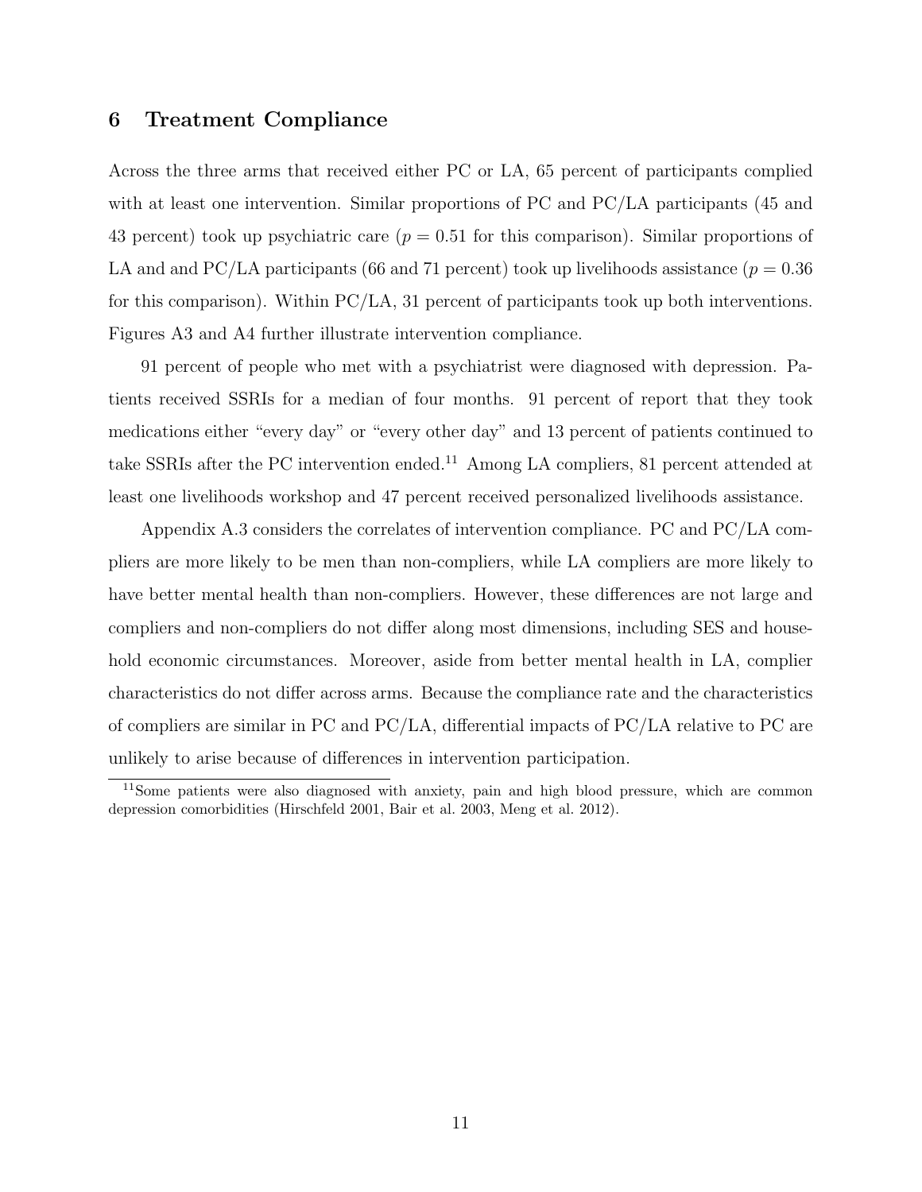## 6 Treatment Compliance

Across the three arms that received either PC or LA, 65 percent of participants complied with at least one intervention. Similar proportions of PC and PC/LA participants (45 and 43 percent) took up psychiatric care ($p = 0.51$ for this comparison). Similar proportions of LA and and PC/LA participants (66 and 71 percent) took up livelihoods assistance ($p = 0.36$ for this comparison). Within PC/LA, 31 percent of participants took up both interventions. Figures A3 and A4 further illustrate intervention compliance.

91 percent of people who met with a psychiatrist were diagnosed with depression. Patients received SSRIs for a median of four months. 91 percent of report that they took medications either "every day" or "every other day" and 13 percent of patients continued to take SSRIs after the PC intervention ended.[11] Among LA compliers, 81 percent attended at least one livelihoods workshop and 47 percent received personalized livelihoods assistance.

Appendix A.3 considers the correlates of intervention compliance. PC and PC/LA compliers are more likely to be men than non-compliers, while LA compliers are more likely to have better mental health than non-compliers. However, these differences are not large and compliers and non-compliers do not differ along most dimensions, including SES and household economic circumstances. Moreover, aside from better mental health in LA, complier characteristics do not differ across arms. Because the compliance rate and the characteristics of compliers are similar in PC and PC/LA, differential impacts of PC/LA relative to PC are unlikely to arise because of differences in intervention participation.

[11] Some patients were also diagnosed with anxiety, pain and high blood pressure, which are common depression comorbidities (Hirschfeld 2001, Bair et al. 2003, Meng et al. 2012).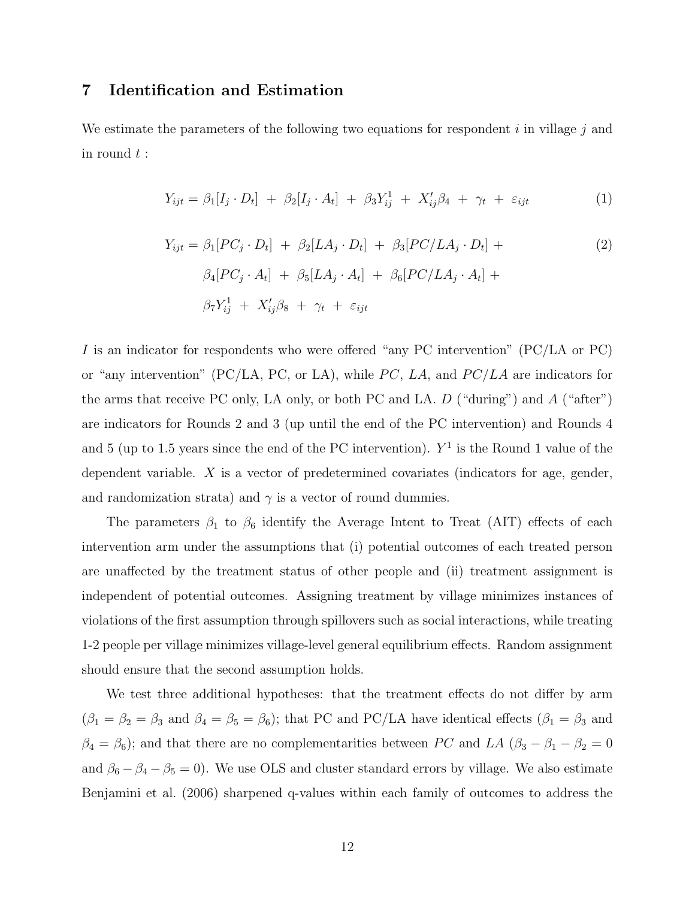## 7 Identification and Estimation

We estimate the parameters of the following two equations for respondent $i$ in village $j$ and in round $t$ :

$$Y_{ijt} = \beta_1[I_j \cdot D_t] \ + \ \beta_2[I_j \cdot A_t] \ + \ \beta_3 Y_{ij}^1 \ + \ X_{ij}'\beta_4 \ + \ \gamma_t \ + \ \varepsilon_{ijt} \tag{1}$$

$$\begin{aligned} Y_{ijt} = \ & \beta_1[PC_j \cdot D_t] \ + \ \beta_2[LA_j \cdot D_t] \ + \ \beta_3[PC/LA_j \cdot D_t] \ + \\ & \beta_4[PC_j \cdot A_t] \ + \ \beta_5[LA_j \cdot A_t] \ + \ \beta_6[PC/LA_j \cdot A_t] \ + \\ & \beta_7 Y_{ij}^1 \ + \ X_{ij}'\beta_8 \ + \ \gamma_t \ + \ \varepsilon_{ijt} \end{aligned} \tag{2}$$

$I$ is an indicator for respondents who were offered "any PC intervention" (PC/LA or PC) or "any intervention" (PC/LA, PC, or LA), while $PC$, $LA$, and $PC/LA$ are indicators for the arms that receive PC only, LA only, or both PC and LA. $D$ ("during") and $A$ ("after") are indicators for Rounds 2 and 3 (up until the end of the PC intervention) and Rounds 4 and 5 (up to 1.5 years since the end of the PC intervention). $Y^1$ is the Round 1 value of the dependent variable. $X$ is a vector of predetermined covariates (indicators for age, gender, and randomization strata) and $\gamma$ is a vector of round dummies.

The parameters $\beta_1$ to $\beta_6$ identify the Average Intent to Treat (AIT) effects of each intervention arm under the assumptions that (i) potential outcomes of each treated person are unaffected by the treatment status of other people and (ii) treatment assignment is independent of potential outcomes. Assigning treatment by village minimizes instances of violations of the first assumption through spillovers such as social interactions, while treating 1-2 people per village minimizes village-level general equilibrium effects. Random assignment should ensure that the second assumption holds.

We test three additional hypotheses: that the treatment effects do not differ by arm ($\beta_1 = \beta_2 = \beta_3$ and $\beta_4 = \beta_5 = \beta_6$); that PC and PC/LA have identical effects ($\beta_1 = \beta_3$ and $\beta_4 = \beta_6$); and that there are no complementarities between $PC$ and $LA$ ($\beta_3 - \beta_1 - \beta_2 = 0$ and $\beta_6 - \beta_4 - \beta_5 = 0$). We use OLS and cluster standard errors by village. We also estimate Benjamini et al. (2006) sharpened q-values within each family of outcomes to address the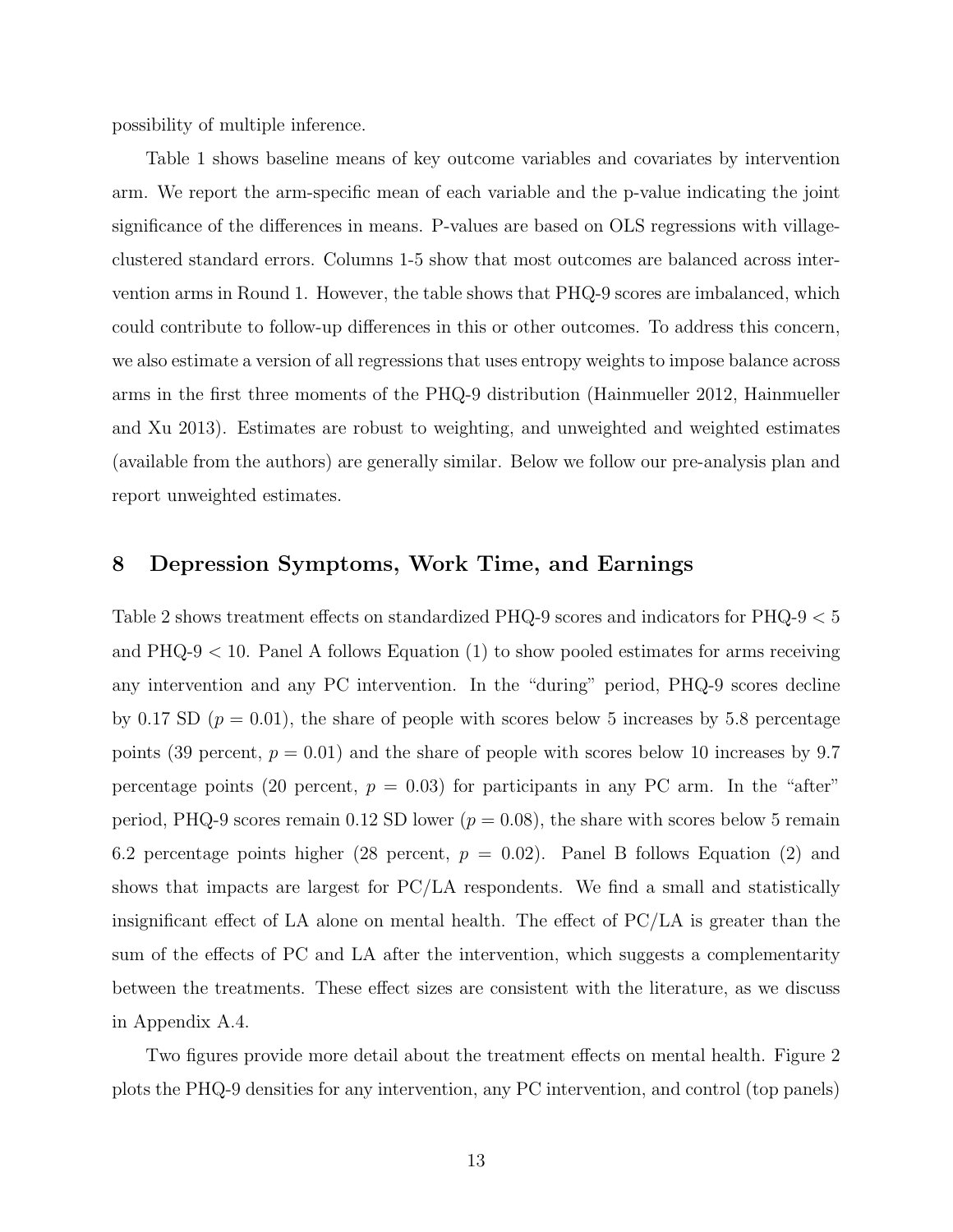possibility of multiple inference.

Table 1 shows baseline means of key outcome variables and covariates by intervention arm. We report the arm-specific mean of each variable and the p-value indicating the joint significance of the differences in means. P-values are based on OLS regressions with village-clustered standard errors. Columns 1-5 show that most outcomes are balanced across intervention arms in Round 1. However, the table shows that PHQ-9 scores are imbalanced, which could contribute to follow-up differences in this or other outcomes. To address this concern, we also estimate a version of all regressions that uses entropy weights to impose balance across arms in the first three moments of the PHQ-9 distribution (Hainmueller 2012, Hainmueller and Xu 2013). Estimates are robust to weighting, and unweighted and weighted estimates (available from the authors) are generally similar. Below we follow our pre-analysis plan and report unweighted estimates.

## 8 Depression Symptoms, Work Time, and Earnings

Table 2 shows treatment effects on standardized PHQ-9 scores and indicators for PHQ-9 $< 5$ and PHQ-9 $< 10$. Panel A follows Equation (1) to show pooled estimates for arms receiving any intervention and any PC intervention. In the "during" period, PHQ-9 scores decline by 0.17 SD ($p = 0.01$), the share of people with scores below 5 increases by 5.8 percentage points (39 percent, $p = 0.01$) and the share of people with scores below 10 increases by 9.7 percentage points (20 percent, $p = 0.03$) for participants in any PC arm. In the "after" period, PHQ-9 scores remain 0.12 SD lower ($p = 0.08$), the share with scores below 5 remain 6.2 percentage points higher (28 percent, $p = 0.02$). Panel B follows Equation (2) and shows that impacts are largest for PC/LA respondents. We find a small and statistically insignificant effect of LA alone on mental health. The effect of PC/LA is greater than the sum of the effects of PC and LA after the intervention, which suggests a complementarity between the treatments. These effect sizes are consistent with the literature, as we discuss in Appendix A.4.

Two figures provide more detail about the treatment effects on mental health. Figure 2 plots the PHQ-9 densities for any intervention, any PC intervention, and control (top panels)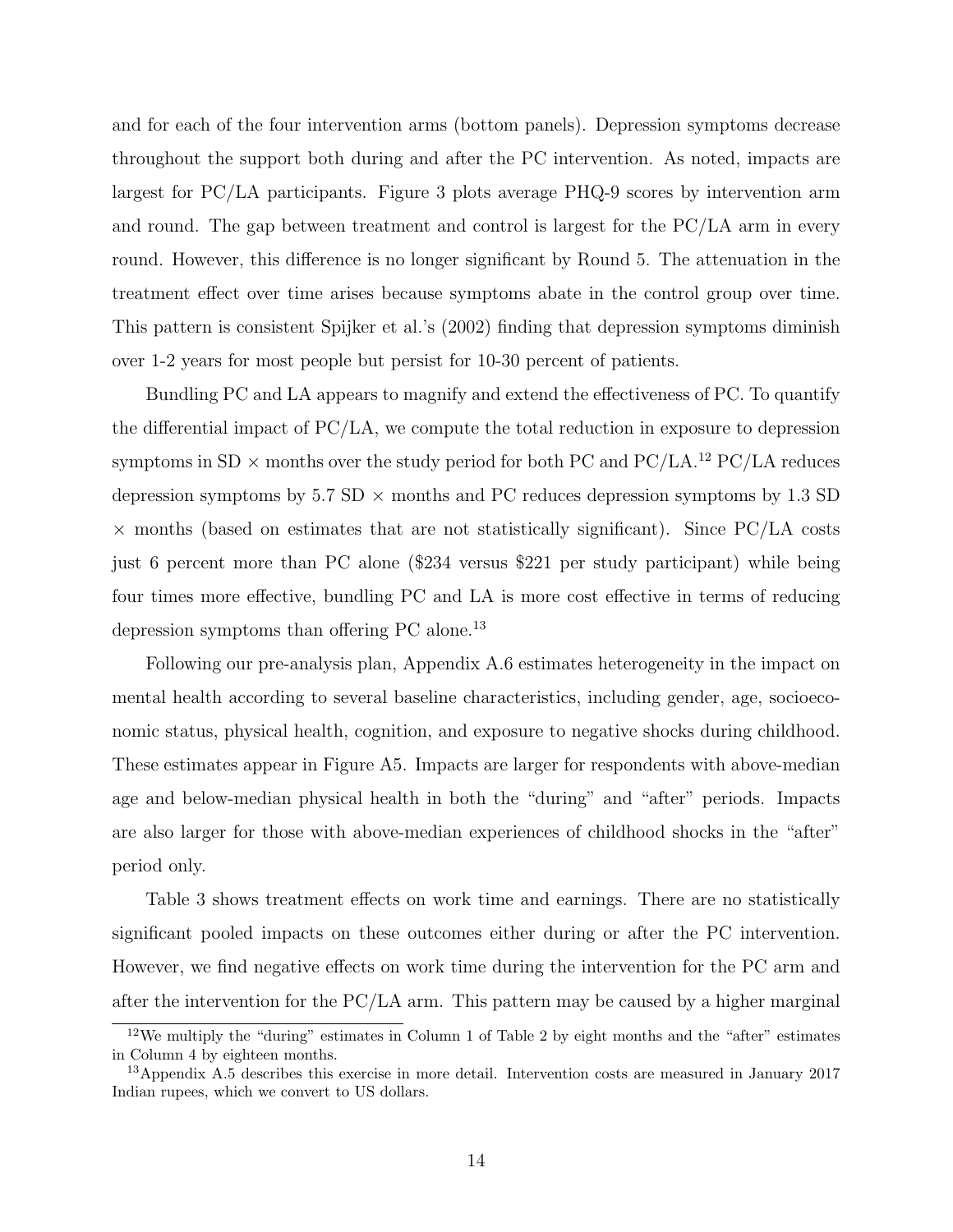and for each of the four intervention arms (bottom panels). Depression symptoms decrease throughout the support both during and after the PC intervention. As noted, impacts are largest for PC/LA participants. Figure 3 plots average PHQ-9 scores by intervention arm and round. The gap between treatment and control is largest for the PC/LA arm in every round. However, this difference is no longer significant by Round 5. The attenuation in the treatment effect over time arises because symptoms abate in the control group over time. This pattern is consistent Spijker et al.'s (2002) finding that depression symptoms diminish over 1-2 years for most people but persist for 10-30 percent of patients.

Bundling PC and LA appears to magnify and extend the effectiveness of PC. To quantify the differential impact of PC/LA, we compute the total reduction in exposure to depression symptoms in SD $\times$ months over the study period for both PC and PC/LA.[12] PC/LA reduces depression symptoms by 5.7 SD $\times$ months and PC reduces depression symptoms by 1.3 SD $\times$ months (based on estimates that are not statistically significant). Since PC/LA costs just 6 percent more than PC alone ($234 versus $221 per study participant) while being four times more effective, bundling PC and LA is more cost effective in terms of reducing depression symptoms than offering PC alone.[13]

Following our pre-analysis plan, Appendix A.6 estimates heterogeneity in the impact on mental health according to several baseline characteristics, including gender, age, socioeconomic status, physical health, cognition, and exposure to negative shocks during childhood. These estimates appear in Figure A5. Impacts are larger for respondents with above-median age and below-median physical health in both the "during" and "after" periods. Impacts are also larger for those with above-median experiences of childhood shocks in the "after" period only.

Table 3 shows treatment effects on work time and earnings. There are no statistically significant pooled impacts on these outcomes either during or after the PC intervention. However, we find negative effects on work time during the intervention for the PC arm and after the intervention for the PC/LA arm. This pattern may be caused by a higher marginal

[12] We multiply the "during" estimates in Column 1 of Table 2 by eight months and the "after" estimates in Column 4 by eighteen months.

[13] Appendix A.5 describes this exercise in more detail. Intervention costs are measured in January 2017 Indian rupees, which we convert to US dollars.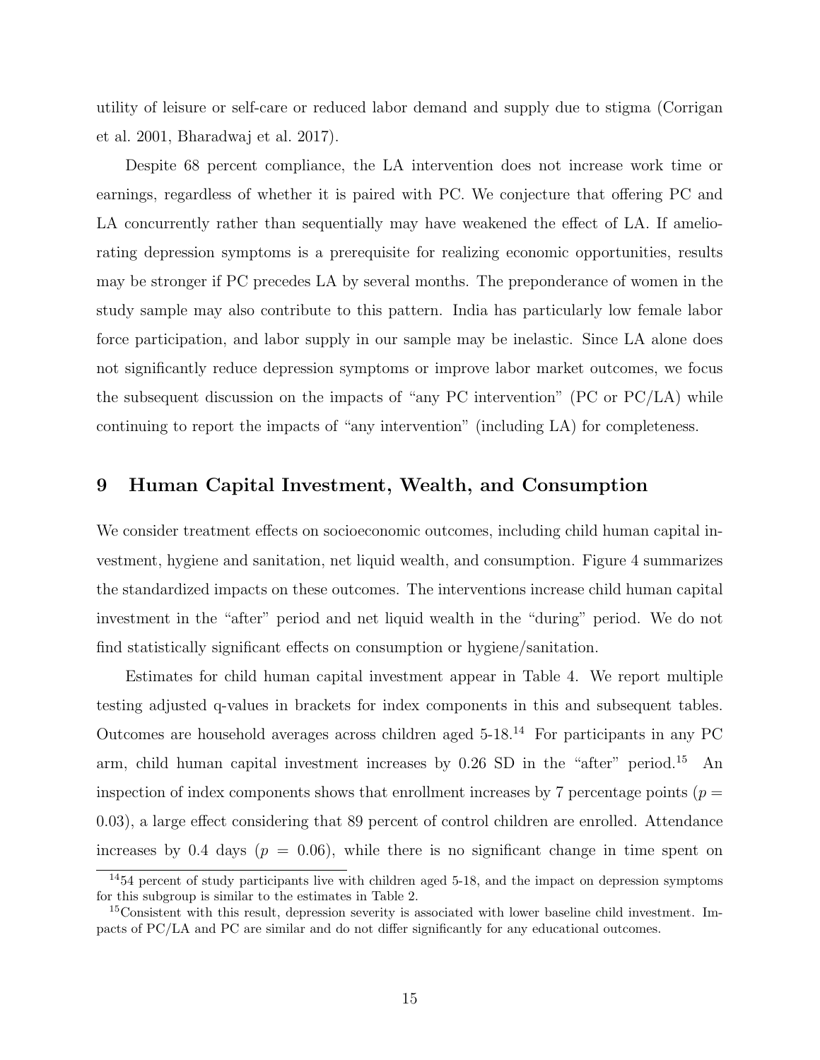utility of leisure or self-care or reduced labor demand and supply due to stigma (Corrigan et al. 2001, Bharadwaj et al. 2017).

Despite 68 percent compliance, the LA intervention does not increase work time or earnings, regardless of whether it is paired with PC. We conjecture that offering PC and LA concurrently rather than sequentially may have weakened the effect of LA. If ameliorating depression symptoms is a prerequisite for realizing economic opportunities, results may be stronger if PC precedes LA by several months. The preponderance of women in the study sample may also contribute to this pattern. India has particularly low female labor force participation, and labor supply in our sample may be inelastic. Since LA alone does not significantly reduce depression symptoms or improve labor market outcomes, we focus the subsequent discussion on the impacts of "any PC intervention" (PC or PC/LA) while continuing to report the impacts of "any intervention" (including LA) for completeness.

## 9 Human Capital Investment, Wealth, and Consumption

We consider treatment effects on socioeconomic outcomes, including child human capital investment, hygiene and sanitation, net liquid wealth, and consumption. Figure 4 summarizes the standardized impacts on these outcomes. The interventions increase child human capital investment in the "after" period and net liquid wealth in the "during" period. We do not find statistically significant effects on consumption or hygiene/sanitation.

Estimates for child human capital investment appear in Table 4. We report multiple testing adjusted q-values in brackets for index components in this and subsequent tables. Outcomes are household averages across children aged 5-18.[14] For participants in any PC arm, child human capital investment increases by 0.26 SD in the "after" period.[15] An inspection of index components shows that enrollment increases by 7 percentage points ($p = 0.03$), a large effect considering that 89 percent of control children are enrolled. Attendance increases by 0.4 days ($p = 0.06$), while there is no significant change in time spent on

[14] 54 percent of study participants live with children aged 5-18, and the impact on depression symptoms for this subgroup is similar to the estimates in Table 2.

[15] Consistent with this result, depression severity is associated with lower baseline child investment. Impacts of PC/LA and PC are similar and do not differ significantly for any educational outcomes.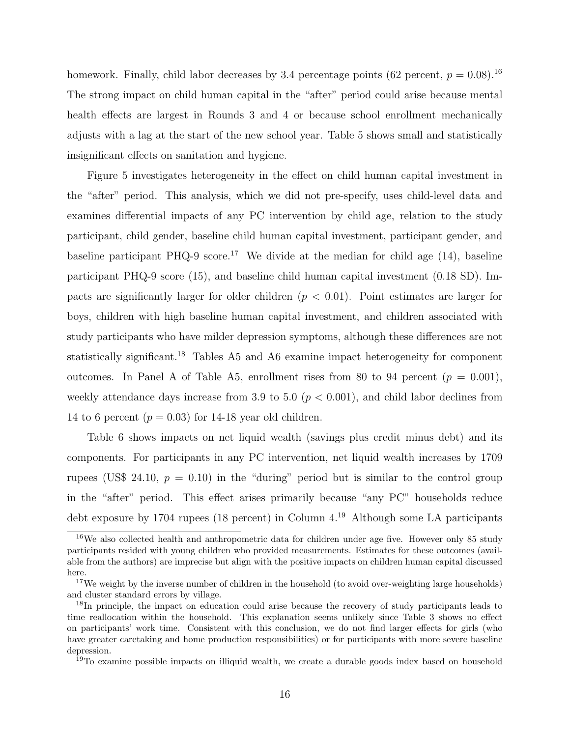homework. Finally, child labor decreases by 3.4 percentage points (62 percent, $p = 0.08$).[16] The strong impact on child human capital in the "after" period could arise because mental health effects are largest in Rounds 3 and 4 or because school enrollment mechanically adjusts with a lag at the start of the new school year. Table 5 shows small and statistically insignificant effects on sanitation and hygiene.

Figure 5 investigates heterogeneity in the effect on child human capital investment in the "after" period. This analysis, which we did not pre-specify, uses child-level data and examines differential impacts of any PC intervention by child age, relation to the study participant, child gender, baseline child human capital investment, participant gender, and baseline participant PHQ-9 score.[17] We divide at the median for child age (14), baseline participant PHQ-9 score (15), and baseline child human capital investment (0.18 SD). Impacts are significantly larger for older children ($p < 0.01$). Point estimates are larger for boys, children with high baseline human capital investment, and children associated with study participants who have milder depression symptoms, although these differences are not statistically significant.[18] Tables A5 and A6 examine impact heterogeneity for component outcomes. In Panel A of Table A5, enrollment rises from 80 to 94 percent ($p = 0.001$), weekly attendance days increase from 3.9 to 5.0 ($p < 0.001$), and child labor declines from 14 to 6 percent ($p = 0.03$) for 14-18 year old children.

Table 6 shows impacts on net liquid wealth (savings plus credit minus debt) and its components. For participants in any PC intervention, net liquid wealth increases by 1709 rupees (US$ 24.10, $p = 0.10$) in the "during" period but is similar to the control group in the "after" period. This effect arises primarily because "any PC" households reduce debt exposure by 1704 rupees (18 percent) in Column 4.[19] Although some LA participants

[16] We also collected health and anthropometric data for children under age five. However only 85 study participants resided with young children who provided measurements. Estimates for these outcomes (available from the authors) are imprecise but align with the positive impacts on children human capital discussed here.

[17] We weight by the inverse number of children in the household (to avoid over-weighting large households) and cluster standard errors by village.

[18] In principle, the impact on education could arise because the recovery of study participants leads to time reallocation within the household. This explanation seems unlikely since Table 3 shows no effect on participants' work time. Consistent with this conclusion, we do not find larger effects for girls (who have greater caretaking and home production responsibilities) or for participants with more severe baseline depression.

[19] To examine possible impacts on illiquid wealth, we create a durable goods index based on household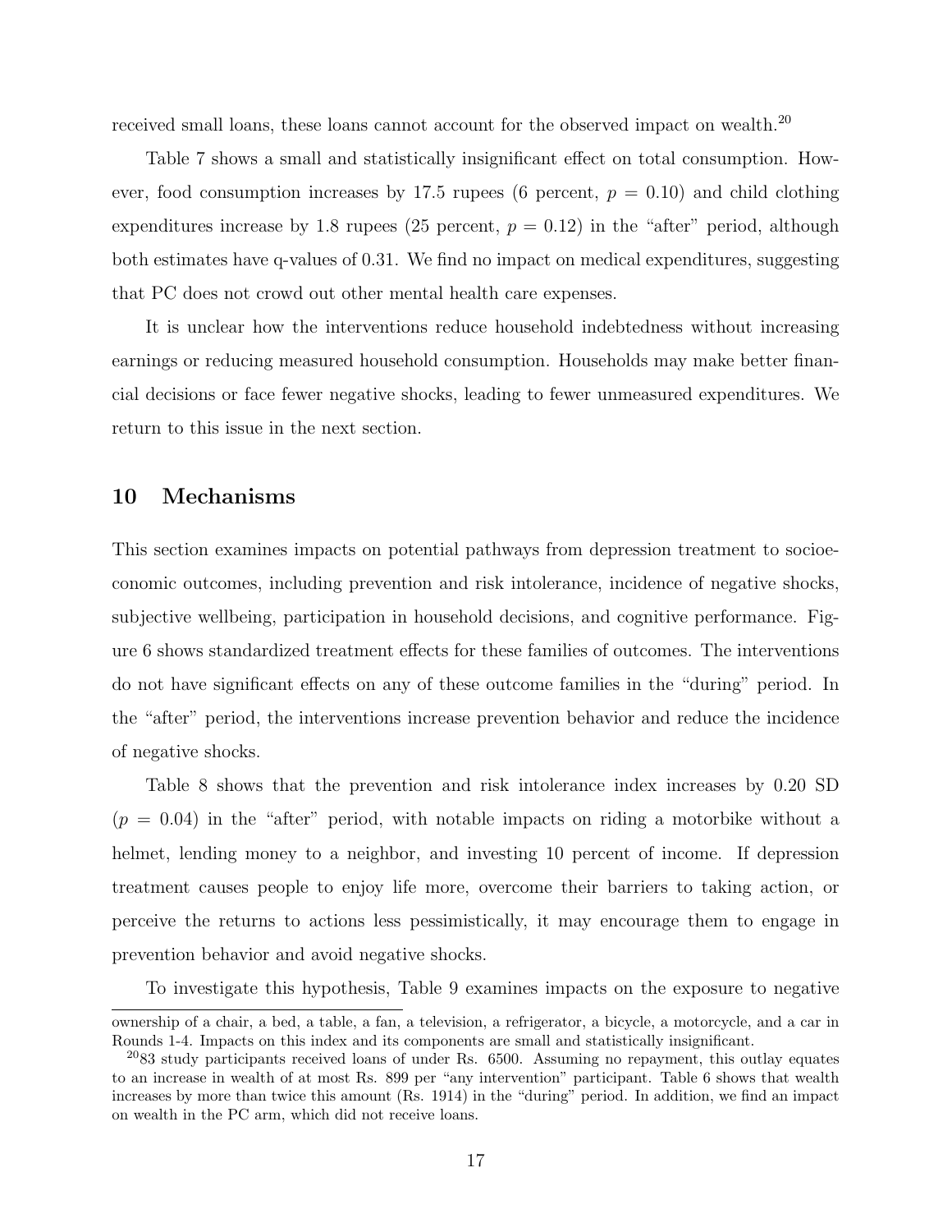received small loans, these loans cannot account for the observed impact on wealth.[20]

Table 7 shows a small and statistically insignificant effect on total consumption. However, food consumption increases by 17.5 rupees (6 percent, $p = 0.10$) and child clothing expenditures increase by 1.8 rupees (25 percent, $p = 0.12$) in the "after" period, although both estimates have q-values of 0.31. We find no impact on medical expenditures, suggesting that PC does not crowd out other mental health care expenses.

It is unclear how the interventions reduce household indebtedness without increasing earnings or reducing measured household consumption. Households may make better financial decisions or face fewer negative shocks, leading to fewer unmeasured expenditures. We return to this issue in the next section.

## 10 Mechanisms

This section examines impacts on potential pathways from depression treatment to socioeconomic outcomes, including prevention and risk intolerance, incidence of negative shocks, subjective wellbeing, participation in household decisions, and cognitive performance. Figure 6 shows standardized treatment effects for these families of outcomes. The interventions do not have significant effects on any of these outcome families in the "during" period. In the "after" period, the interventions increase prevention behavior and reduce the incidence of negative shocks.

Table 8 shows that the prevention and risk intolerance index increases by 0.20 SD ($p = 0.04$) in the "after" period, with notable impacts on riding a motorbike without a helmet, lending money to a neighbor, and investing 10 percent of income. If depression treatment causes people to enjoy life more, overcome their barriers to taking action, or perceive the returns to actions less pessimistically, it may encourage them to engage in prevention behavior and avoid negative shocks.

To investigate this hypothesis, Table 9 examines impacts on the exposure to negative

ownership of a chair, a bed, a table, a fan, a television, a refrigerator, a bicycle, a motorcycle, and a car in Rounds 1-4. Impacts on this index and its components are small and statistically insignificant.

[20] 83 study participants received loans of under Rs. 6500. Assuming no repayment, this outlay equates to an increase in wealth of at most Rs. 899 per "any intervention" participant. Table 6 shows that wealth increases by more than twice this amount (Rs. 1914) in the "during" period. In addition, we find an impact on wealth in the PC arm, which did not receive loans.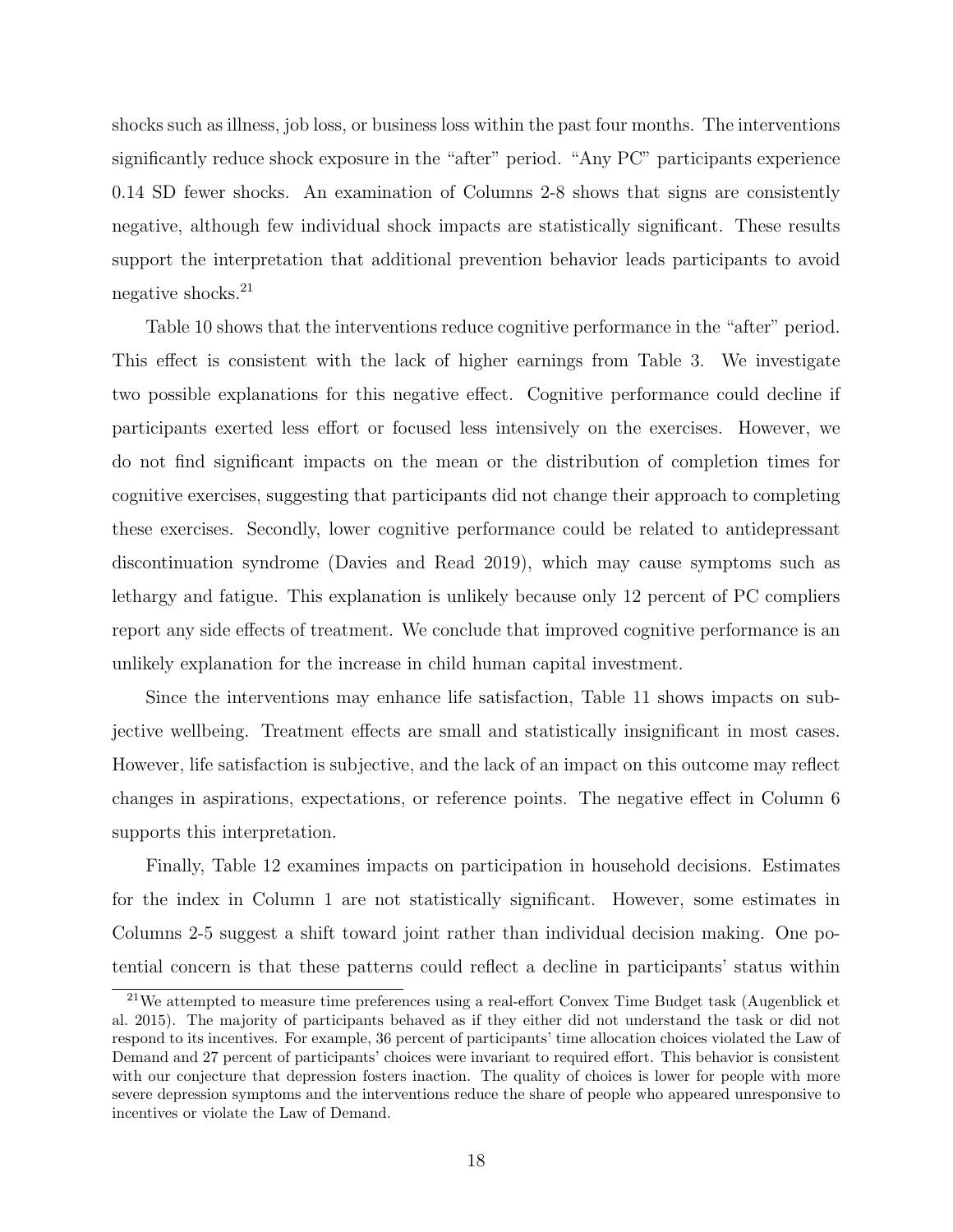shocks such as illness, job loss, or business loss within the past four months. The interventions significantly reduce shock exposure in the "after" period. "Any PC" participants experience 0.14 SD fewer shocks. An examination of Columns 2-8 shows that signs are consistently negative, although few individual shock impacts are statistically significant. These results support the interpretation that additional prevention behavior leads participants to avoid negative shocks.[21]

Table 10 shows that the interventions reduce cognitive performance in the "after" period. This effect is consistent with the lack of higher earnings from Table 3. We investigate two possible explanations for this negative effect. Cognitive performance could decline if participants exerted less effort or focused less intensively on the exercises. However, we do not find significant impacts on the mean or the distribution of completion times for cognitive exercises, suggesting that participants did not change their approach to completing these exercises. Secondly, lower cognitive performance could be related to antidepressant discontinuation syndrome (Davies and Read 2019), which may cause symptoms such as lethargy and fatigue. This explanation is unlikely because only 12 percent of PC compliers report any side effects of treatment. We conclude that improved cognitive performance is an unlikely explanation for the increase in child human capital investment.

Since the interventions may enhance life satisfaction, Table 11 shows impacts on subjective wellbeing. Treatment effects are small and statistically insignificant in most cases. However, life satisfaction is subjective, and the lack of an impact on this outcome may reflect changes in aspirations, expectations, or reference points. The negative effect in Column 6 supports this interpretation.

Finally, Table 12 examines impacts on participation in household decisions. Estimates for the index in Column 1 are not statistically significant. However, some estimates in Columns 2-5 suggest a shift toward joint rather than individual decision making. One potential concern is that these patterns could reflect a decline in participants' status within

[21] We attempted to measure time preferences using a real-effort Convex Time Budget task (Augenblick et al. 2015). The majority of participants behaved as if they either did not understand the task or did not respond to its incentives. For example, 36 percent of participants' time allocation choices violated the Law of Demand and 27 percent of participants' choices were invariant to required effort. This behavior is consistent with our conjecture that depression fosters inaction. The quality of choices is lower for people with more severe depression symptoms and the interventions reduce the share of people who appeared unresponsive to incentives or violate the Law of Demand.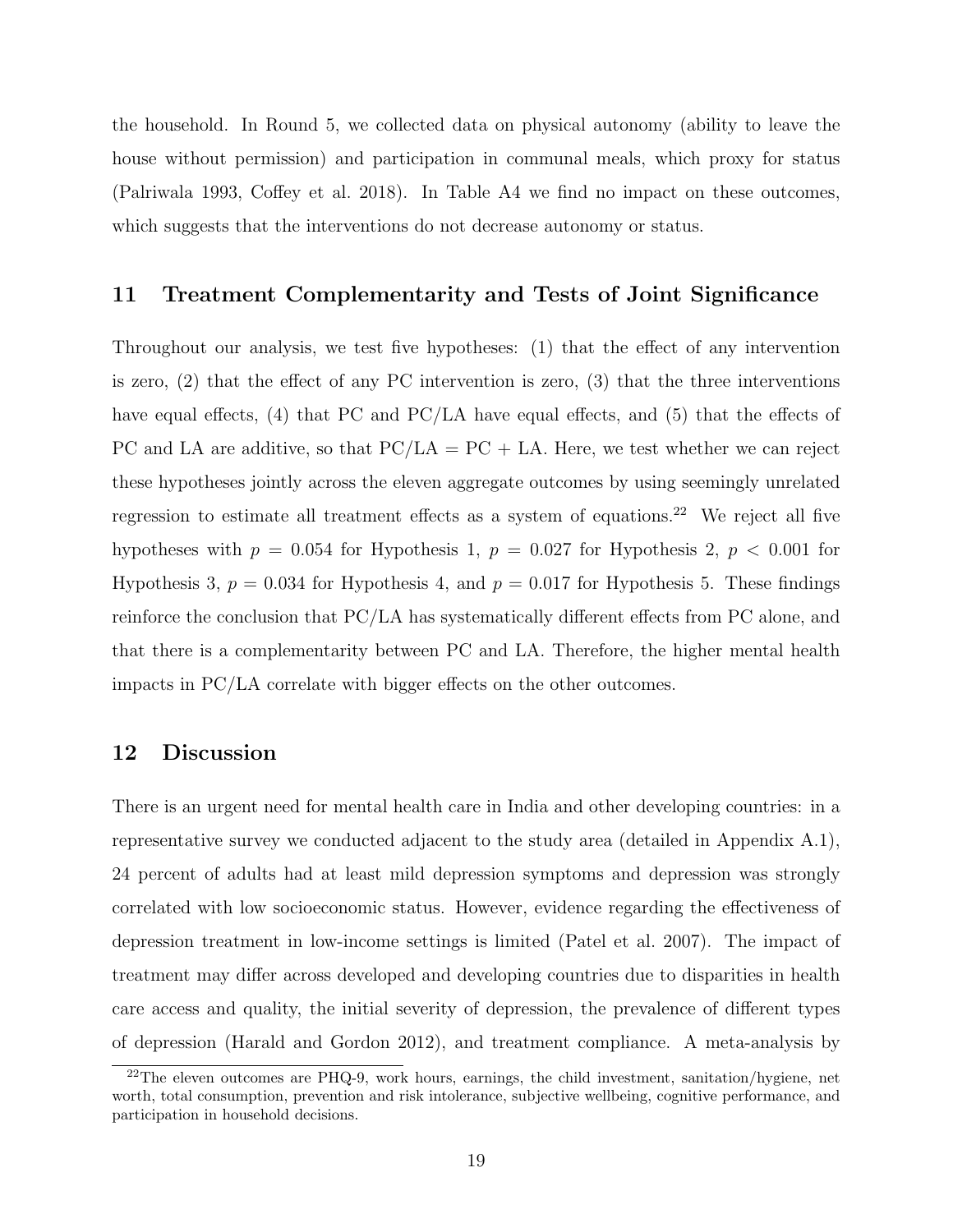the household. In Round 5, we collected data on physical autonomy (ability to leave the house without permission) and participation in communal meals, which proxy for status (Palriwala 1993, Coffey et al. 2018). In Table A4 we find no impact on these outcomes, which suggests that the interventions do not decrease autonomy or status.

## 11 Treatment Complementarity and Tests of Joint Significance

Throughout our analysis, we test five hypotheses: (1) that the effect of any intervention is zero, (2) that the effect of any PC intervention is zero, (3) that the three interventions have equal effects, (4) that PC and PC/LA have equal effects, and (5) that the effects of PC and LA are additive, so that PC/LA = PC + LA. Here, we test whether we can reject these hypotheses jointly across the eleven aggregate outcomes by using seemingly unrelated regression to estimate all treatment effects as a system of equations.[22] We reject all five hypotheses with $p = 0.054$ for Hypothesis 1, $p = 0.027$ for Hypothesis 2, $p < 0.001$ for Hypothesis 3, $p = 0.034$ for Hypothesis 4, and $p = 0.017$ for Hypothesis 5. These findings reinforce the conclusion that PC/LA has systematically different effects from PC alone, and that there is a complementarity between PC and LA. Therefore, the higher mental health impacts in PC/LA correlate with bigger effects on the other outcomes.

## 12 Discussion

There is an urgent need for mental health care in India and other developing countries: in a representative survey we conducted adjacent to the study area (detailed in Appendix A.1), 24 percent of adults had at least mild depression symptoms and depression was strongly correlated with low socioeconomic status. However, evidence regarding the effectiveness of depression treatment in low-income settings is limited (Patel et al. 2007). The impact of treatment may differ across developed and developing countries due to disparities in health care access and quality, the initial severity of depression, the prevalence of different types of depression (Harald and Gordon 2012), and treatment compliance. A meta-analysis by

[22]The eleven outcomes are PHQ-9, work hours, earnings, the child investment, sanitation/hygiene, net worth, total consumption, prevention and risk intolerance, subjective wellbeing, cognitive performance, and participation in household decisions.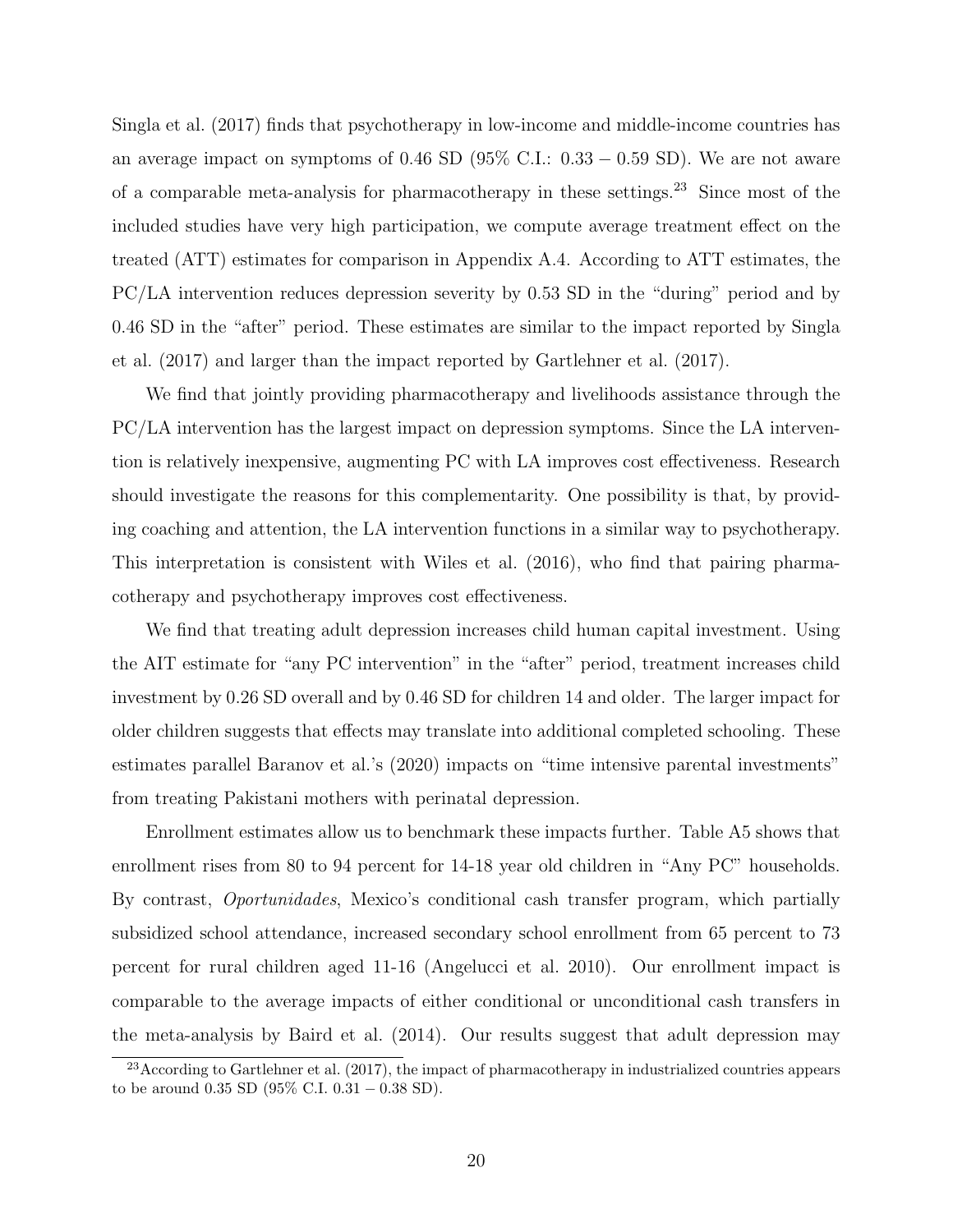Singla et al. (2017) finds that psychotherapy in low-income and middle-income countries has an average impact on symptoms of 0.46 SD (95% C.I.: $0.33 - 0.59$ SD). We are not aware of a comparable meta-analysis for pharmacotherapy in these settings.[23] Since most of the included studies have very high participation, we compute average treatment effect on the treated (ATT) estimates for comparison in Appendix A.4. According to ATT estimates, the PC/LA intervention reduces depression severity by 0.53 SD in the "during" period and by 0.46 SD in the "after" period. These estimates are similar to the impact reported by Singla et al. (2017) and larger than the impact reported by Gartlehner et al. (2017).

We find that jointly providing pharmacotherapy and livelihoods assistance through the PC/LA intervention has the largest impact on depression symptoms. Since the LA intervention is relatively inexpensive, augmenting PC with LA improves cost effectiveness. Research should investigate the reasons for this complementarity. One possibility is that, by providing coaching and attention, the LA intervention functions in a similar way to psychotherapy. This interpretation is consistent with Wiles et al. (2016), who find that pairing pharmacotherapy and psychotherapy improves cost effectiveness.

We find that treating adult depression increases child human capital investment. Using the AIT estimate for "any PC intervention" in the "after" period, treatment increases child investment by 0.26 SD overall and by 0.46 SD for children 14 and older. The larger impact for older children suggests that effects may translate into additional completed schooling. These estimates parallel Baranov et al.'s (2020) impacts on "time intensive parental investments" from treating Pakistani mothers with perinatal depression.

Enrollment estimates allow us to benchmark these impacts further. Table A5 shows that enrollment rises from 80 to 94 percent for 14-18 year old children in "Any PC" households. By contrast, *Oportunidades*, Mexico's conditional cash transfer program, which partially subsidized school attendance, increased secondary school enrollment from 65 percent to 73 percent for rural children aged 11-16 (Angelucci et al. 2010). Our enrollment impact is comparable to the average impacts of either conditional or unconditional cash transfers in the meta-analysis by Baird et al. (2014). Our results suggest that adult depression may

[23] According to Gartlehner et al. (2017), the impact of pharmacotherapy in industrialized countries appears to be around 0.35 SD (95% C.I. $0.31 - 0.38$ SD).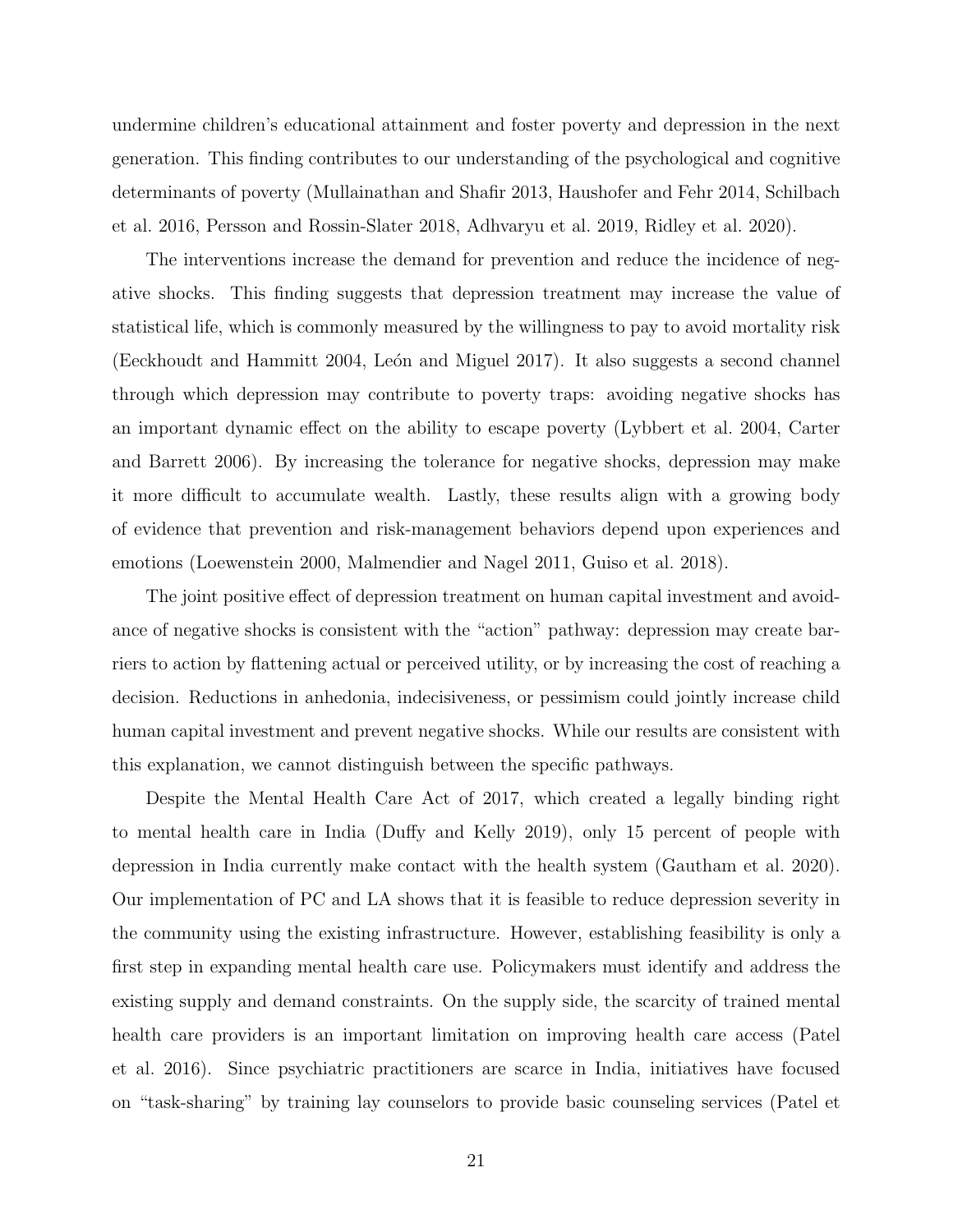undermine children's educational attainment and foster poverty and depression in the next generation. This finding contributes to our understanding of the psychological and cognitive determinants of poverty (Mullainathan and Shafir 2013, Haushofer and Fehr 2014, Schilbach et al. 2016, Persson and Rossin-Slater 2018, Adhvaryu et al. 2019, Ridley et al. 2020).

The interventions increase the demand for prevention and reduce the incidence of negative shocks. This finding suggests that depression treatment may increase the value of statistical life, which is commonly measured by the willingness to pay to avoid mortality risk (Eeckhoudt and Hammitt 2004, León and Miguel 2017). It also suggests a second channel through which depression may contribute to poverty traps: avoiding negative shocks has an important dynamic effect on the ability to escape poverty (Lybbert et al. 2004, Carter and Barrett 2006). By increasing the tolerance for negative shocks, depression may make it more difficult to accumulate wealth. Lastly, these results align with a growing body of evidence that prevention and risk-management behaviors depend upon experiences and emotions (Loewenstein 2000, Malmendier and Nagel 2011, Guiso et al. 2018).

The joint positive effect of depression treatment on human capital investment and avoidance of negative shocks is consistent with the "action" pathway: depression may create barriers to action by flattening actual or perceived utility, or by increasing the cost of reaching a decision. Reductions in anhedonia, indecisiveness, or pessimism could jointly increase child human capital investment and prevent negative shocks. While our results are consistent with this explanation, we cannot distinguish between the specific pathways.

Despite the Mental Health Care Act of 2017, which created a legally binding right to mental health care in India (Duffy and Kelly 2019), only 15 percent of people with depression in India currently make contact with the health system (Gautham et al. 2020). Our implementation of PC and LA shows that it is feasible to reduce depression severity in the community using the existing infrastructure. However, establishing feasibility is only a first step in expanding mental health care use. Policymakers must identify and address the existing supply and demand constraints. On the supply side, the scarcity of trained mental health care providers is an important limitation on improving health care access (Patel et al. 2016). Since psychiatric practitioners are scarce in India, initiatives have focused on "task-sharing" by training lay counselors to provide basic counseling services (Patel et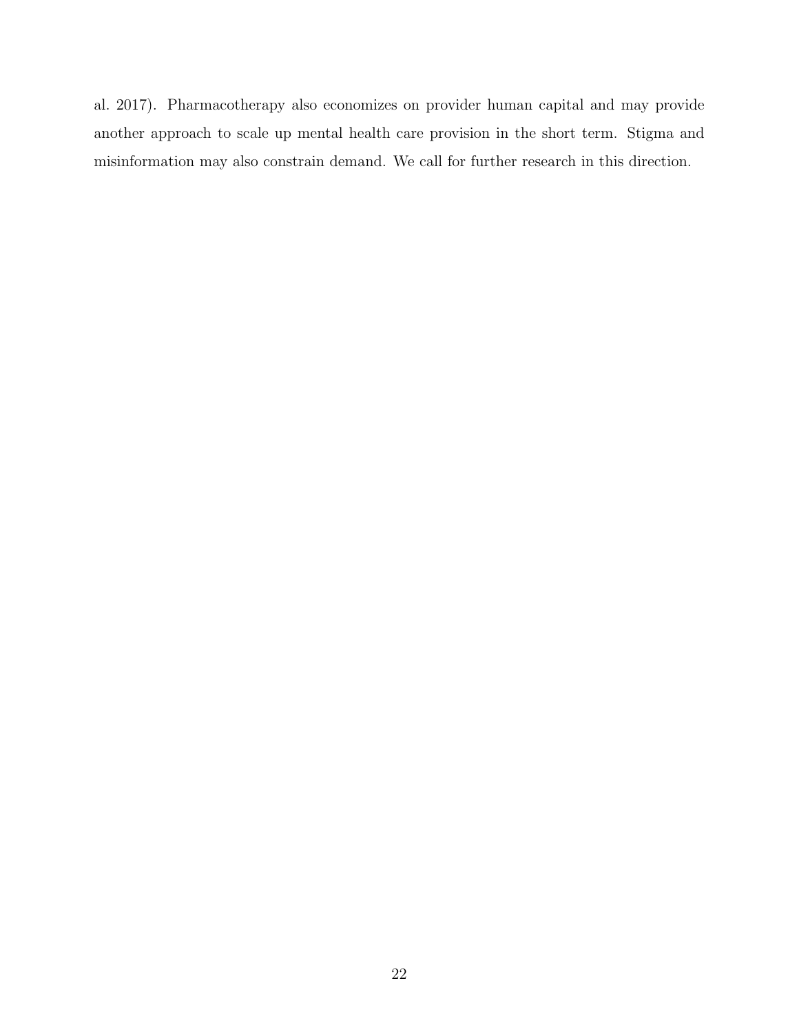al. 2017). Pharmacotherapy also economizes on provider human capital and may provide another approach to scale up mental health care provision in the short term. Stigma and misinformation may also constrain demand. We call for further research in this direction.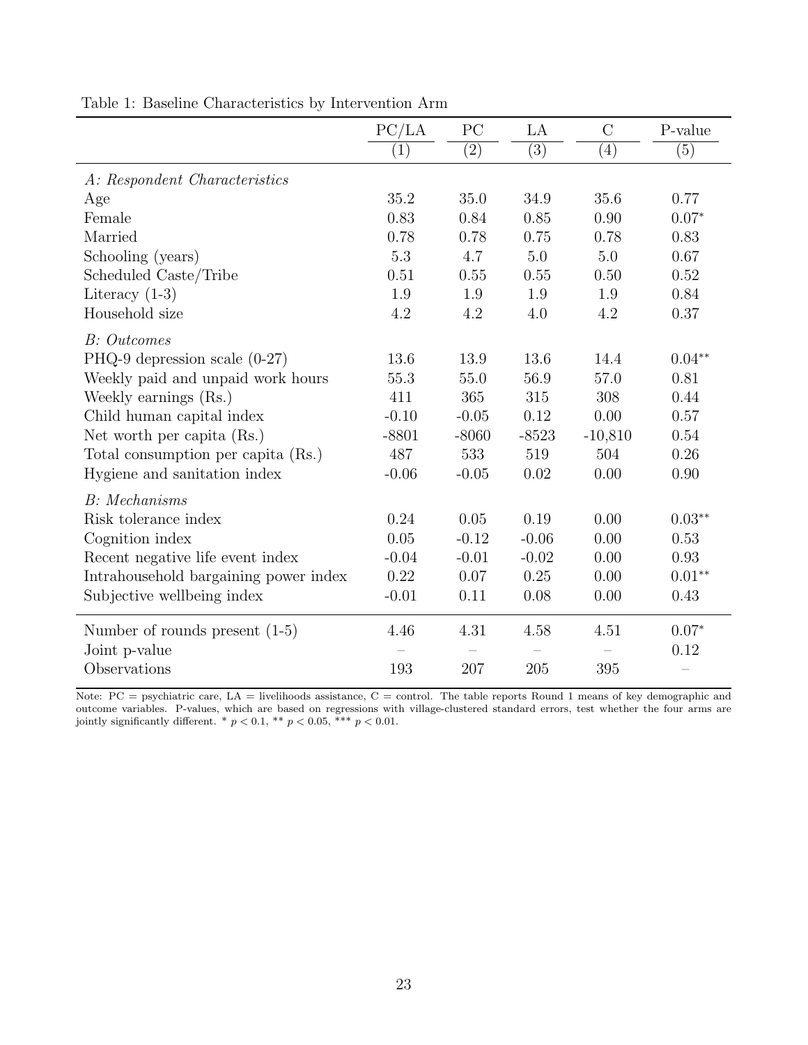Table 1: Baseline Characteristics by Intervention Arm

| | PC/LA | PC | LA | C | P-value |
|---|---|---|---|---|---|
| | (1) | (2) | (3) | (4) | (5) |
| *A: Respondent Characteristics* | | | | | |
| Age | 35.2 | 35.0 | 34.9 | 35.6 | 0.77 |
| Female | 0.83 | 0.84 | 0.85 | 0.90 | 0.07* |
| Married | 0.78 | 0.78 | 0.75 | 0.78 | 0.83 |
| Schooling (years) | 5.3 | 4.7 | 5.0 | 5.0 | 0.67 |
| Scheduled Caste/Tribe | 0.51 | 0.55 | 0.55 | 0.50 | 0.52 |
| Literacy (1-3) | 1.9 | 1.9 | 1.9 | 1.9 | 0.84 |
| Household size | 4.2 | 4.2 | 4.0 | 4.2 | 0.37 |
| *B: Outcomes* | | | | | |
| PHQ-9 depression scale (0-27) | 13.6 | 13.9 | 13.6 | 14.4 | 0.04** |
| Weekly paid and unpaid work hours | 55.3 | 55.0 | 56.9 | 57.0 | 0.81 |
| Weekly earnings (Rs.) | 411 | 365 | 315 | 308 | 0.44 |
| Child human capital index | -0.10 | -0.05 | 0.12 | 0.00 | 0.57 |
| Net worth per capita (Rs.) | -8801 | -8060 | -8523 | -10,810 | 0.54 |
| Total consumption per capita (Rs.) | 487 | 533 | 519 | 504 | 0.26 |
| Hygiene and sanitation index | -0.06 | -0.05 | 0.02 | 0.00 | 0.90 |
| *B: Mechanisms* | | | | | |
| Risk tolerance index | 0.24 | 0.05 | 0.19 | 0.00 | 0.03** |
| Cognition index | 0.05 | -0.12 | -0.06 | 0.00 | 0.53 |
| Recent negative life event index | -0.04 | -0.01 | -0.02 | 0.00 | 0.93 |
| Intrahousehold bargaining power index | 0.22 | 0.07 | 0.25 | 0.00 | 0.01** |
| Subjective wellbeing index | -0.01 | 0.11 | 0.08 | 0.00 | 0.43 |
| Number of rounds present (1-5) | 4.46 | 4.31 | 4.58 | 4.51 | 0.07* |
| Joint p-value | – | – | – | – | 0.12 |
| Observations | 193 | 207 | 205 | 395 | – |

Note: PC = psychiatric care, LA = livelihoods assistance, C = control. The table reports Round 1 means of key demographic and outcome variables. P-values, which are based on regressions with village-clustered standard errors, test whether the four arms are jointly significantly different. * $p < 0.1$, ** $p < 0.05$, *** $p < 0.01$.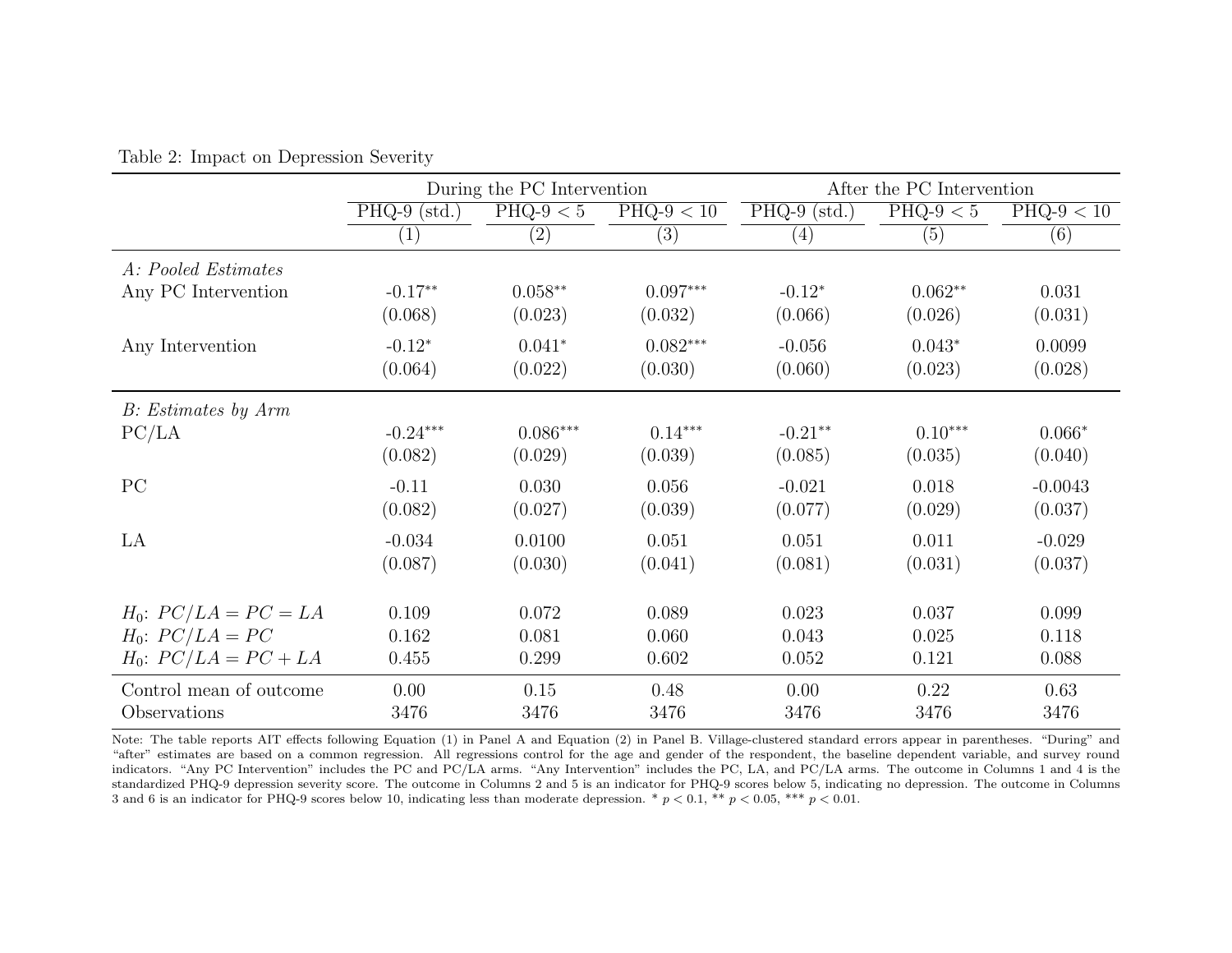Table 2: Impact on Depression Severity

| | During the PC Intervention | | | After the PC Intervention | | |
|---|---|---|---|---|---|---|
| | PHQ-9 (std.) | PHQ-9 < 5 | PHQ-9 < 10 | PHQ-9 (std.) | PHQ-9 < 5 | PHQ-9 < 10 |
| | (1) | (2) | (3) | (4) | (5) | (6) |
| *A: Pooled Estimates* | | | | | | |
| Any PC Intervention | -0.17** | 0.058** | 0.097*** | -0.12* | 0.062** | 0.031 |
| | (0.068) | (0.023) | (0.032) | (0.066) | (0.026) | (0.031) |
| Any Intervention | -0.12* | 0.041* | 0.082*** | -0.056 | 0.043* | 0.0099 |
| | (0.064) | (0.022) | (0.030) | (0.060) | (0.023) | (0.028) |
| *B: Estimates by Arm* | | | | | | |
| PC/LA | -0.24*** | 0.086*** | 0.14*** | -0.21** | 0.10*** | 0.066* |
| | (0.082) | (0.029) | (0.039) | (0.085) | (0.035) | (0.040) |
| PC | -0.11 | 0.030 | 0.056 | -0.021 | 0.018 | -0.0043 |
| | (0.082) | (0.027) | (0.039) | (0.077) | (0.029) | (0.037) |
| LA | -0.034 | 0.0100 | 0.051 | 0.051 | 0.011 | -0.029 |
| | (0.087) | (0.030) | (0.041) | (0.081) | (0.031) | (0.037) |
| $H_0$: $PC/LA = PC = LA$ | 0.109 | 0.072 | 0.089 | 0.023 | 0.037 | 0.099 |
| $H_0$: $PC/LA = PC$ | 0.162 | 0.081 | 0.060 | 0.043 | 0.025 | 0.118 |
| $H_0$: $PC/LA = PC + LA$ | 0.455 | 0.299 | 0.602 | 0.052 | 0.121 | 0.088 |
| Control mean of outcome | 0.00 | 0.15 | 0.48 | 0.00 | 0.22 | 0.63 |
| Observations | 3476 | 3476 | 3476 | 3476 | 3476 | 3476 |

Note: The table reports AIT effects following Equation (1) in Panel A and Equation (2) in Panel B. Village-clustered standard errors appear in parentheses. "During" and "after" estimates are based on a common regression. All regressions control for the age and gender of the respondent, the baseline dependent variable, and survey round indicators. "Any PC Intervention" includes the PC and PC/LA arms. "Any Intervention" includes the PC, LA, and PC/LA arms. The outcome in Columns 1 and 4 is the standardized PHQ-9 depression severity score. The outcome in Columns 2 and 5 is an indicator for PHQ-9 scores below 5, indicating no depression. The outcome in Columns 3 and 6 is an indicator for PHQ-9 scores below 10, indicating less than moderate depression. * $p < 0.1$, ** $p < 0.05$, *** $p < 0.01$.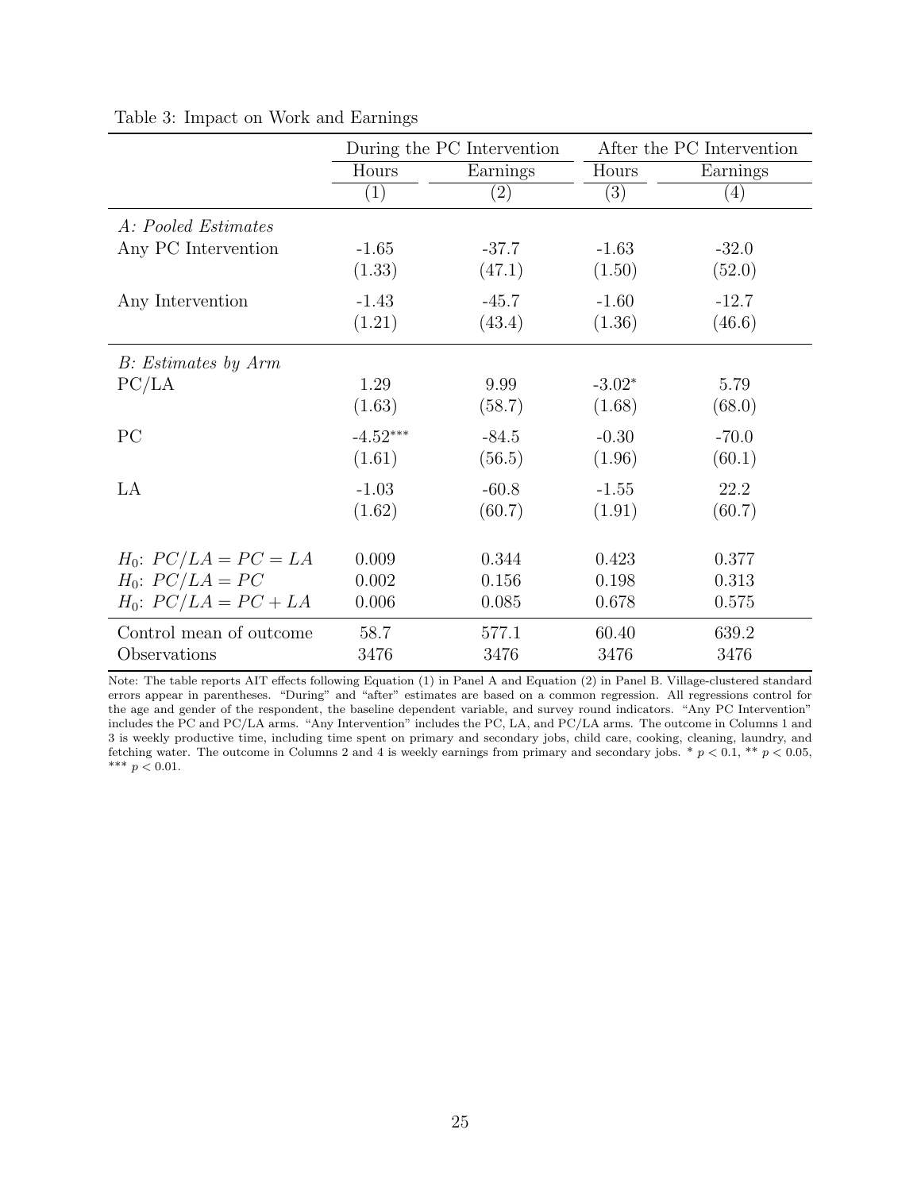Table 3: Impact on Work and Earnings

| | During the PC Intervention | | After the PC Intervention | |
|---|---|---|---|---|
| | Hours | Earnings | Hours | Earnings |
| | (1) | (2) | (3) | (4) |
| *A: Pooled Estimates* | | | | |
| Any PC Intervention | -1.65 | -37.7 | -1.63 | -32.0 |
| | (1.33) | (47.1) | (1.50) | (52.0) |
| Any Intervention | -1.43 | -45.7 | -1.60 | -12.7 |
| | (1.21) | (43.4) | (1.36) | (46.6) |
| *B: Estimates by Arm* | | | | |
| PC/LA | 1.29 | 9.99 | -3.02* | 5.79 |
| | (1.63) | (58.7) | (1.68) | (68.0) |
| PC | -4.52*** | -84.5 | -0.30 | -70.0 |
| | (1.61) | (56.5) | (1.96) | (60.1) |
| LA | -1.03 | -60.8 | -1.55 | 22.2 |
| | (1.62) | (60.7) | (1.91) | (60.7) |
| $H_0$: $PC/LA = PC = LA$ | 0.009 | 0.344 | 0.423 | 0.377 |
| $H_0$: $PC/LA = PC$ | 0.002 | 0.156 | 0.198 | 0.313 |
| $H_0$: $PC/LA = PC + LA$ | 0.006 | 0.085 | 0.678 | 0.575 |
| Control mean of outcome | 58.7 | 577.1 | 60.40 | 639.2 |
| Observations | 3476 | 3476 | 3476 | 3476 |

Note: The table reports AIT effects following Equation (1) in Panel A and Equation (2) in Panel B. Village-clustered standard errors appear in parentheses. "During" and "after" estimates are based on a common regression. All regressions control for the age and gender of the respondent, the baseline dependent variable, and survey round indicators. "Any PC Intervention" includes the PC and PC/LA arms. "Any Intervention" includes the PC, LA, and PC/LA arms. The outcome in Columns 1 and 3 is weekly productive time, including time spent on primary and secondary jobs, child care, cooking, cleaning, laundry, and fetching water. The outcome in Columns 2 and 4 is weekly earnings from primary and secondary jobs. * $p < 0.1$, ** $p < 0.05$, *** $p < 0.01$.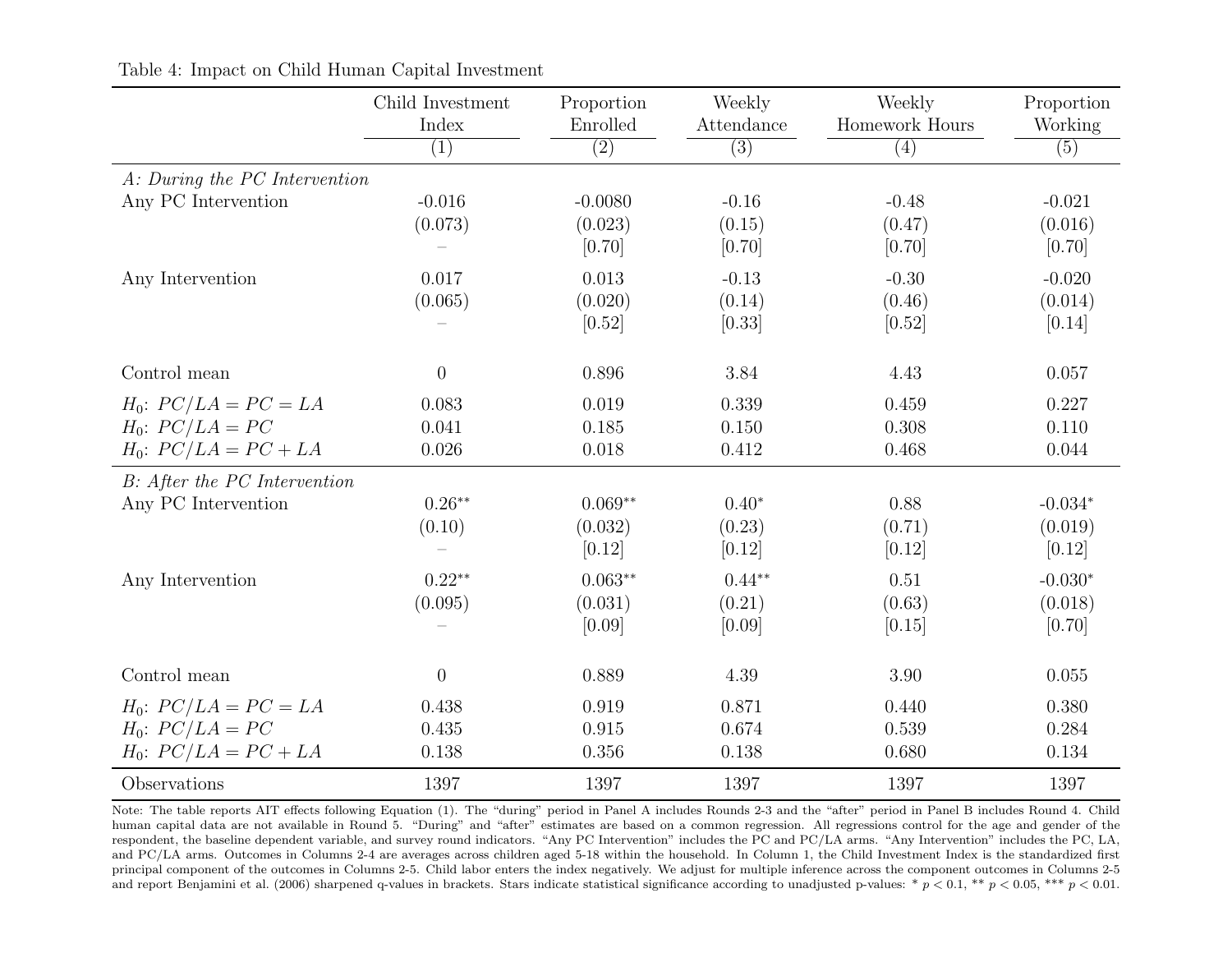Table 4: Impact on Child Human Capital Investment

| | Child Investment Index | Proportion Enrolled | Weekly Attendance | Weekly Homework Hours | Proportion Working |
|---|---|---|---|---|---|
| | (1) | (2) | (3) | (4) | (5) |
| *A: During the PC Intervention* | | | | | |
| Any PC Intervention | -0.016 | -0.0080 | -0.16 | -0.48 | -0.021 |
| | (0.073) | (0.023) | (0.15) | (0.47) | (0.016) |
| | – | [0.70] | [0.70] | [0.70] | [0.70] |
| Any Intervention | 0.017 | 0.013 | -0.13 | -0.30 | -0.020 |
| | (0.065) | (0.020) | (0.14) | (0.46) | (0.014) |
| | – | [0.52] | [0.33] | [0.52] | [0.14] |
| Control mean | 0 | 0.896 | 3.84 | 4.43 | 0.057 |
| $H_0$: $PC/LA = PC = LA$ | 0.083 | 0.019 | 0.339 | 0.459 | 0.227 |
| $H_0$: $PC/LA = PC$ | 0.041 | 0.185 | 0.150 | 0.308 | 0.110 |
| $H_0$: $PC/LA = PC + LA$ | 0.026 | 0.018 | 0.412 | 0.468 | 0.044 |
| *B: After the PC Intervention* | | | | | |
| Any PC Intervention | 0.26** | 0.069** | 0.40* | 0.88 | -0.034* |
| | (0.10) | (0.032) | (0.23) | (0.71) | (0.019) |
| | – | [0.12] | [0.12] | [0.12] | [0.12] |
| Any Intervention | 0.22** | 0.063** | 0.44** | 0.51 | -0.030* |
| | (0.095) | (0.031) | (0.21) | (0.63) | (0.018) |
| | – | [0.09] | [0.09] | [0.15] | [0.70] |
| Control mean | 0 | 0.889 | 4.39 | 3.90 | 0.055 |
| $H_0$: $PC/LA = PC = LA$ | 0.438 | 0.919 | 0.871 | 0.440 | 0.380 |
| $H_0$: $PC/LA = PC$ | 0.435 | 0.915 | 0.674 | 0.539 | 0.284 |
| $H_0$: $PC/LA = PC + LA$ | 0.138 | 0.356 | 0.138 | 0.680 | 0.134 |
| Observations | 1397 | 1397 | 1397 | 1397 | 1397 |

Note: The table reports AIT effects following Equation (1). The "during" period in Panel A includes Rounds 2-3 and the "after" period in Panel B includes Round 4. Child human capital data are not available in Round 5. "During" and "after" estimates are based on a common regression. All regressions control for the age and gender of the respondent, the baseline dependent variable, and survey round indicators. "Any PC Intervention" includes the PC and PC/LA arms. "Any Intervention" includes the PC, LA, and PC/LA arms. Outcomes in Columns 2-4 are averages across children aged 5-18 within the household. In Column 1, the Child Investment Index is the standardized first principal component of the outcomes in Columns 2-5. Child labor enters the index negatively. We adjust for multiple inference across the component outcomes in Columns 2-5 and report Benjamini et al. (2006) sharpened q-values in brackets. Stars indicate statistical significance according to unadjusted p-values: * $p < 0.1$, ** $p < 0.05$, *** $p < 0.01$.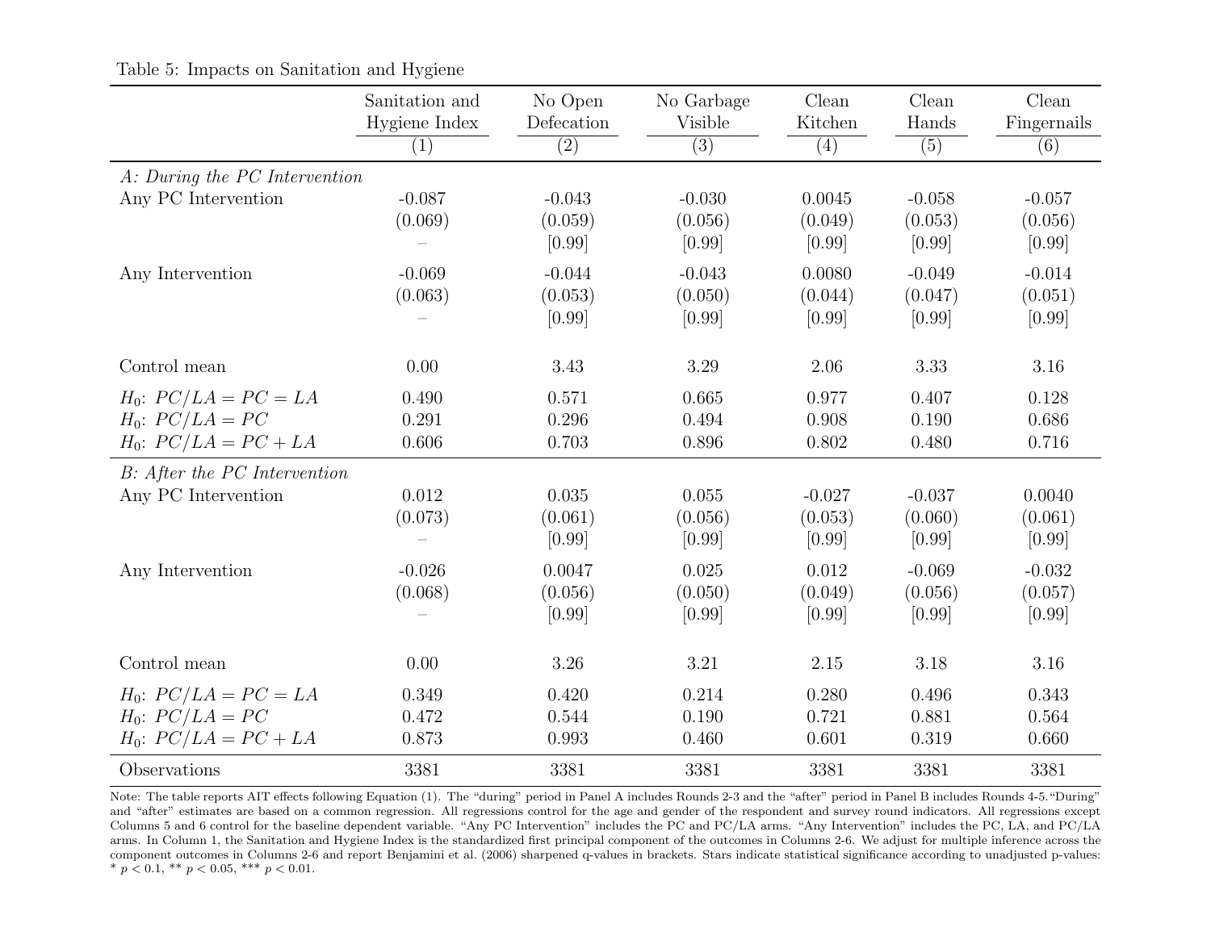Table 5: Impacts on Sanitation and Hygiene

| | Sanitation and Hygiene Index | No Open Defecation | No Garbage Visible | Clean Kitchen | Clean Hands | Clean Fingernails |
|---|---|---|---|---|---|---|
| | (1) | (2) | (3) | (4) | (5) | (6) |
| *A: During the PC Intervention* | | | | | | |
| Any PC Intervention | -0.087 | -0.043 | -0.030 | 0.0045 | -0.058 | -0.057 |
| | (0.069) | (0.059) | (0.056) | (0.049) | (0.053) | (0.056) |
| | – | [0.99] | [0.99] | [0.99] | [0.99] | [0.99] |
| Any Intervention | -0.069 | -0.044 | -0.043 | 0.0080 | -0.049 | -0.014 |
| | (0.063) | (0.053) | (0.050) | (0.044) | (0.047) | (0.051) |
| | – | [0.99] | [0.99] | [0.99] | [0.99] | [0.99] |
| Control mean | 0.00 | 3.43 | 3.29 | 2.06 | 3.33 | 3.16 |
| $H_0$: $PC/LA = PC = LA$ | 0.490 | 0.571 | 0.665 | 0.977 | 0.407 | 0.128 |
| $H_0$: $PC/LA = PC$ | 0.291 | 0.296 | 0.494 | 0.908 | 0.190 | 0.686 |
| $H_0$: $PC/LA = PC + LA$ | 0.606 | 0.703 | 0.896 | 0.802 | 0.480 | 0.716 |
| *B: After the PC Intervention* | | | | | | |
| Any PC Intervention | 0.012 | 0.035 | 0.055 | -0.027 | -0.037 | 0.0040 |
| | (0.073) | (0.061) | (0.056) | (0.053) | (0.060) | (0.061) |
| | – | [0.99] | [0.99] | [0.99] | [0.99] | [0.99] |
| Any Intervention | -0.026 | 0.0047 | 0.025 | 0.012 | -0.069 | -0.032 |
| | (0.068) | (0.056) | (0.050) | (0.049) | (0.056) | (0.057) |
| | – | [0.99] | [0.99] | [0.99] | [0.99] | [0.99] |
| Control mean | 0.00 | 3.26 | 3.21 | 2.15 | 3.18 | 3.16 |
| $H_0$: $PC/LA = PC = LA$ | 0.349 | 0.420 | 0.214 | 0.280 | 0.496 | 0.343 |
| $H_0$: $PC/LA = PC$ | 0.472 | 0.544 | 0.190 | 0.721 | 0.881 | 0.564 |
| $H_0$: $PC/LA = PC + LA$ | 0.873 | 0.993 | 0.460 | 0.601 | 0.319 | 0.660 |
| Observations | 3381 | 3381 | 3381 | 3381 | 3381 | 3381 |

Note: The table reports AIT effects following Equation (1). The "during" period in Panel A includes Rounds 2-3 and the "after" period in Panel B includes Rounds 4-5. "During" and "after" estimates are based on a common regression. All regressions control for the age and gender of the respondent and survey round indicators. All regressions except Columns 5 and 6 control for the baseline dependent variable. "Any PC Intervention" includes the PC and PC/LA arms. "Any Intervention" includes the PC, LA, and PC/LA arms. In Column 1, the Sanitation and Hygiene Index is the standardized first principal component of the outcomes in Columns 2-6. We adjust for multiple inference across the component outcomes in Columns 2-6 and report Benjamini et al. (2006) sharpened q-values in brackets. Stars indicate statistical significance according to unadjusted p-values: * $p < 0.1$, ** $p < 0.05$, *** $p < 0.01$.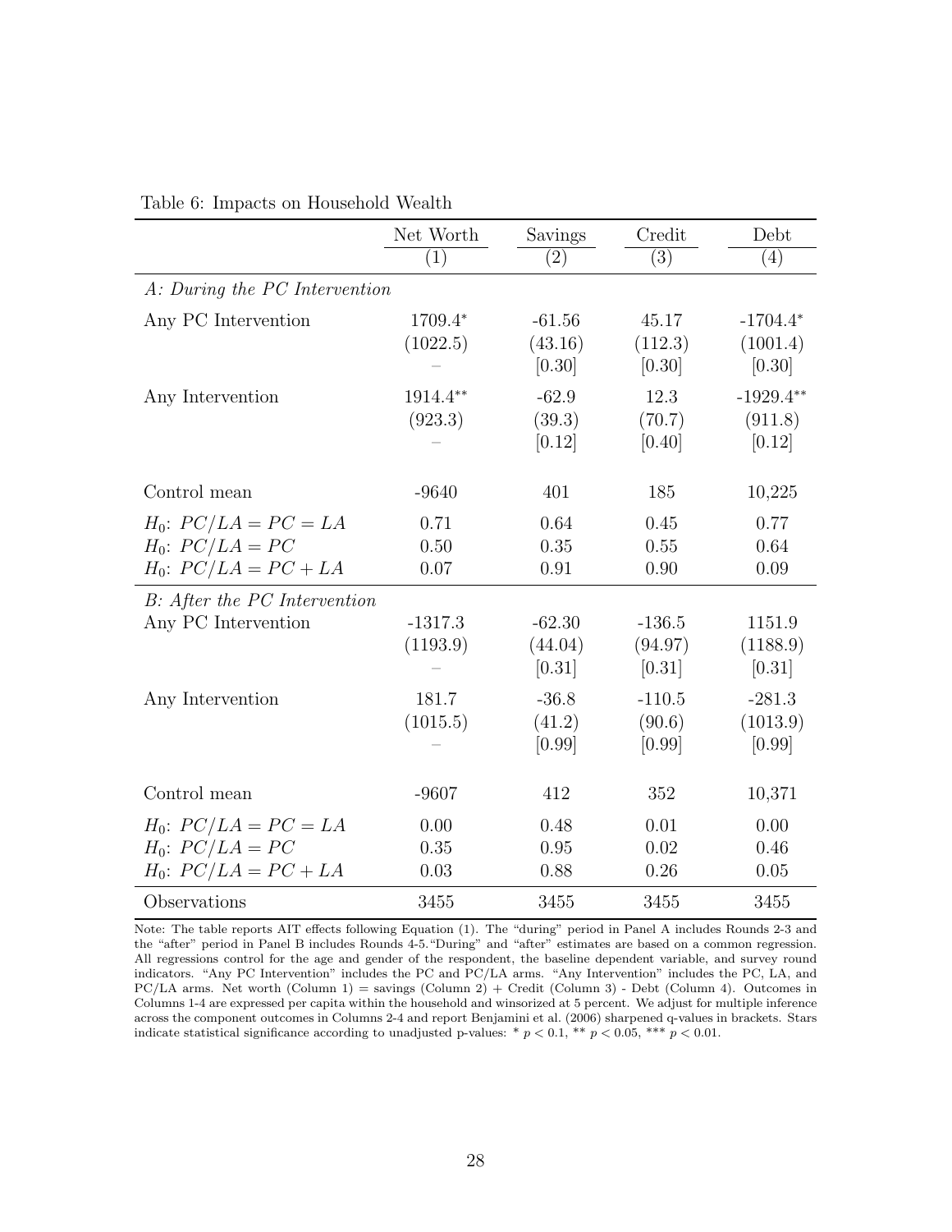Table 6: Impacts on Household Wealth

| | Net Worth | Savings | Credit | Debt |
|---|---|---|---|---|
| | (1) | (2) | (3) | (4) |
| *A: During the PC Intervention* | | | | |
| Any PC Intervention | 1709.4* | -61.56 | 45.17 | -1704.4* |
| | (1022.5) | (43.16) | (112.3) | (1001.4) |
| | – | [0.30] | [0.30] | [0.30] |
| Any Intervention | 1914.4** | -62.9 | 12.3 | -1929.4** |
| | (923.3) | (39.3) | (70.7) | (911.8) |
| | – | [0.12] | [0.40] | [0.12] |
| Control mean | -9640 | 401 | 185 | 10,225 |
| $H_0$: $PC/LA = PC = LA$ | 0.71 | 0.64 | 0.45 | 0.77 |
| $H_0$: $PC/LA = PC$ | 0.50 | 0.35 | 0.55 | 0.64 |
| $H_0$: $PC/LA = PC + LA$ | 0.07 | 0.91 | 0.90 | 0.09 |
| *B: After the PC Intervention* | | | | |
| Any PC Intervention | -1317.3 | -62.30 | -136.5 | 1151.9 |
| | (1193.9) | (44.04) | (94.97) | (1188.9) |
| | – | [0.31] | [0.31] | [0.31] |
| Any Intervention | 181.7 | -36.8 | -110.5 | -281.3 |
| | (1015.5) | (41.2) | (90.6) | (1013.9) |
| | – | [0.99] | [0.99] | [0.99] |
| Control mean | -9607 | 412 | 352 | 10,371 |
| $H_0$: $PC/LA = PC = LA$ | 0.00 | 0.48 | 0.01 | 0.00 |
| $H_0$: $PC/LA = PC$ | 0.35 | 0.95 | 0.02 | 0.46 |
| $H_0$: $PC/LA = PC + LA$ | 0.03 | 0.88 | 0.26 | 0.05 |
| Observations | 3455 | 3455 | 3455 | 3455 |

Note: The table reports AIT effects following Equation (1). The "during" period in Panel A includes Rounds 2-3 and the "after" period in Panel B includes Rounds 4-5."During" and "after" estimates are based on a common regression. All regressions control for the age and gender of the respondent, the baseline dependent variable, and survey round indicators. "Any PC Intervention" includes the PC and PC/LA arms. "Any Intervention" includes the PC, LA, and PC/LA arms. Net worth (Column 1) = savings (Column 2) + Credit (Column 3) - Debt (Column 4). Outcomes in Columns 1-4 are expressed per capita within the household and winsorized at 5 percent. We adjust for multiple inference across the component outcomes in Columns 2-4 and report Benjamini et al. (2006) sharpened q-values in brackets. Stars indicate statistical significance according to unadjusted p-values: * $p < 0.1$, ** $p < 0.05$, *** $p < 0.01$.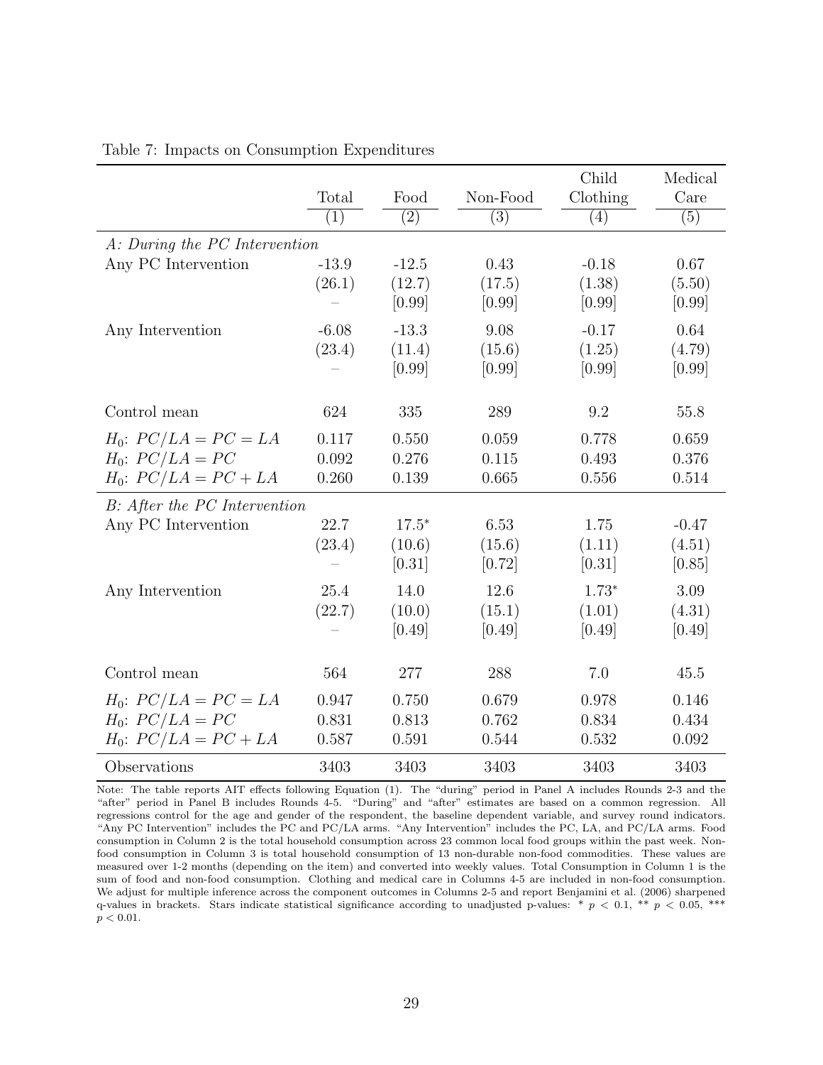Table 7: Impacts on Consumption Expenditures

| | Total | Food | Non-Food | Child Clothing | Medical Care |
|---|---|---|---|---|---|
| | (1) | (2) | (3) | (4) | (5) |
| *A: During the PC Intervention* | | | | | |
| Any PC Intervention | -13.9 | -12.5 | 0.43 | -0.18 | 0.67 |
| | (26.1) | (12.7) | (17.5) | (1.38) | (5.50) |
| | – | [0.99] | [0.99] | [0.99] | [0.99] |
| Any Intervention | -6.08 | -13.3 | 9.08 | -0.17 | 0.64 |
| | (23.4) | (11.4) | (15.6) | (1.25) | (4.79) |
| | – | [0.99] | [0.99] | [0.99] | [0.99] |
| Control mean | 624 | 335 | 289 | 9.2 | 55.8 |
| $H_0$: $PC/LA = PC = LA$ | 0.117 | 0.550 | 0.059 | 0.778 | 0.659 |
| $H_0$: $PC/LA = PC$ | 0.092 | 0.276 | 0.115 | 0.493 | 0.376 |
| $H_0$: $PC/LA = PC + LA$ | 0.260 | 0.139 | 0.665 | 0.556 | 0.514 |
| *B: After the PC Intervention* | | | | | |
| Any PC Intervention | 22.7 | 17.5* | 6.53 | 1.75 | -0.47 |
| | (23.4) | (10.6) | (15.6) | (1.11) | (4.51) |
| | – | [0.31] | [0.72] | [0.31] | [0.85] |
| Any Intervention | 25.4 | 14.0 | 12.6 | 1.73* | 3.09 |
| | (22.7) | (10.0) | (15.1) | (1.01) | (4.31) |
| | – | [0.49] | [0.49] | [0.49] | [0.49] |
| Control mean | 564 | 277 | 288 | 7.0 | 45.5 |
| $H_0$: $PC/LA = PC = LA$ | 0.947 | 0.750 | 0.679 | 0.978 | 0.146 |
| $H_0$: $PC/LA = PC$ | 0.831 | 0.813 | 0.762 | 0.834 | 0.434 |
| $H_0$: $PC/LA = PC + LA$ | 0.587 | 0.591 | 0.544 | 0.532 | 0.092 |
| Observations | 3403 | 3403 | 3403 | 3403 | 3403 |

Note: The table reports AIT effects following Equation (1). The "during" period in Panel A includes Rounds 2-3 and the "after" period in Panel B includes Rounds 4-5. "During" and "after" estimates are based on a common regression. All regressions control for the age and gender of the respondent, the baseline dependent variable, and survey round indicators. "Any PC Intervention" includes the PC and PC/LA arms. "Any Intervention" includes the PC, LA, and PC/LA arms. Food consumption in Column 2 is the total household consumption across 23 common local food groups within the past week. Non-food consumption in Column 3 is total household consumption of 13 non-durable non-food commodities. These values are measured over 1-2 months (depending on the item) and converted into weekly values. Total Consumption in Column 1 is the sum of food and non-food consumption. Clothing and medical care in Columns 4-5 are included in non-food consumption. We adjust for multiple inference across the component outcomes in Columns 2-5 and report Benjamini et al. (2006) sharpened q-values in brackets. Stars indicate statistical significance according to unadjusted p-values: * $p < 0.1$, ** $p < 0.05$, *** $p < 0.01$.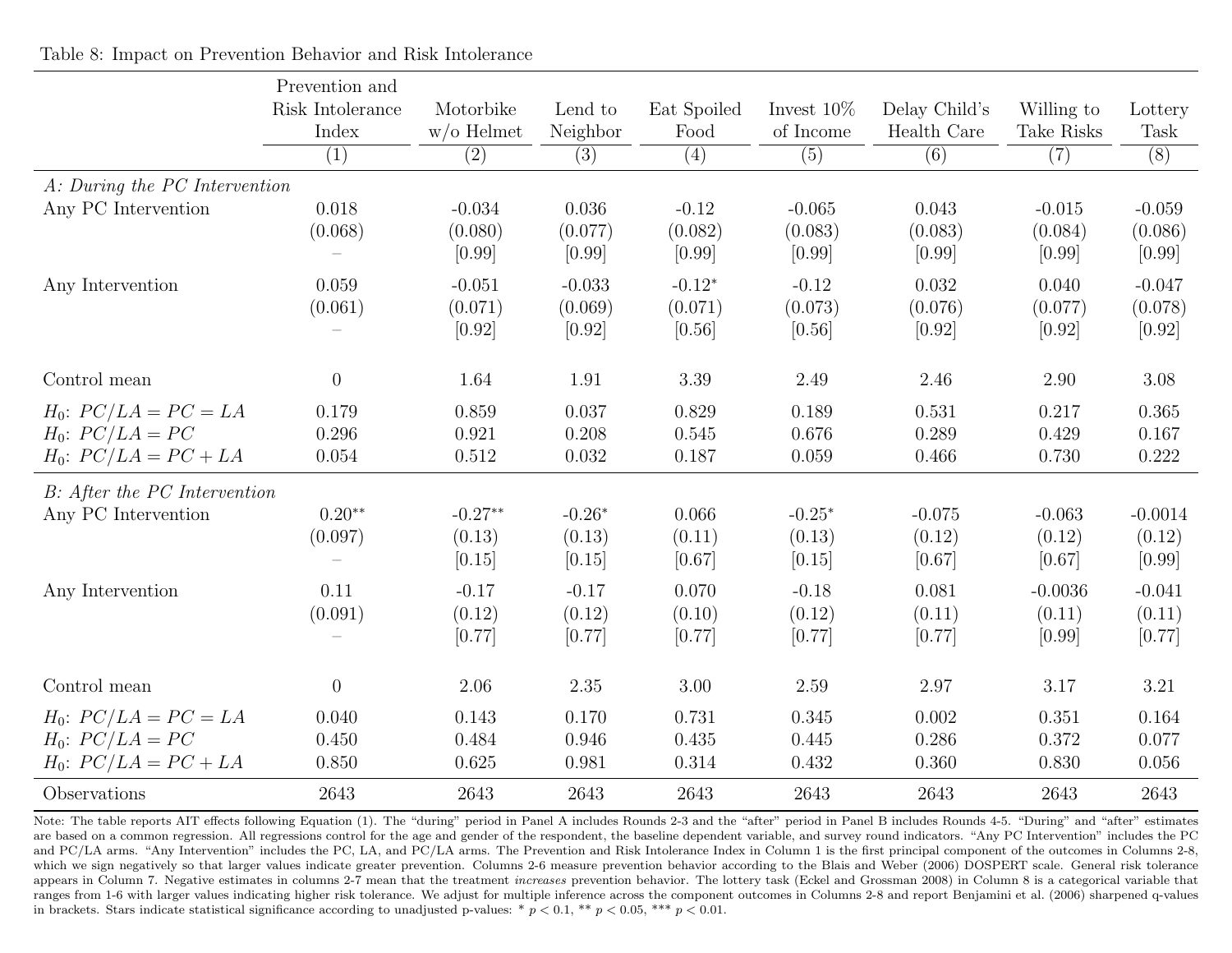Table 8: Impact on Prevention Behavior and Risk Intolerance

| | Prevention and Risk Intolerance Index | Motorbike w/o Helmet | Lend to Neighbor | Eat Spoiled Food | Invest 10% of Income | Delay Child's Health Care | Willing to Take Risks | Lottery Task |
|---|---|---|---|---|---|---|---|---|
| | (1) | (2) | (3) | (4) | (5) | (6) | (7) | (8) |
| *A: During the PC Intervention* | | | | | | | | |
| Any PC Intervention | 0.018 | -0.034 | 0.036 | -0.12 | -0.065 | 0.043 | -0.015 | -0.059 |
| | (0.068) | (0.080) | (0.077) | (0.082) | (0.083) | (0.083) | (0.084) | (0.086) |
| | – | [0.99] | [0.99] | [0.99] | [0.99] | [0.99] | [0.99] | [0.99] |
| Any Intervention | 0.059 | -0.051 | -0.033 | -0.12* | -0.12 | 0.032 | 0.040 | -0.047 |
| | (0.061) | (0.071) | (0.069) | (0.071) | (0.073) | (0.076) | (0.077) | (0.078) |
| | – | [0.92] | [0.92] | [0.56] | [0.56] | [0.92] | [0.92] | [0.92] |
| Control mean | 0 | 1.64 | 1.91 | 3.39 | 2.49 | 2.46 | 2.90 | 3.08 |
| $H_0$: $PC/LA = PC = LA$ | 0.179 | 0.859 | 0.037 | 0.829 | 0.189 | 0.531 | 0.217 | 0.365 |
| $H_0$: $PC/LA = PC$ | 0.296 | 0.921 | 0.208 | 0.545 | 0.676 | 0.289 | 0.429 | 0.167 |
| $H_0$: $PC/LA = PC + LA$ | 0.054 | 0.512 | 0.032 | 0.187 | 0.059 | 0.466 | 0.730 | 0.222 |
| *B: After the PC Intervention* | | | | | | | | |
| Any PC Intervention | 0.20** | -0.27** | -0.26* | 0.066 | -0.25* | -0.075 | -0.063 | -0.0014 |
| | (0.097) | (0.13) | (0.13) | (0.11) | (0.13) | (0.12) | (0.12) | (0.12) |
| | – | [0.15] | [0.15] | [0.67] | [0.15] | [0.67] | [0.67] | [0.99] |
| Any Intervention | 0.11 | -0.17 | -0.17 | 0.070 | -0.18 | 0.081 | -0.0036 | -0.041 |
| | (0.091) | (0.12) | (0.12) | (0.10) | (0.12) | (0.11) | (0.11) | (0.11) |
| | – | [0.77] | [0.77] | [0.77] | [0.77] | [0.77] | [0.99] | [0.77] |
| Control mean | 0 | 2.06 | 2.35 | 3.00 | 2.59 | 2.97 | 3.17 | 3.21 |
| $H_0$: $PC/LA = PC = LA$ | 0.040 | 0.143 | 0.170 | 0.731 | 0.345 | 0.002 | 0.351 | 0.164 |
| $H_0$: $PC/LA = PC$ | 0.450 | 0.484 | 0.946 | 0.435 | 0.445 | 0.286 | 0.372 | 0.077 |
| $H_0$: $PC/LA = PC + LA$ | 0.850 | 0.625 | 0.981 | 0.314 | 0.432 | 0.360 | 0.830 | 0.056 |
| Observations | 2643 | 2643 | 2643 | 2643 | 2643 | 2643 | 2643 | 2643 |

Note: The table reports AIT effects following Equation (1). The "during" period in Panel A includes Rounds 2-3 and the "after" period in Panel B includes Rounds 4-5. "During" and "after" estimates are based on a common regression. All regressions control for the age and gender of the respondent, the baseline dependent variable, and survey round indicators. "Any PC Intervention" includes the PC and PC/LA arms. "Any Intervention" includes the PC, LA, and PC/LA arms. The Prevention and Risk Intolerance Index in Column 1 is the first principal component of the outcomes in Columns 2-8, which we sign negatively so that larger values indicate greater prevention. Columns 2-6 measure prevention behavior according to the Blais and Weber (2006) DOSPERT scale. General risk tolerance appears in Column 7. Negative estimates in columns 2-7 mean that the treatment *increases* prevention behavior. The lottery task (Eckel and Grossman 2008) in Column 8 is a categorical variable that ranges from 1-6 with larger values indicating higher risk tolerance. We adjust for multiple inference across the component outcomes in Columns 2-8 and report Benjamini et al. (2006) sharpened q-values in brackets. Stars indicate statistical significance according to unadjusted p-values: * $p < 0.1$, ** $p < 0.05$, *** $p < 0.01$.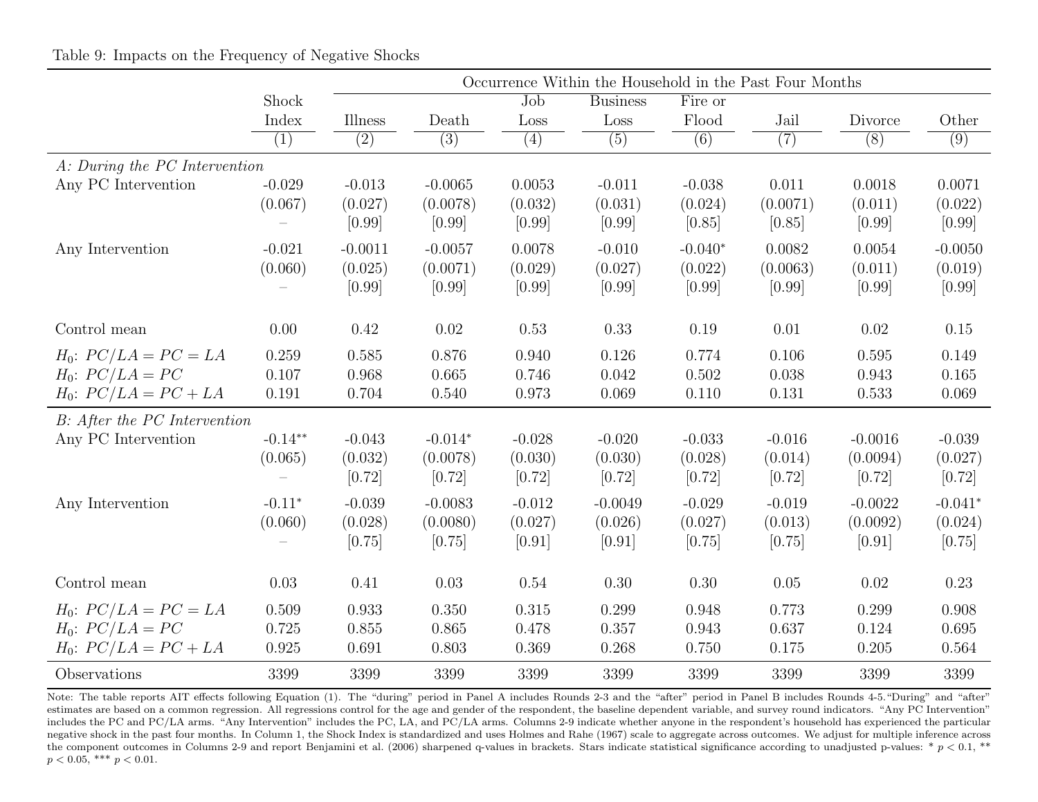Table 9: Impacts on the Frequency of Negative Shocks

| | Shock Index | Illness | Death | Job Loss | Business Loss | Fire or Flood | Jail | Divorce | Other |
|---|---|---|---|---|---|---|---|---|---|
| | | Occurrence Within the Household in the Past Four Months | | | | | | | |
| | (1) | (2) | (3) | (4) | (5) | (6) | (7) | (8) | (9) |
| *A: During the PC Intervention* | | | | | | | | | |
| Any PC Intervention | -0.029 | -0.013 | -0.0065 | 0.0053 | -0.011 | -0.038 | 0.011 | 0.0018 | 0.0071 |
| | (0.067) | (0.027) | (0.0078) | (0.032) | (0.031) | (0.024) | (0.0071) | (0.011) | (0.022) |
| | – | [0.99] | [0.99] | [0.99] | [0.99] | [0.85] | [0.85] | [0.99] | [0.99] |
| Any Intervention | -0.021 | -0.0011 | -0.0057 | 0.0078 | -0.010 | -0.040* | 0.0082 | 0.0054 | -0.0050 |
| | (0.060) | (0.025) | (0.0071) | (0.029) | (0.027) | (0.022) | (0.0063) | (0.011) | (0.019) |
| | – | [0.99] | [0.99] | [0.99] | [0.99] | [0.99] | [0.99] | [0.99] | [0.99] |
| Control mean | 0.00 | 0.42 | 0.02 | 0.53 | 0.33 | 0.19 | 0.01 | 0.02 | 0.15 |
| $H_0$: $PC/LA = PC = LA$ | 0.259 | 0.585 | 0.876 | 0.940 | 0.126 | 0.774 | 0.106 | 0.595 | 0.149 |
| $H_0$: $PC/LA = PC$ | 0.107 | 0.968 | 0.665 | 0.746 | 0.042 | 0.502 | 0.038 | 0.943 | 0.165 |
| $H_0$: $PC/LA = PC + LA$ | 0.191 | 0.704 | 0.540 | 0.973 | 0.069 | 0.110 | 0.131 | 0.533 | 0.069 |
| *B: After the PC Intervention* | | | | | | | | | |
| Any PC Intervention | -0.14** | -0.043 | -0.014* | -0.028 | -0.020 | -0.033 | -0.016 | -0.0016 | -0.039 |
| | (0.065) | (0.032) | (0.0078) | (0.030) | (0.030) | (0.028) | (0.014) | (0.0094) | (0.027) |
| | – | [0.72] | [0.72] | [0.72] | [0.72] | [0.72] | [0.72] | [0.72] | [0.72] |
| Any Intervention | -0.11* | -0.039 | -0.0083 | -0.012 | -0.0049 | -0.029 | -0.019 | -0.0022 | -0.041* |
| | (0.060) | (0.028) | (0.0080) | (0.027) | (0.026) | (0.027) | (0.013) | (0.0092) | (0.024) |
| | – | [0.75] | [0.75] | [0.91] | [0.91] | [0.75] | [0.75] | [0.91] | [0.75] |
| Control mean | 0.03 | 0.41 | 0.03 | 0.54 | 0.30 | 0.30 | 0.05 | 0.02 | 0.23 |
| $H_0$: $PC/LA = PC = LA$ | 0.509 | 0.933 | 0.350 | 0.315 | 0.299 | 0.948 | 0.773 | 0.299 | 0.908 |
| $H_0$: $PC/LA = PC$ | 0.725 | 0.855 | 0.865 | 0.478 | 0.357 | 0.943 | 0.637 | 0.124 | 0.695 |
| $H_0$: $PC/LA = PC + LA$ | 0.925 | 0.691 | 0.803 | 0.369 | 0.268 | 0.750 | 0.175 | 0.205 | 0.564 |
| Observations | 3399 | 3399 | 3399 | 3399 | 3399 | 3399 | 3399 | 3399 | 3399 |

Note: The table reports AIT effects following Equation (1). The "during" period in Panel A includes Rounds 2-3 and the "after" period in Panel B includes Rounds 4-5. "During" and "after" estimates are based on a common regression. All regressions control for the age and gender of the respondent, the baseline dependent variable, and survey round indicators. "Any PC Intervention" includes the PC and PC/LA arms. "Any Intervention" includes the PC, LA, and PC/LA arms. Columns 2-9 indicate whether anyone in the respondent's household has experienced the particular negative shock in the past four months. In Column 1, the Shock Index is standardized and uses Holmes and Rahe (1967) scale to aggregate across outcomes. We adjust for multiple inference across the component outcomes in Columns 2-9 and report Benjamini et al. (2006) sharpened q-values in brackets. Stars indicate statistical significance according to unadjusted p-values: * $p < 0.1$, ** $p < 0.05$, *** $p < 0.01$.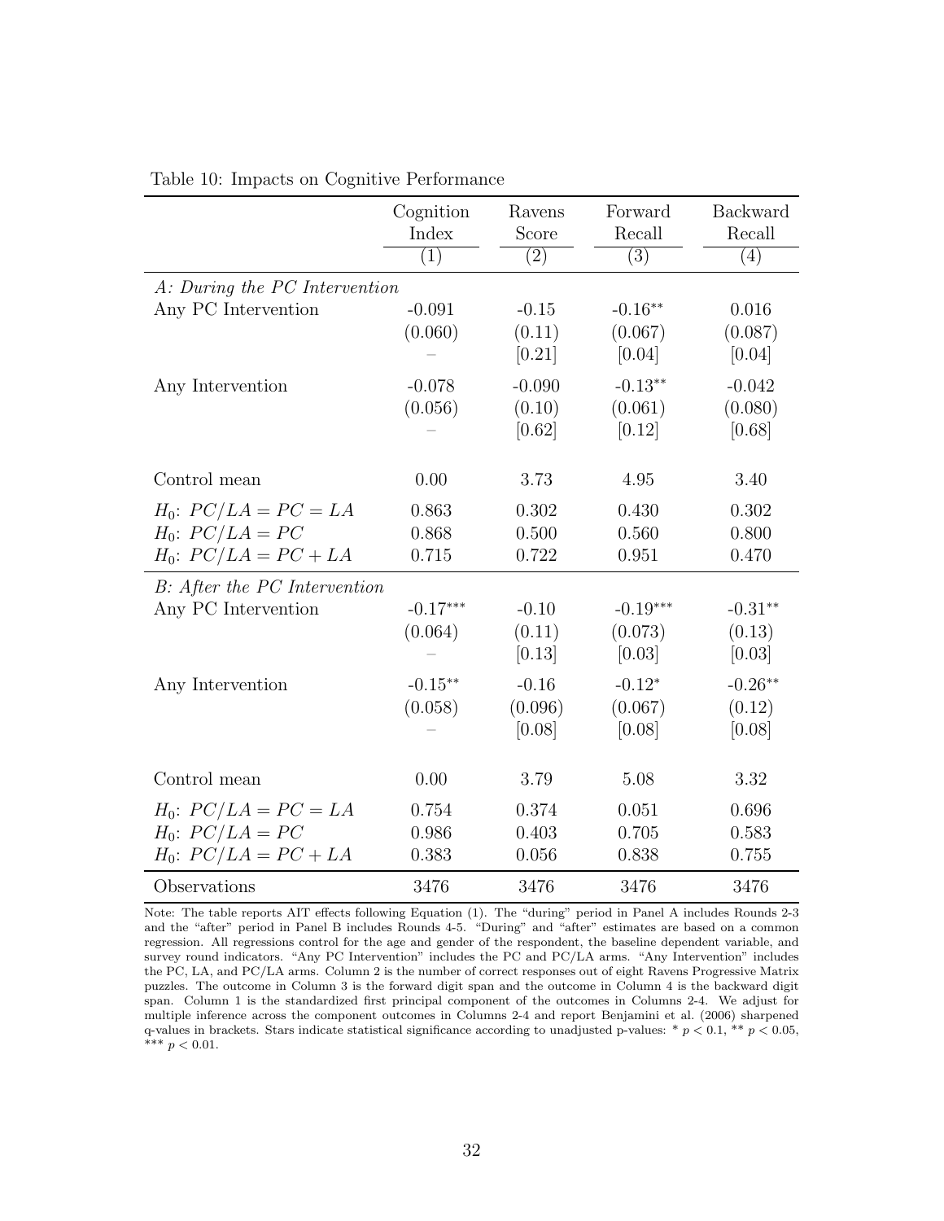Table 10: Impacts on Cognitive Performance

| | Cognition Index | Ravens Score | Forward Recall | Backward Recall |
|---|---|---|---|---|
| | (1) | (2) | (3) | (4) |
| *A: During the PC Intervention* | | | | |
| Any PC Intervention | -0.091 | -0.15 | -0.16** | 0.016 |
| | (0.060) | (0.11) | (0.067) | (0.087) |
| | – | [0.21] | [0.04] | [0.04] |
| Any Intervention | -0.078 | -0.090 | -0.13** | -0.042 |
| | (0.056) | (0.10) | (0.061) | (0.080) |
| | – | [0.62] | [0.12] | [0.68] |
| Control mean | 0.00 | 3.73 | 4.95 | 3.40 |
| $H_0$: $PC/LA = PC = LA$ | 0.863 | 0.302 | 0.430 | 0.302 |
| $H_0$: $PC/LA = PC$ | 0.868 | 0.500 | 0.560 | 0.800 |
| $H_0$: $PC/LA = PC + LA$ | 0.715 | 0.722 | 0.951 | 0.470 |
| *B: After the PC Intervention* | | | | |
| Any PC Intervention | -0.17*** | -0.10 | -0.19*** | -0.31** |
| | (0.064) | (0.11) | (0.073) | (0.13) |
| | – | [0.13] | [0.03] | [0.03] |
| Any Intervention | -0.15** | -0.16 | -0.12* | -0.26** |
| | (0.058) | (0.096) | (0.067) | (0.12) |
| | – | [0.08] | [0.08] | [0.08] |
| Control mean | 0.00 | 3.79 | 5.08 | 3.32 |
| $H_0$: $PC/LA = PC = LA$ | 0.754 | 0.374 | 0.051 | 0.696 |
| $H_0$: $PC/LA = PC$ | 0.986 | 0.403 | 0.705 | 0.583 |
| $H_0$: $PC/LA = PC + LA$ | 0.383 | 0.056 | 0.838 | 0.755 |
| Observations | 3476 | 3476 | 3476 | 3476 |

Note: The table reports AIT effects following Equation (1). The "during" period in Panel A includes Rounds 2-3 and the "after" period in Panel B includes Rounds 4-5. "During" and "after" estimates are based on a common regression. All regressions control for the age and gender of the respondent, the baseline dependent variable, and survey round indicators. "Any PC Intervention" includes the PC and PC/LA arms. "Any Intervention" includes the PC, LA, and PC/LA arms. Column 2 is the number of correct responses out of eight Ravens Progressive Matrix puzzles. The outcome in Column 3 is the forward digit span and the outcome in Column 4 is the backward digit span. Column 1 is the standardized first principal component of the outcomes in Columns 2-4. We adjust for multiple inference across the component outcomes in Columns 2-4 and report Benjamini et al. (2006) sharpened q-values in brackets. Stars indicate statistical significance according to unadjusted p-values: * $p < 0.1$, ** $p < 0.05$, *** $p < 0.01$.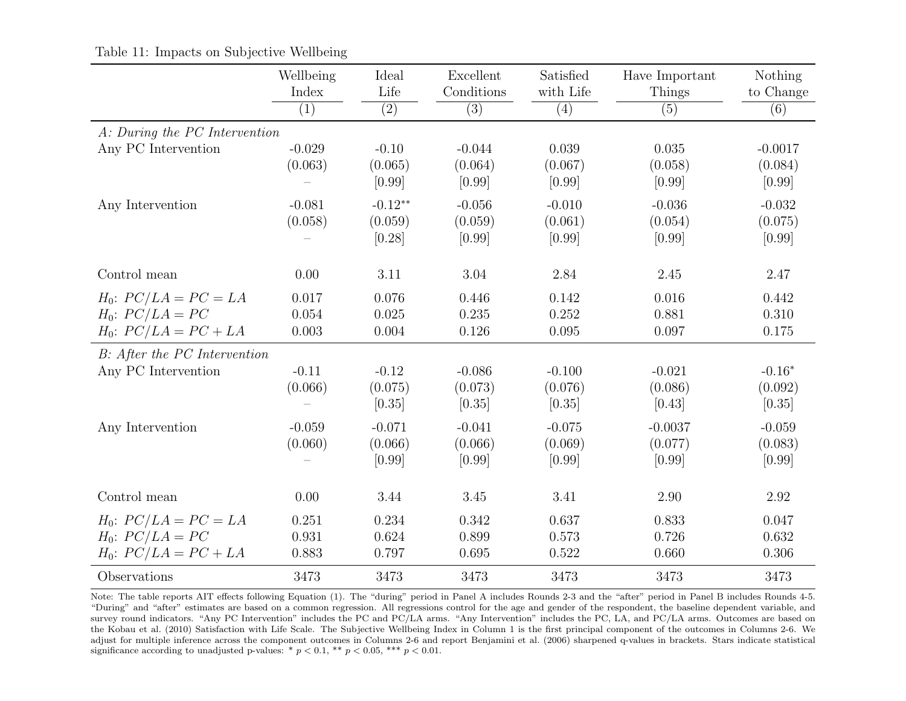Table 11: Impacts on Subjective Wellbeing

| | Wellbeing Index | Ideal Life | Excellent Conditions | Satisfied with Life | Have Important Things | Nothing to Change |
|---|---|---|---|---|---|---|
| | (1) | (2) | (3) | (4) | (5) | (6) |
| *A: During the PC Intervention* | | | | | | |
| Any PC Intervention | -0.029 | -0.10 | -0.044 | 0.039 | 0.035 | -0.0017 |
| | (0.063) | (0.065) | (0.064) | (0.067) | (0.058) | (0.084) |
| | – | [0.99] | [0.99] | [0.99] | [0.99] | [0.99] |
| Any Intervention | -0.081 | -0.12** | -0.056 | -0.010 | -0.036 | -0.032 |
| | (0.058) | (0.059) | (0.059) | (0.061) | (0.054) | (0.075) |
| | – | [0.28] | [0.99] | [0.99] | [0.99] | [0.99] |
| Control mean | 0.00 | 3.11 | 3.04 | 2.84 | 2.45 | 2.47 |
| $H_0$: $PC/LA = PC = LA$ | 0.017 | 0.076 | 0.446 | 0.142 | 0.016 | 0.442 |
| $H_0$: $PC/LA = PC$ | 0.054 | 0.025 | 0.235 | 0.252 | 0.881 | 0.310 |
| $H_0$: $PC/LA = PC + LA$ | 0.003 | 0.004 | 0.126 | 0.095 | 0.097 | 0.175 |
| *B: After the PC Intervention* | | | | | | |
| Any PC Intervention | -0.11 | -0.12 | -0.086 | -0.100 | -0.021 | -0.16* |
| | (0.066) | (0.075) | (0.073) | (0.076) | (0.086) | (0.092) |
| | – | [0.35] | [0.35] | [0.35] | [0.43] | [0.35] |
| Any Intervention | -0.059 | -0.071 | -0.041 | -0.075 | -0.0037 | -0.059 |
| | (0.060) | (0.066) | (0.066) | (0.069) | (0.077) | (0.083) |
| | – | [0.99] | [0.99] | [0.99] | [0.99] | [0.99] |
| Control mean | 0.00 | 3.44 | 3.45 | 3.41 | 2.90 | 2.92 |
| $H_0$: $PC/LA = PC = LA$ | 0.251 | 0.234 | 0.342 | 0.637 | 0.833 | 0.047 |
| $H_0$: $PC/LA = PC$ | 0.931 | 0.624 | 0.899 | 0.573 | 0.726 | 0.632 |
| $H_0$: $PC/LA = PC + LA$ | 0.883 | 0.797 | 0.695 | 0.522 | 0.660 | 0.306 |
| Observations | 3473 | 3473 | 3473 | 3473 | 3473 | 3473 |

Note: The table reports AIT effects following Equation (1). The "during" period in Panel A includes Rounds 2-3 and the "after" period in Panel B includes Rounds 4-5. "During" and "after" estimates are based on a common regression. All regressions control for the age and gender of the respondent, the baseline dependent variable, and survey round indicators. "Any PC Intervention" includes the PC and PC/LA arms. "Any Intervention" includes the PC, LA, and PC/LA arms. Outcomes are based on the Kobau et al. (2010) Satisfaction with Life Scale. The Subjective Wellbeing Index in Column 1 is the first principal component of the outcomes in Columns 2-6. We adjust for multiple inference across the component outcomes in Columns 2-6 and report Benjamini et al. (2006) sharpened q-values in brackets. Stars indicate statistical significance according to unadjusted p-values: * $p < 0.1$, ** $p < 0.05$, *** $p < 0.01$.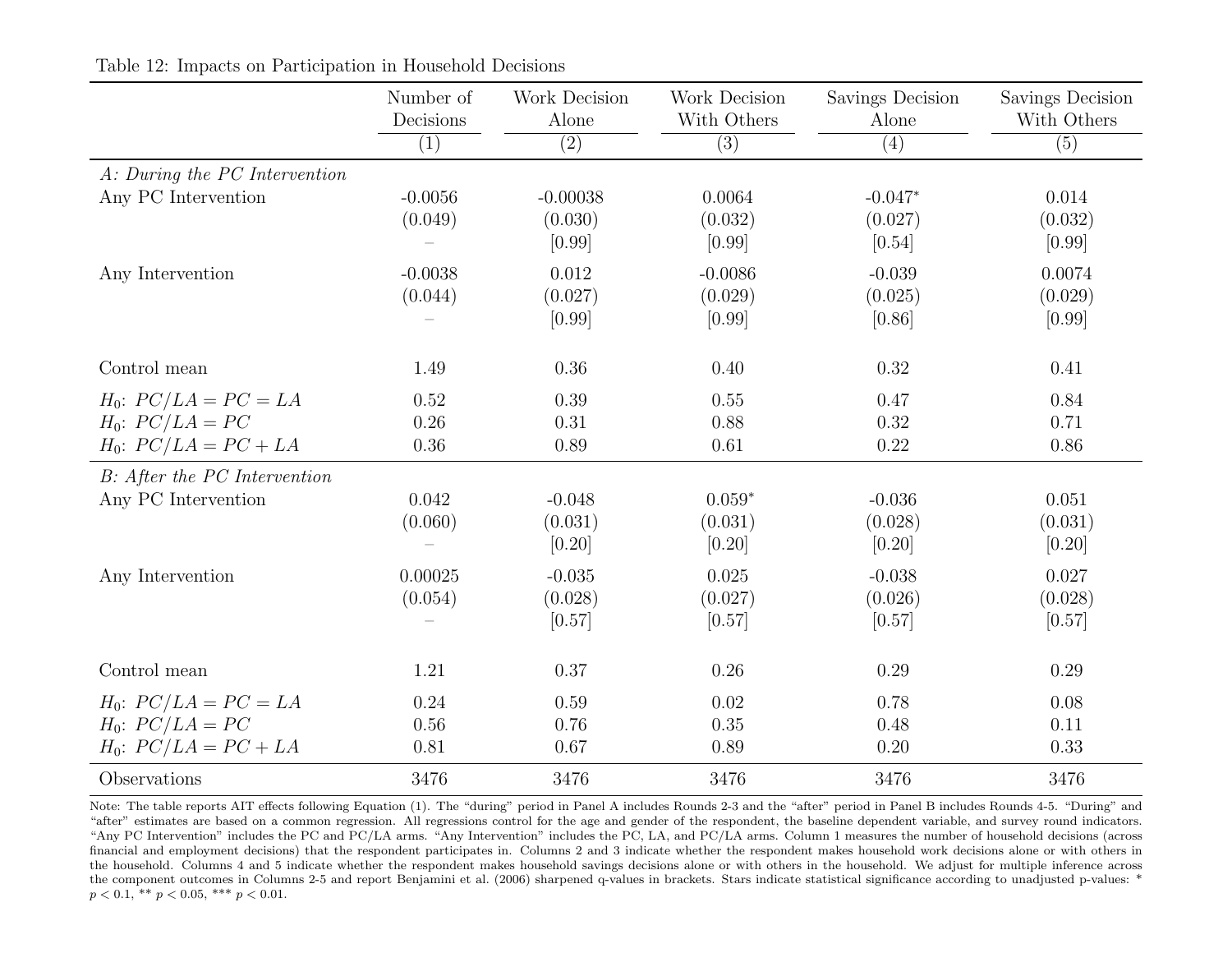Table 12: Impacts on Participation in Household Decisions

| | Number of Decisions | Work Decision Alone | Work Decision With Others | Savings Decision Alone | Savings Decision With Others |
|---|---|---|---|---|---|
| | (1) | (2) | (3) | (4) | (5) |
| *A: During the PC Intervention* | | | | | |
| Any PC Intervention | -0.0056 | -0.00038 | 0.0064 | -0.047* | 0.014 |
| | (0.049) | (0.030) | (0.032) | (0.027) | (0.032) |
| | – | [0.99] | [0.99] | [0.54] | [0.99] |
| Any Intervention | -0.0038 | 0.012 | -0.0086 | -0.039 | 0.0074 |
| | (0.044) | (0.027) | (0.029) | (0.025) | (0.029) |
| | – | [0.99] | [0.99] | [0.86] | [0.99] |
| Control mean | 1.49 | 0.36 | 0.40 | 0.32 | 0.41 |
| $H_0$: $PC/LA = PC = LA$ | 0.52 | 0.39 | 0.55 | 0.47 | 0.84 |
| $H_0$: $PC/LA = PC$ | 0.26 | 0.31 | 0.88 | 0.32 | 0.71 |
| $H_0$: $PC/LA = PC + LA$ | 0.36 | 0.89 | 0.61 | 0.22 | 0.86 |
| *B: After the PC Intervention* | | | | | |
| Any PC Intervention | 0.042 | -0.048 | 0.059* | -0.036 | 0.051 |
| | (0.060) | (0.031) | (0.031) | (0.028) | (0.031) |
| | – | [0.20] | [0.20] | [0.20] | [0.20] |
| Any Intervention | 0.00025 | -0.035 | 0.025 | -0.038 | 0.027 |
| | (0.054) | (0.028) | (0.027) | (0.026) | (0.028) |
| | – | [0.57] | [0.57] | [0.57] | [0.57] |
| Control mean | 1.21 | 0.37 | 0.26 | 0.29 | 0.29 |
| $H_0$: $PC/LA = PC = LA$ | 0.24 | 0.59 | 0.02 | 0.78 | 0.08 |
| $H_0$: $PC/LA = PC$ | 0.56 | 0.76 | 0.35 | 0.48 | 0.11 |
| $H_0$: $PC/LA = PC + LA$ | 0.81 | 0.67 | 0.89 | 0.20 | 0.33 |
| Observations | 3476 | 3476 | 3476 | 3476 | 3476 |

Note: The table reports AIT effects following Equation (1). The "during" period in Panel A includes Rounds 2-3 and the "after" period in Panel B includes Rounds 4-5. "During" and "after" estimates are based on a common regression. All regressions control for the age and gender of the respondent, the baseline dependent variable, and survey round indicators. "Any PC Intervention" includes the PC and PC/LA arms. "Any Intervention" includes the PC, LA, and PC/LA arms. Column 1 measures the number of household decisions (across financial and employment decisions) that the respondent participates in. Columns 2 and 3 indicate whether the respondent makes household work decisions alone or with others in the household. Columns 4 and 5 indicate whether the respondent makes household savings decisions alone or with others in the household. We adjust for multiple inference across the component outcomes in Columns 2-5 and report Benjamini et al. (2006) sharpened q-values in brackets. Stars indicate statistical significance according to unadjusted p-values: * $p < 0.1$, ** $p < 0.05$, *** $p < 0.01$.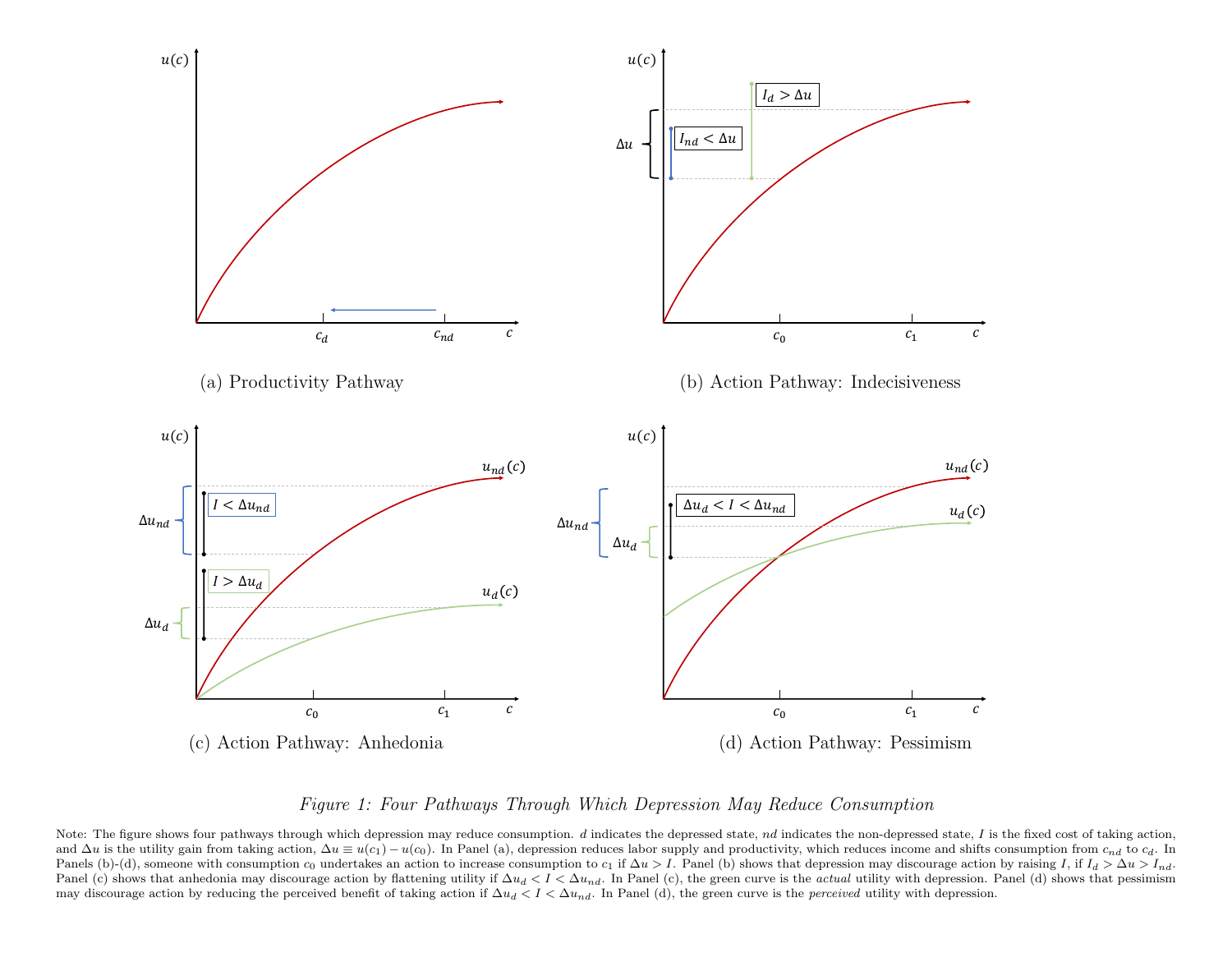(a) Productivity Pathway

(b) Action Pathway: Indecisiveness

(c) Action Pathway: Anhedonia

(d) Action Pathway: Pessimism

*Figure 1: Four Pathways Through Which Depression May Reduce Consumption*

Note: The figure shows four pathways through which depression may reduce consumption. $d$ indicates the depressed state, $nd$ indicates the non-depressed state, $I$ is the fixed cost of taking action, and $\Delta u$ is the utility gain from taking action, $\Delta u \equiv u(c_1) - u(c_0)$. In Panel (a), depression reduces labor supply and productivity, which reduces income and shifts consumption from $c_{nd}$ to $c_d$. In Panels (b)-(d), someone with consumption $c_0$ undertakes an action to increase consumption to $c_1$ if $\Delta u > I$. Panel (b) shows that depression may discourage action by raising $I$, if $I_d > \Delta u > I_{nd}$. Panel (c) shows that anhedonia may discourage action by flattening utility if $\Delta u_d < I < \Delta u_{nd}$. In Panel (c), the green curve is the *actual* utility with depression. Panel (d) shows that pessimism may discourage action by reducing the perceived benefit of taking action if $\Delta u_d < I < \Delta u_{nd}$. In Panel (d), the green curve is the *perceived* utility with depression.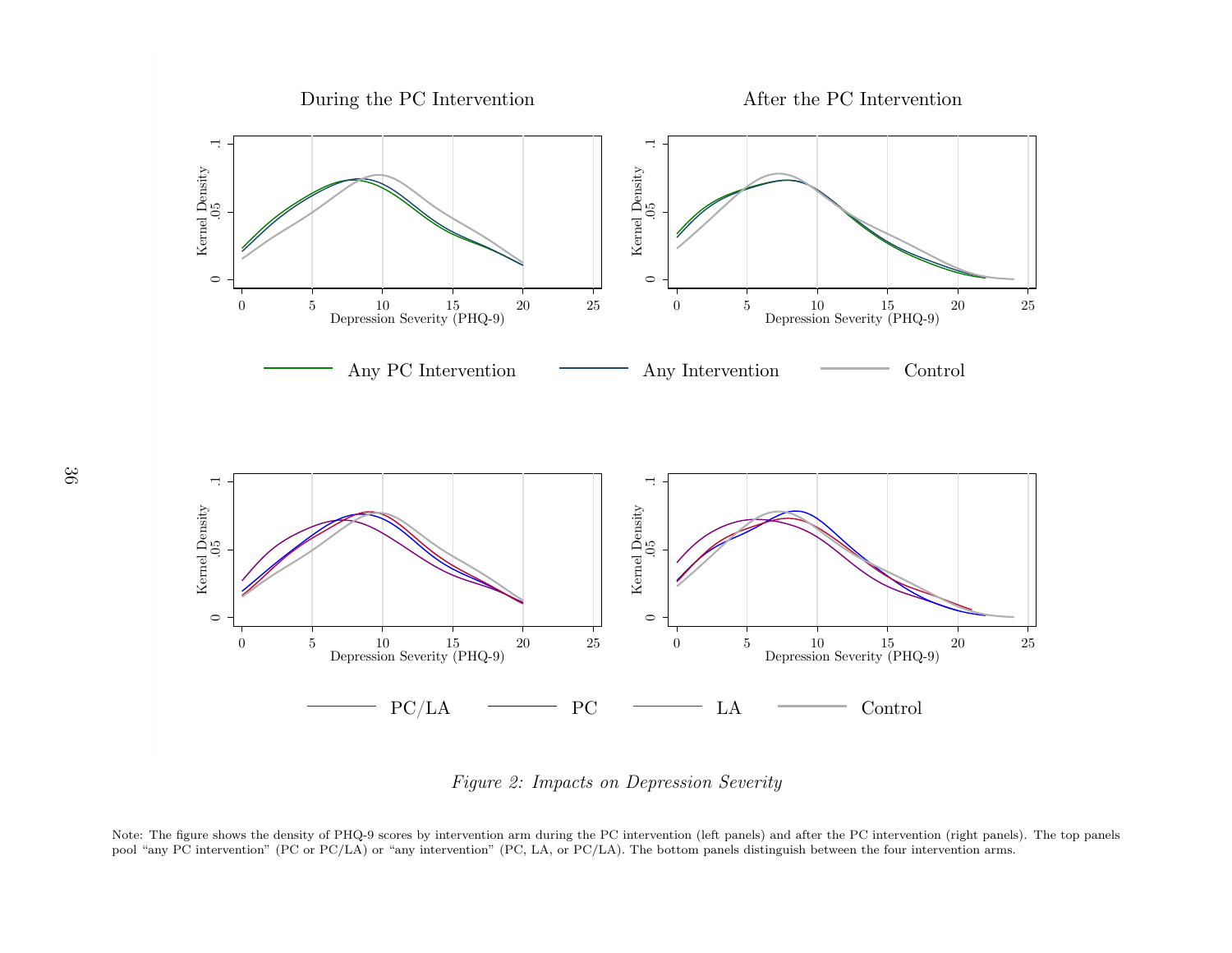During the PC Intervention

After the PC Intervention

Any PC Intervention — Any Intervention — Control

PC/LA — PC — LA — Control

*Figure 2: Impacts on Depression Severity*

Note: The figure shows the density of PHQ-9 scores by intervention arm during the PC intervention (left panels) and after the PC intervention (right panels). The top panels pool "any PC intervention" (PC or PC/LA) or "any intervention" (PC, LA, or PC/LA). The bottom panels distinguish between the four intervention arms.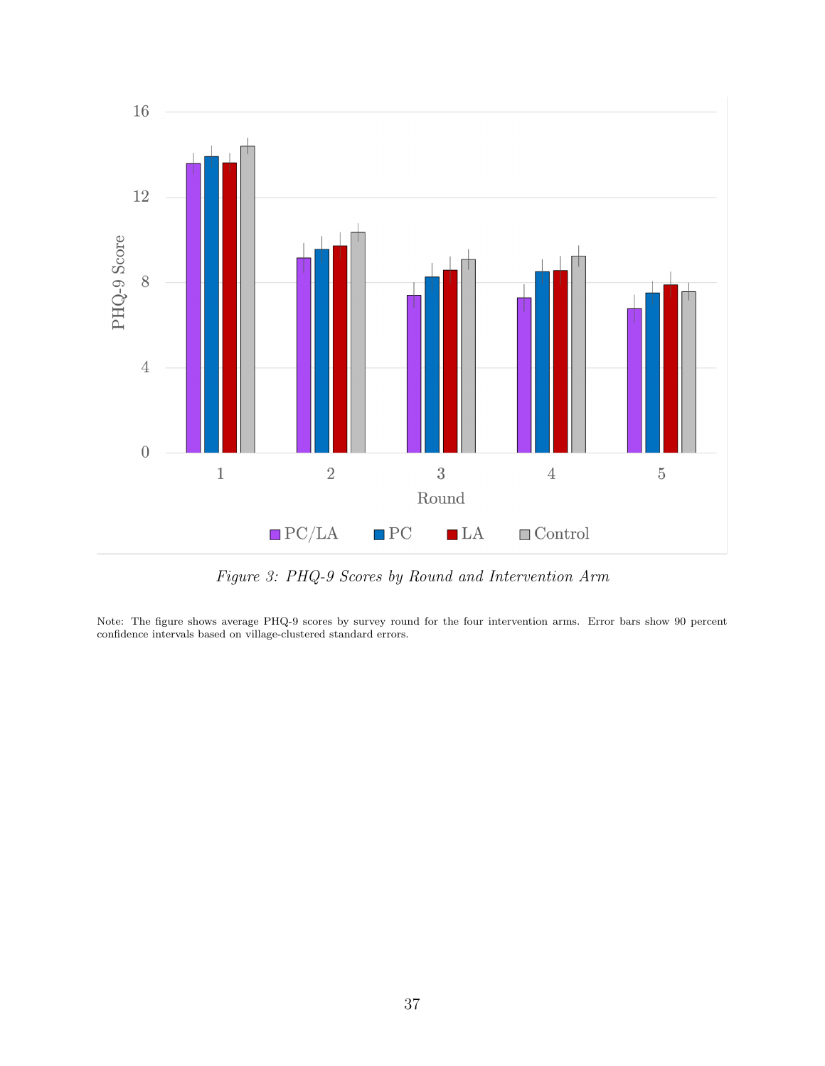*Figure 3: PHQ-9 Scores by Round and Intervention Arm*

Note: The figure shows average PHQ-9 scores by survey round for the four intervention arms. Error bars show 90 percent confidence intervals based on village-clustered standard errors.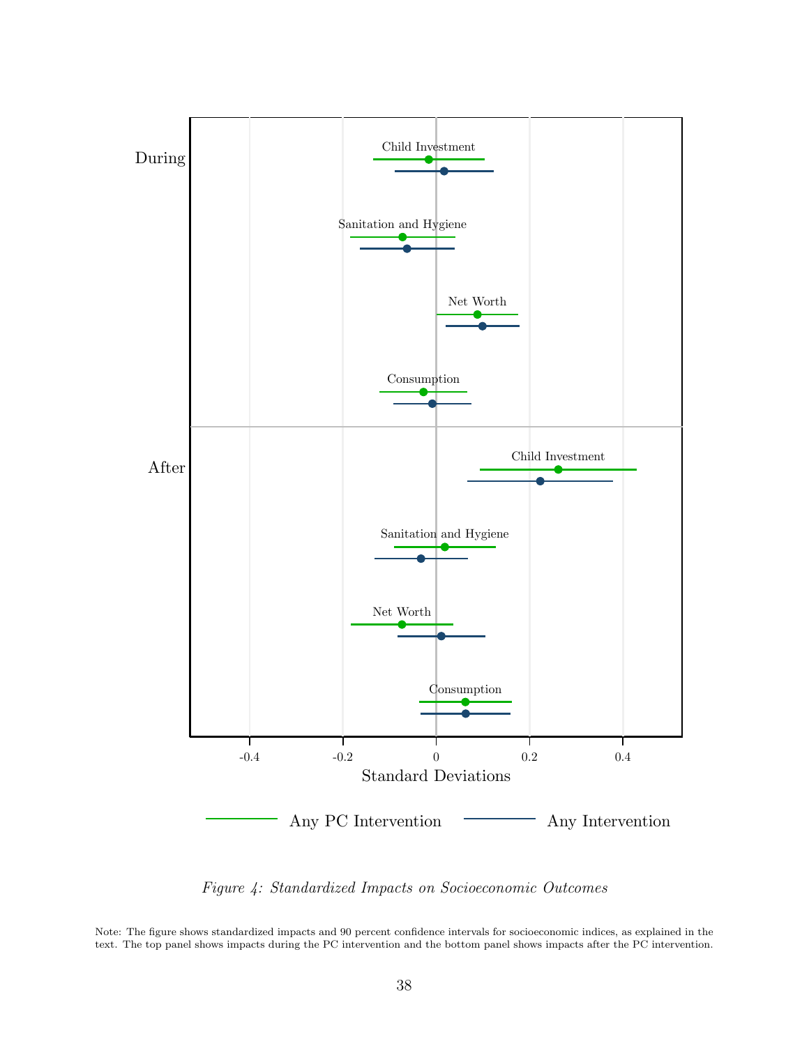*Figure 4: Standardized Impacts on Socioeconomic Outcomes*

Note: The figure shows standardized impacts and 90 percent confidence intervals for socioeconomic indices, as explained in the text. The top panel shows impacts during the PC intervention and the bottom panel shows impacts after the PC intervention.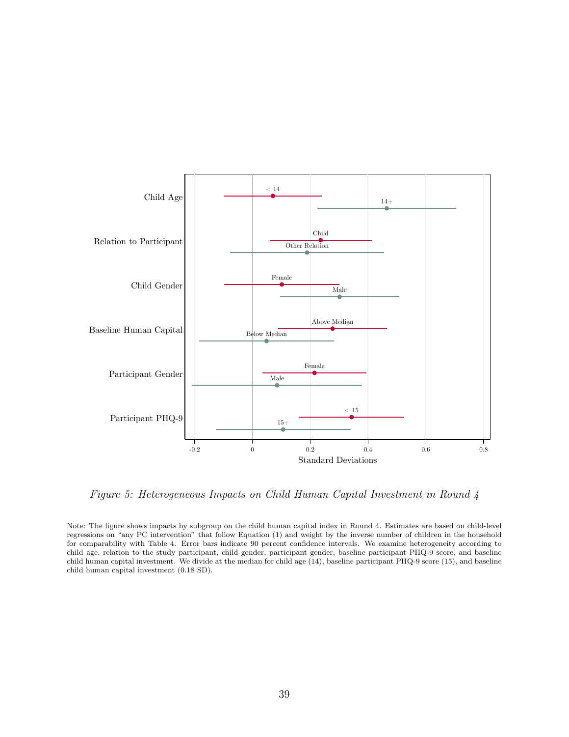*Figure 5: Heterogeneous Impacts on Child Human Capital Investment in Round 4*

Note: The figure shows impacts by subgroup on the child human capital index in Round 4. Estimates are based on child-level regressions on "any PC intervention" that follow Equation (1) and weight by the inverse number of children in the household for comparability with Table 4. Error bars indicate 90 percent confidence intervals. We examine heterogeneity according to child age, relation to the study participant, child gender, participant gender, baseline participant PHQ-9 score, and baseline child human capital investment. We divide at the median for child age (14), baseline participant PHQ-9 score (15), and baseline child human capital investment (0.18 SD).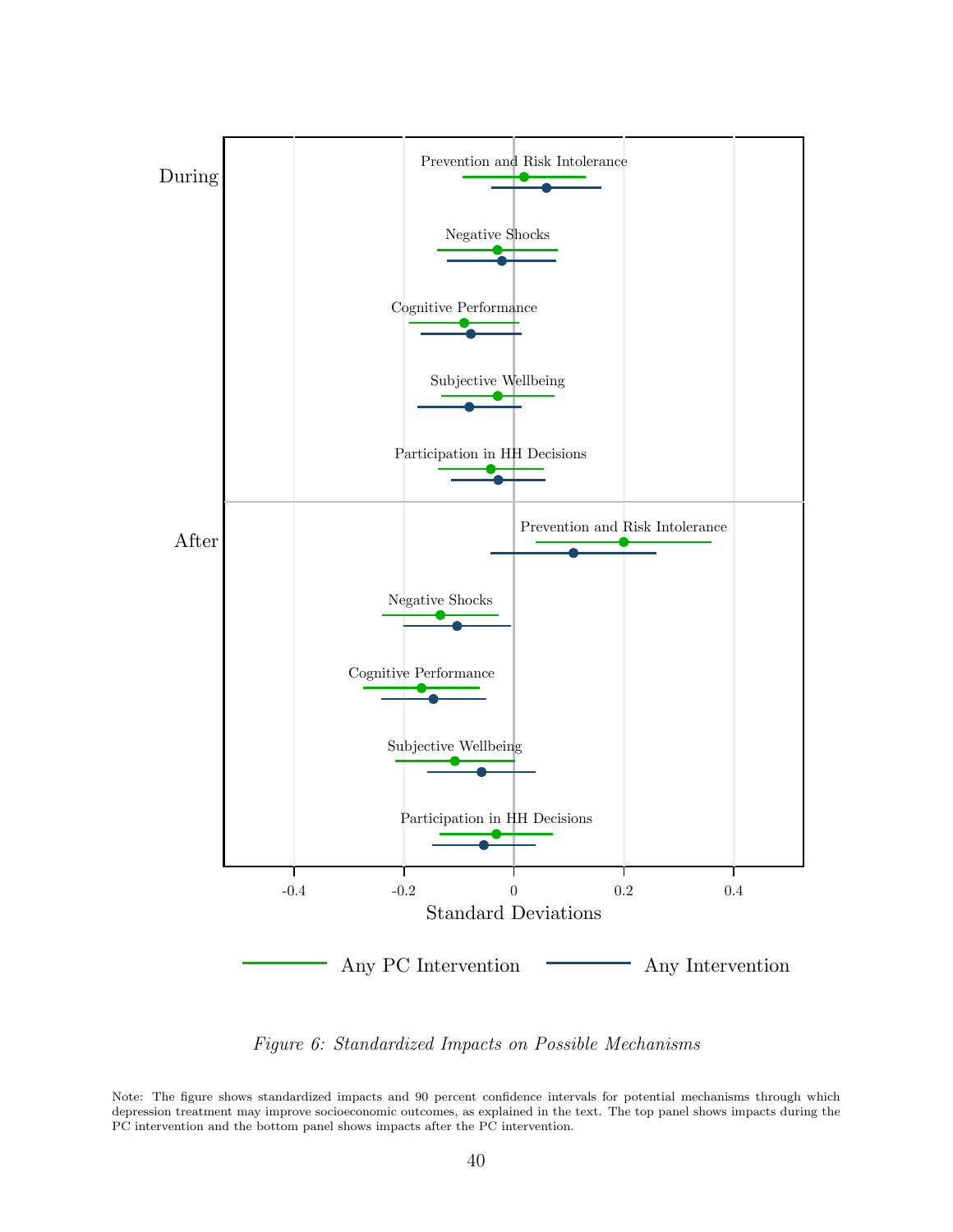Figure 6: *Standardized Impacts on Possible Mechanisms*

Note: The figure shows standardized impacts and 90 percent confidence intervals for potential mechanisms through which depression treatment may improve socioeconomic outcomes, as explained in the text. The top panel shows impacts during the PC intervention and the bottom panel shows impacts after the PC intervention.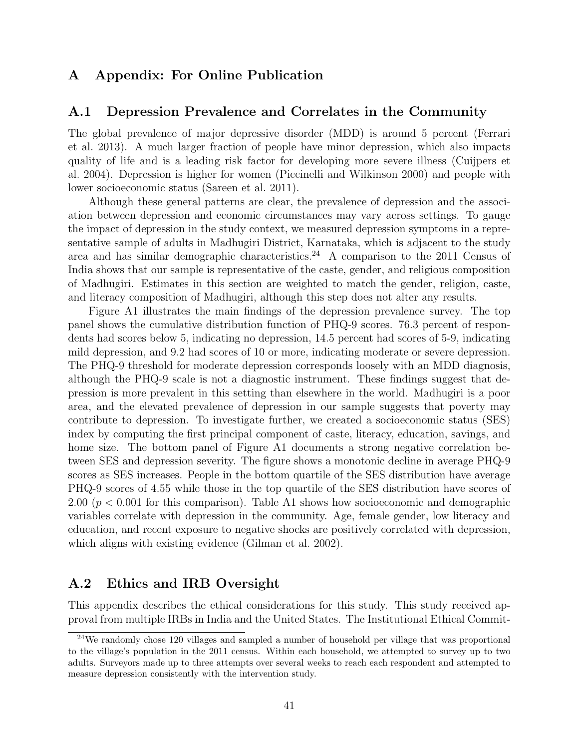## A Appendix: For Online Publication

### A.1 Depression Prevalence and Correlates in the Community

The global prevalence of major depressive disorder (MDD) is around 5 percent (Ferrari et al. 2013). A much larger fraction of people have minor depression, which also impacts quality of life and is a leading risk factor for developing more severe illness (Cuijpers et al. 2004). Depression is higher for women (Piccinelli and Wilkinson 2000) and people with lower socioeconomic status (Sareen et al. 2011).

Although these general patterns are clear, the prevalence of depression and the association between depression and economic circumstances may vary across settings. To gauge the impact of depression in the study context, we measured depression symptoms in a representative sample of adults in Madhugiri District, Karnataka, which is adjacent to the study area and has similar demographic characteristics.[24] A comparison to the 2011 Census of India shows that our sample is representative of the caste, gender, and religious composition of Madhugiri. Estimates in this section are weighted to match the gender, religion, caste, and literacy composition of Madhugiri, although this step does not alter any results.

Figure A1 illustrates the main findings of the depression prevalence survey. The top panel shows the cumulative distribution function of PHQ-9 scores. 76.3 percent of respondents had scores below 5, indicating no depression, 14.5 percent had scores of 5-9, indicating mild depression, and 9.2 had scores of 10 or more, indicating moderate or severe depression. The PHQ-9 threshold for moderate depression corresponds loosely with an MDD diagnosis, although the PHQ-9 scale is not a diagnostic instrument. These findings suggest that depression is more prevalent in this setting than elsewhere in the world. Madhugiri is a poor area, and the elevated prevalence of depression in our sample suggests that poverty may contribute to depression. To investigate further, we created a socioeconomic status (SES) index by computing the first principal component of caste, literacy, education, savings, and home size. The bottom panel of Figure A1 documents a strong negative correlation between SES and depression severity. The figure shows a monotonic decline in average PHQ-9 scores as SES increases. People in the bottom quartile of the SES distribution have average PHQ-9 scores of 4.55 while those in the top quartile of the SES distribution have scores of 2.00 ($p < 0.001$ for this comparison). Table A1 shows how socioeconomic and demographic variables correlate with depression in the community. Age, female gender, low literacy and education, and recent exposure to negative shocks are positively correlated with depression, which aligns with existing evidence (Gilman et al. 2002).

### A.2 Ethics and IRB Oversight

This appendix describes the ethical considerations for this study. This study received approval from multiple IRBs in India and the United States. The Institutional Ethical Commit-

[24] We randomly chose 120 villages and sampled a number of household per village that was proportional to the village's population in the 2011 census. Within each household, we attempted to survey up to two adults. Surveyors made up to three attempts over several weeks to reach each respondent and attempted to measure depression consistently with the intervention study.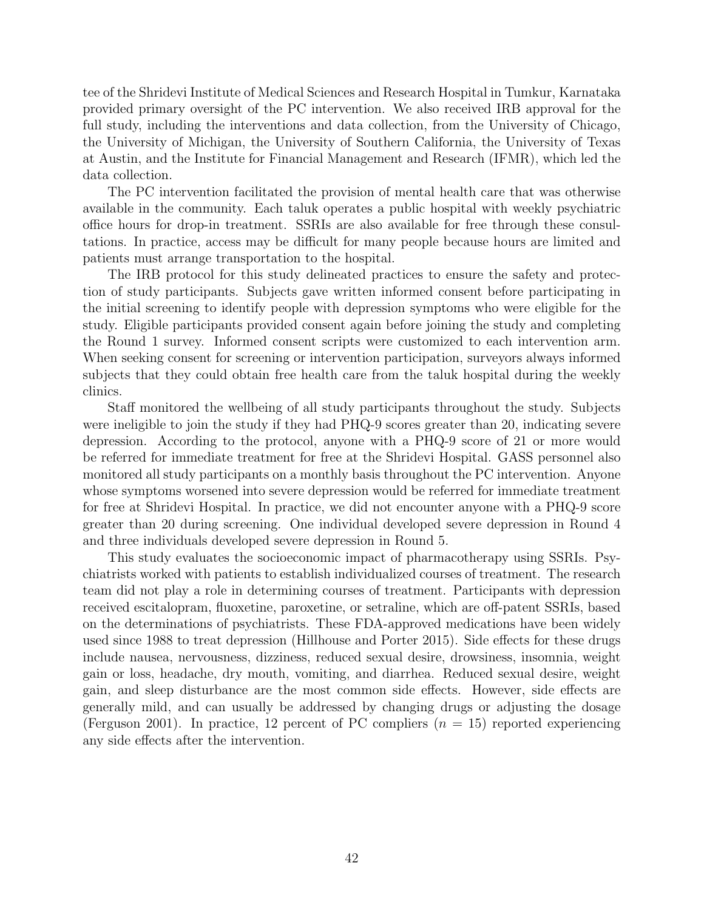tee of the Shridevi Institute of Medical Sciences and Research Hospital in Tumkur, Karnataka provided primary oversight of the PC intervention. We also received IRB approval for the full study, including the interventions and data collection, from the University of Chicago, the University of Michigan, the University of Southern California, the University of Texas at Austin, and the Institute for Financial Management and Research (IFMR), which led the data collection.

The PC intervention facilitated the provision of mental health care that was otherwise available in the community. Each taluk operates a public hospital with weekly psychiatric office hours for drop-in treatment. SSRIs are also available for free through these consultations. In practice, access may be difficult for many people because hours are limited and patients must arrange transportation to the hospital.

The IRB protocol for this study delineated practices to ensure the safety and protection of study participants. Subjects gave written informed consent before participating in the initial screening to identify people with depression symptoms who were eligible for the study. Eligible participants provided consent again before joining the study and completing the Round 1 survey. Informed consent scripts were customized to each intervention arm. When seeking consent for screening or intervention participation, surveyors always informed subjects that they could obtain free health care from the taluk hospital during the weekly clinics.

Staff monitored the wellbeing of all study participants throughout the study. Subjects were ineligible to join the study if they had PHQ-9 scores greater than 20, indicating severe depression. According to the protocol, anyone with a PHQ-9 score of 21 or more would be referred for immediate treatment for free at the Shridevi Hospital. GASS personnel also monitored all study participants on a monthly basis throughout the PC intervention. Anyone whose symptoms worsened into severe depression would be referred for immediate treatment for free at Shridevi Hospital. In practice, we did not encounter anyone with a PHQ-9 score greater than 20 during screening. One individual developed severe depression in Round 4 and three individuals developed severe depression in Round 5.

This study evaluates the socioeconomic impact of pharmacotherapy using SSRIs. Psychiatrists worked with patients to establish individualized courses of treatment. The research team did not play a role in determining courses of treatment. Participants with depression received escitalopram, fluoxetine, paroxetine, or setraline, which are off-patent SSRIs, based on the determinations of psychiatrists. These FDA-approved medications have been widely used since 1988 to treat depression (Hillhouse and Porter 2015). Side effects for these drugs include nausea, nervousness, dizziness, reduced sexual desire, drowsiness, insomnia, weight gain or loss, headache, dry mouth, vomiting, and diarrhea. Reduced sexual desire, weight gain, and sleep disturbance are the most common side effects. However, side effects are generally mild, and can usually be addressed by changing drugs or adjusting the dosage (Ferguson 2001). In practice, 12 percent of PC compliers ($n = 15$) reported experiencing any side effects after the intervention.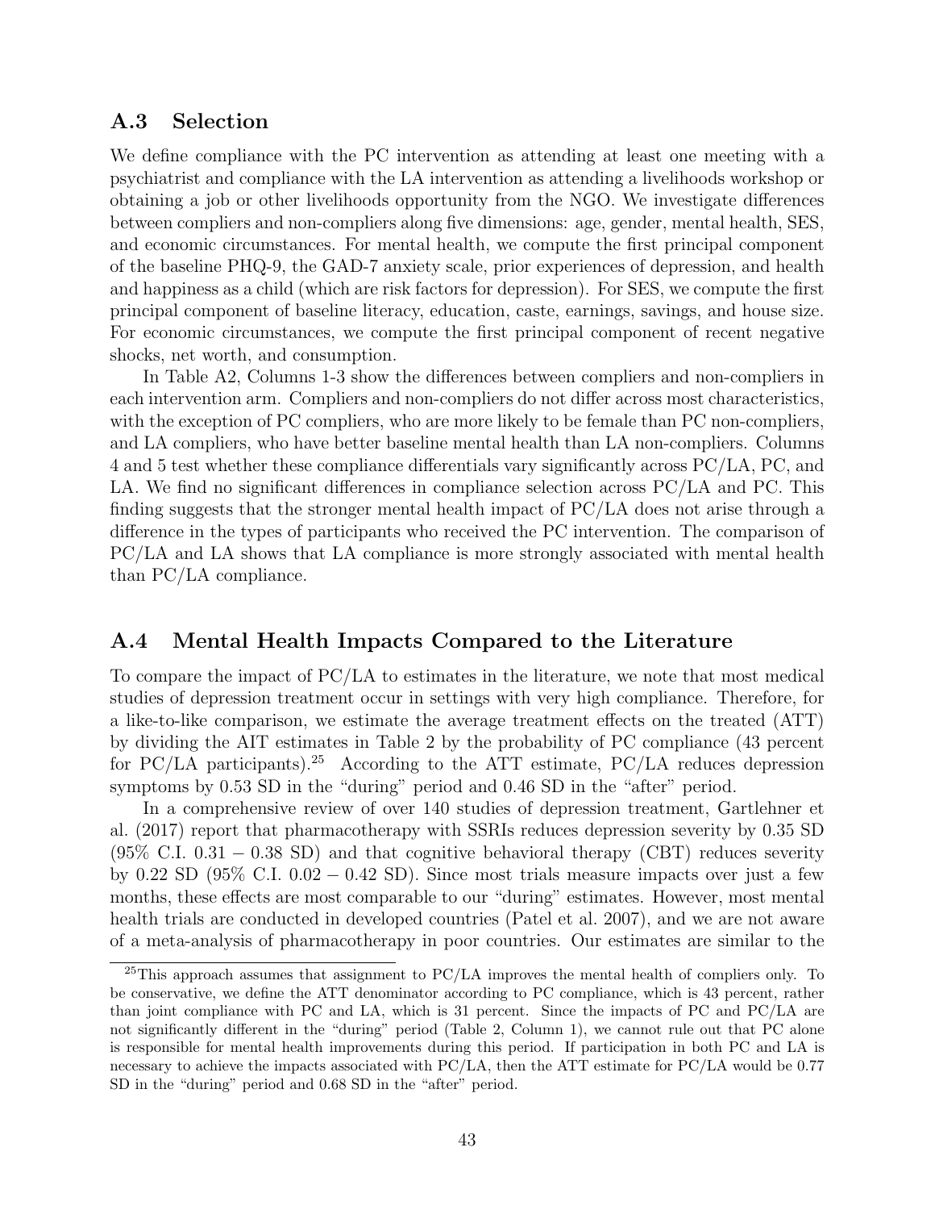## A.3 Selection

We define compliance with the PC intervention as attending at least one meeting with a psychiatrist and compliance with the LA intervention as attending a livelihoods workshop or obtaining a job or other livelihoods opportunity from the NGO. We investigate differences between compliers and non-compliers along five dimensions: age, gender, mental health, SES, and economic circumstances. For mental health, we compute the first principal component of the baseline PHQ-9, the GAD-7 anxiety scale, prior experiences of depression, and health and happiness as a child (which are risk factors for depression). For SES, we compute the first principal component of baseline literacy, education, caste, earnings, savings, and house size. For economic circumstances, we compute the first principal component of recent negative shocks, net worth, and consumption.

In Table A2, Columns 1-3 show the differences between compliers and non-compliers in each intervention arm. Compliers and non-compliers do not differ across most characteristics, with the exception of PC compliers, who are more likely to be female than PC non-compliers, and LA compliers, who have better baseline mental health than LA non-compliers. Columns 4 and 5 test whether these compliance differentials vary significantly across PC/LA, PC, and LA. We find no significant differences in compliance selection across PC/LA and PC. This finding suggests that the stronger mental health impact of PC/LA does not arise through a difference in the types of participants who received the PC intervention. The comparison of PC/LA and LA shows that LA compliance is more strongly associated with mental health than PC/LA compliance.

## A.4 Mental Health Impacts Compared to the Literature

To compare the impact of PC/LA to estimates in the literature, we note that most medical studies of depression treatment occur in settings with very high compliance. Therefore, for a like-to-like comparison, we estimate the average treatment effects on the treated (ATT) by dividing the AIT estimates in Table 2 by the probability of PC compliance (43 percent for PC/LA participants).[25] According to the ATT estimate, PC/LA reduces depression symptoms by 0.53 SD in the "during" period and 0.46 SD in the "after" period.

In a comprehensive review of over 140 studies of depression treatment, Gartlehner et al. (2017) report that pharmacotherapy with SSRIs reduces depression severity by 0.35 SD (95% C.I. 0.31 − 0.38 SD) and that cognitive behavioral therapy (CBT) reduces severity by 0.22 SD (95% C.I. 0.02 − 0.42 SD). Since most trials measure impacts over just a few months, these effects are most comparable to our "during" estimates. However, most mental health trials are conducted in developed countries (Patel et al. 2007), and we are not aware of a meta-analysis of pharmacotherapy in poor countries. Our estimates are similar to the

[25] This approach assumes that assignment to PC/LA improves the mental health of compliers only. To be conservative, we define the ATT denominator according to PC compliance, which is 43 percent, rather than joint compliance with PC and LA, which is 31 percent. Since the impacts of PC and PC/LA are not significantly different in the "during" period (Table 2, Column 1), we cannot rule out that PC alone is responsible for mental health improvements during this period. If participation in both PC and LA is necessary to achieve the impacts associated with PC/LA, then the ATT estimate for PC/LA would be 0.77 SD in the "during" period and 0.68 SD in the "after" period.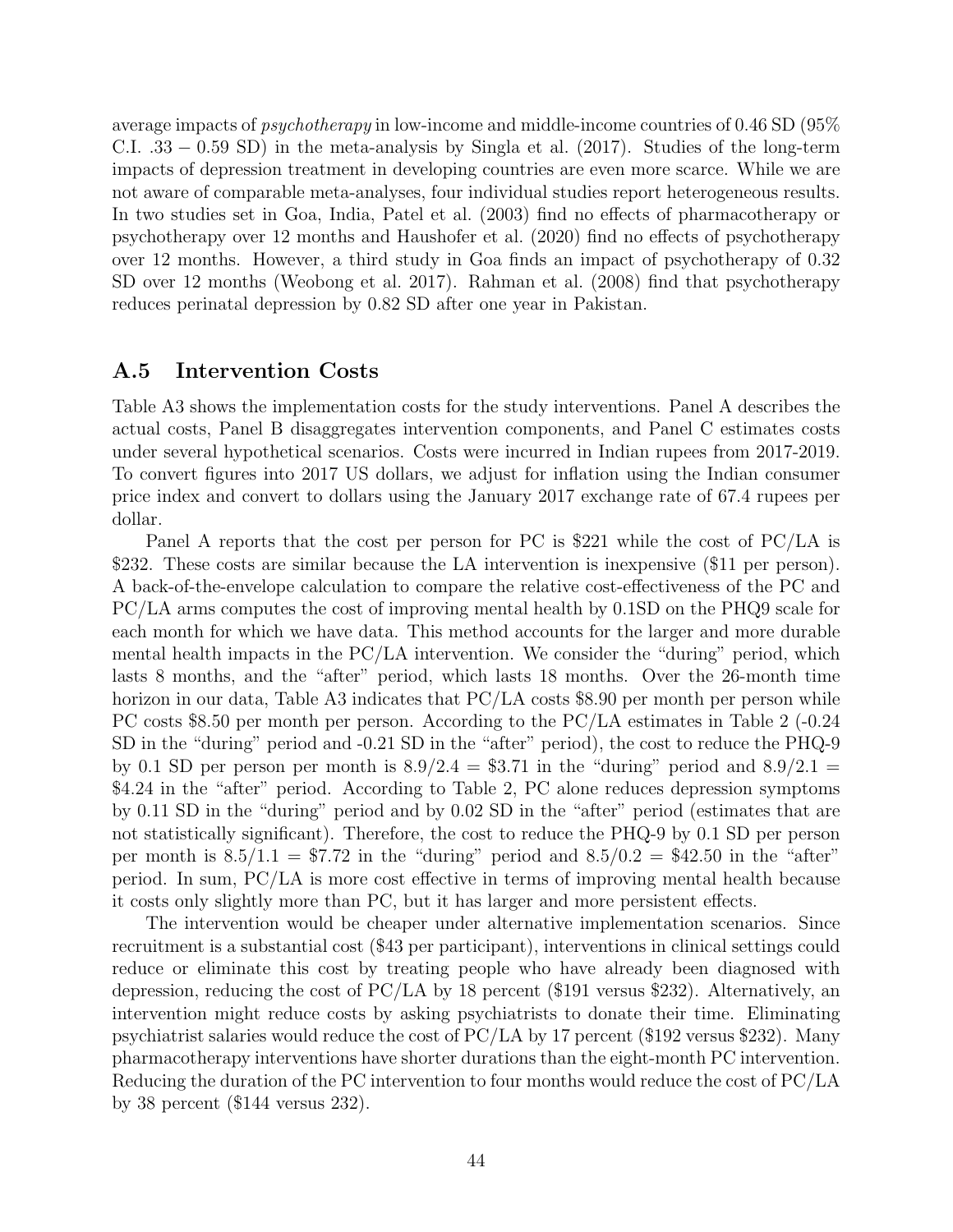average impacts of *psychotherapy* in low-income and middle-income countries of 0.46 SD (95% C.I. .33 − 0.59 SD) in the meta-analysis by Singla et al. (2017). Studies of the long-term impacts of depression treatment in developing countries are even more scarce. While we are not aware of comparable meta-analyses, four individual studies report heterogeneous results. In two studies set in Goa, India, Patel et al. (2003) find no effects of pharmacotherapy or psychotherapy over 12 months and Haushofer et al. (2020) find no effects of psychotherapy over 12 months. However, a third study in Goa finds an impact of psychotherapy of 0.32 SD over 12 months (Weobong et al. 2017). Rahman et al. (2008) find that psychotherapy reduces perinatal depression by 0.82 SD after one year in Pakistan.

## A.5 Intervention Costs

Table A3 shows the implementation costs for the study interventions. Panel A describes the actual costs, Panel B disaggregates intervention components, and Panel C estimates costs under several hypothetical scenarios. Costs were incurred in Indian rupees from 2017-2019. To convert figures into 2017 US dollars, we adjust for inflation using the Indian consumer price index and convert to dollars using the January 2017 exchange rate of 67.4 rupees per dollar.

Panel A reports that the cost per person for PC is $221 while the cost of PC/LA is $232. These costs are similar because the LA intervention is inexpensive ($11 per person). A back-of-the-envelope calculation to compare the relative cost-effectiveness of the PC and PC/LA arms computes the cost of improving mental health by 0.1SD on the PHQ9 scale for each month for which we have data. This method accounts for the larger and more durable mental health impacts in the PC/LA intervention. We consider the "during" period, which lasts 8 months, and the "after" period, which lasts 18 months. Over the 26-month time horizon in our data, Table A3 indicates that PC/LA costs $8.90 per month per person while PC costs $8.50 per month per person. According to the PC/LA estimates in Table 2 (-0.24 SD in the "during" period and -0.21 SD in the "after" period), the cost to reduce the PHQ-9 by 0.1 SD per person per month is $8.9/2.4 = \$3.71$ in the "during" period and $8.9/2.1 = \$4.24$ in the "after" period. According to Table 2, PC alone reduces depression symptoms by 0.11 SD in the "during" period and by 0.02 SD in the "after" period (estimates that are not statistically significant). Therefore, the cost to reduce the PHQ-9 by 0.1 SD per person per month is $8.5/1.1 = \$7.72$ in the "during" period and $8.5/0.2 = \$42.50$ in the "after" period. In sum, PC/LA is more cost effective in terms of improving mental health because it costs only slightly more than PC, but it has larger and more persistent effects.

The intervention would be cheaper under alternative implementation scenarios. Since recruitment is a substantial cost ($43 per participant), interventions in clinical settings could reduce or eliminate this cost by treating people who have already been diagnosed with depression, reducing the cost of PC/LA by 18 percent ($191 versus $232). Alternatively, an intervention might reduce costs by asking psychiatrists to donate their time. Eliminating psychiatrist salaries would reduce the cost of PC/LA by 17 percent ($192 versus $232). Many pharmacotherapy interventions have shorter durations than the eight-month PC intervention. Reducing the duration of the PC intervention to four months would reduce the cost of PC/LA by 38 percent ($144 versus 232).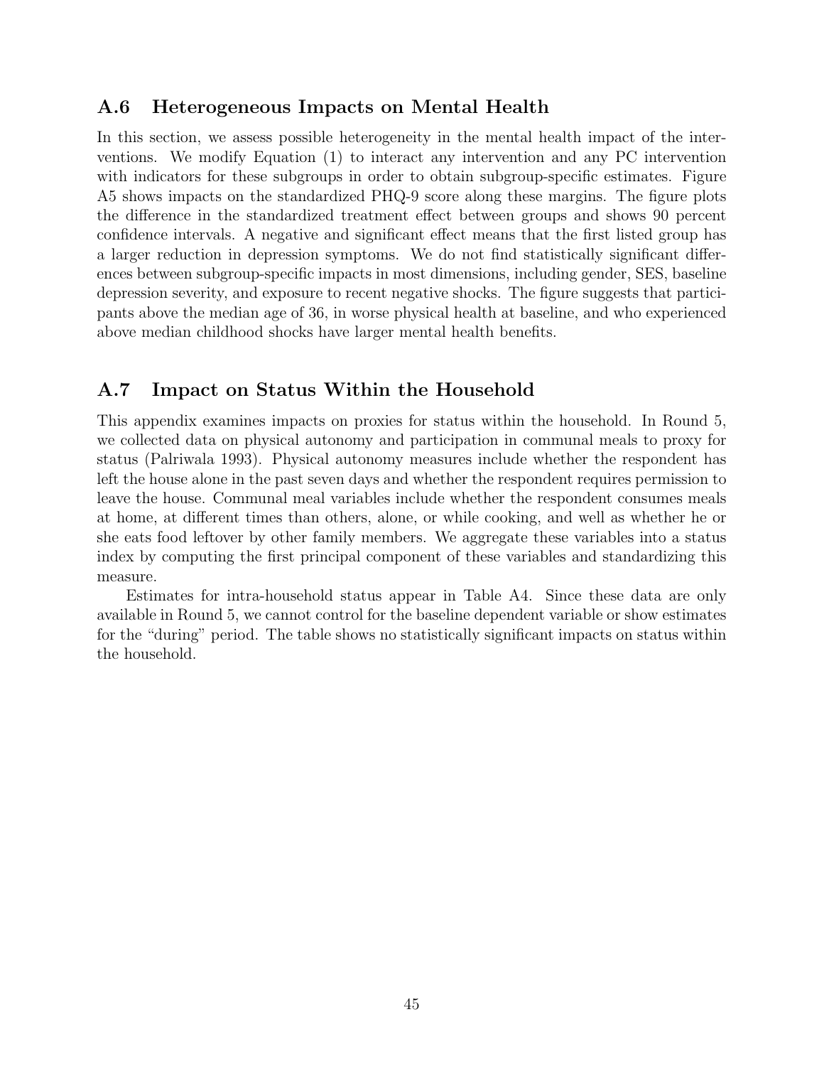## A.6 Heterogeneous Impacts on Mental Health

In this section, we assess possible heterogeneity in the mental health impact of the interventions. We modify Equation (1) to interact any intervention and any PC intervention with indicators for these subgroups in order to obtain subgroup-specific estimates. Figure A5 shows impacts on the standardized PHQ-9 score along these margins. The figure plots the difference in the standardized treatment effect between groups and shows 90 percent confidence intervals. A negative and significant effect means that the first listed group has a larger reduction in depression symptoms. We do not find statistically significant differences between subgroup-specific impacts in most dimensions, including gender, SES, baseline depression severity, and exposure to recent negative shocks. The figure suggests that participants above the median age of 36, in worse physical health at baseline, and who experienced above median childhood shocks have larger mental health benefits.

## A.7 Impact on Status Within the Household

This appendix examines impacts on proxies for status within the household. In Round 5, we collected data on physical autonomy and participation in communal meals to proxy for status (Palriwala 1993). Physical autonomy measures include whether the respondent has left the house alone in the past seven days and whether the respondent requires permission to leave the house. Communal meal variables include whether the respondent consumes meals at home, at different times than others, alone, or while cooking, and well as whether he or she eats food leftover by other family members. We aggregate these variables into a status index by computing the first principal component of these variables and standardizing this measure.

Estimates for intra-household status appear in Table A4. Since these data are only available in Round 5, we cannot control for the baseline dependent variable or show estimates for the "during" period. The table shows no statistically significant impacts on status within the household.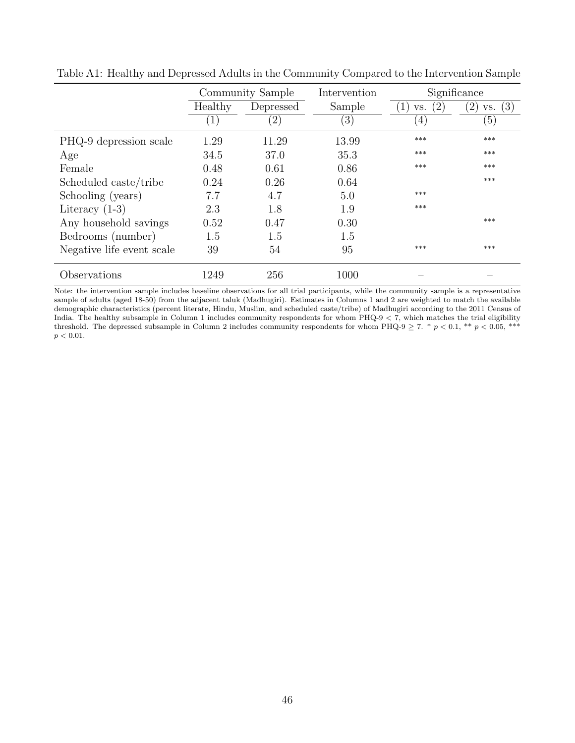Table A1: Healthy and Depressed Adults in the Community Compared to the Intervention Sample

| | Community Sample | | Intervention | Significance | |
|---|---|---|---|---|---|
| | Healthy | Depressed | Sample | (1) vs. (2) | (2) vs. (3) |
| | (1) | (2) | (3) | (4) | (5) |
| PHQ-9 depression scale | 1.29 | 11.29 | 13.99 | *** | *** |
| Age | 34.5 | 37.0 | 35.3 | *** | *** |
| Female | 0.48 | 0.61 | 0.86 | *** | *** |
| Scheduled caste/tribe | 0.24 | 0.26 | 0.64 | | *** |
| Schooling (years) | 7.7 | 4.7 | 5.0 | *** | |
| Literacy (1-3) | 2.3 | 1.8 | 1.9 | *** | |
| Any household savings | 0.52 | 0.47 | 0.30 | | *** |
| Bedrooms (number) | 1.5 | 1.5 | 1.5 | | |
| Negative life event scale | 39 | 54 | 95 | *** | *** |
| Observations | 1249 | 256 | 1000 | – | – |

Note: the intervention sample includes baseline observations for all trial participants, while the community sample is a representative sample of adults (aged 18-50) from the adjacent taluk (Madhugiri). Estimates in Columns 1 and 2 are weighted to match the available demographic characteristics (percent literate, Hindu, Muslim, and scheduled caste/tribe) of Madhugiri according to the 2011 Census of India. The healthy subsample in Column 1 includes community respondents for whom PHQ-9 $< 7$, which matches the trial eligibility threshold. The depressed subsample in Column 2 includes community respondents for whom PHQ-9 $\geq 7$. * $p < 0.1$, ** $p < 0.05$, *** $p < 0.01$.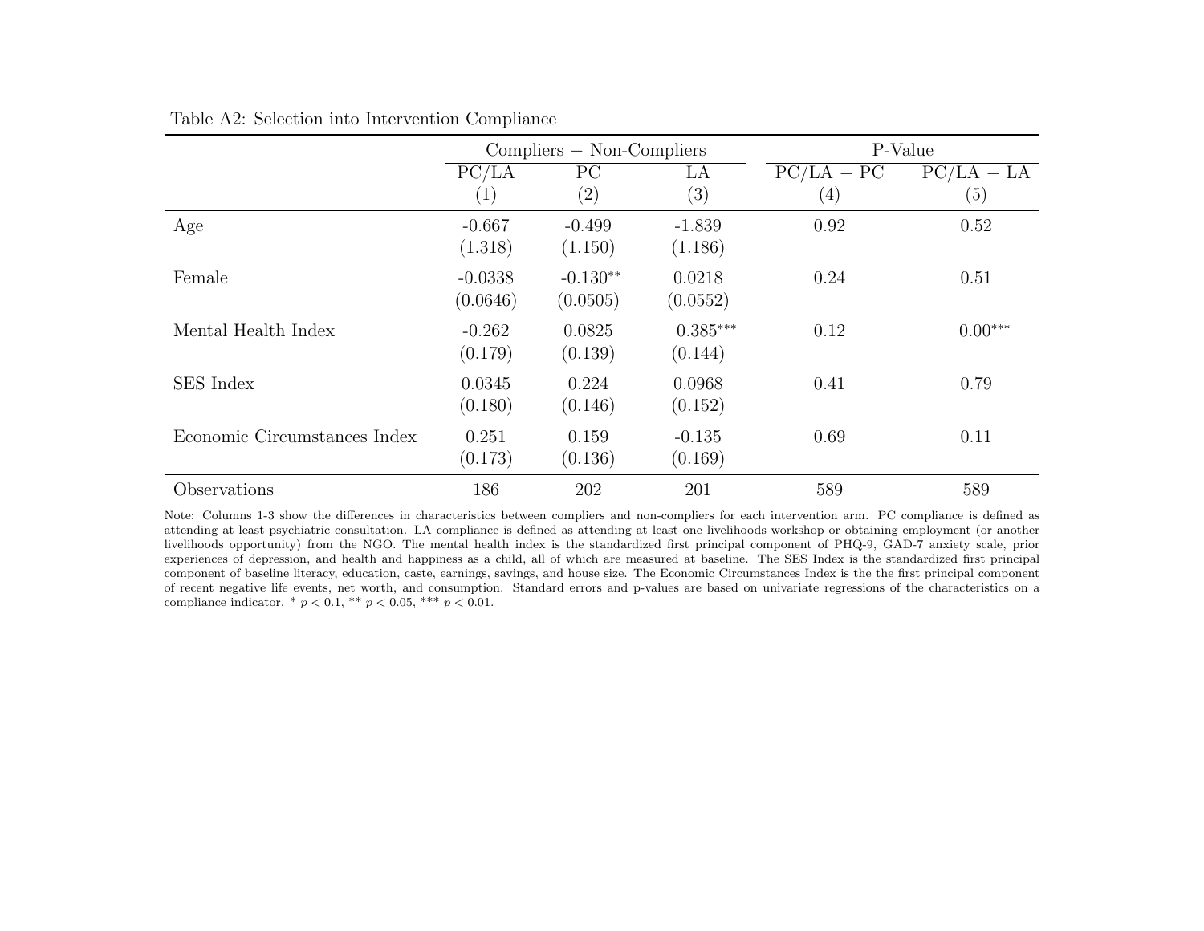Table A2: Selection into Intervention Compliance

| | Compliers − Non-Compliers | | | P-Value | |
|---|---|---|---|---|---|
| | PC/LA | PC | LA | PC/LA − PC | PC/LA − LA |
| | (1) | (2) | (3) | (4) | (5) |
| Age | -0.667 | -0.499 | -1.839 | 0.92 | 0.52 |
| | (1.318) | (1.150) | (1.186) | | |
| Female | -0.0338 | -0.130** | 0.0218 | 0.24 | 0.51 |
| | (0.0646) | (0.0505) | (0.0552) | | |
| Mental Health Index | -0.262 | 0.0825 | 0.385*** | 0.12 | 0.00*** |
| | (0.179) | (0.139) | (0.144) | | |
| SES Index | 0.0345 | 0.224 | 0.0968 | 0.41 | 0.79 |
| | (0.180) | (0.146) | (0.152) | | |
| Economic Circumstances Index | 0.251 | 0.159 | -0.135 | 0.69 | 0.11 |
| | (0.173) | (0.136) | (0.169) | | |
| Observations | 186 | 202 | 201 | 589 | 589 |

Note: Columns 1-3 show the differences in characteristics between compliers and non-compliers for each intervention arm. PC compliance is defined as attending at least psychiatric consultation. LA compliance is defined as attending at least one livelihoods workshop or obtaining employment (or another livelihoods opportunity) from the NGO. The mental health index is the standardized first principal component of PHQ-9, GAD-7 anxiety scale, prior experiences of depression, and health and happiness as a child, all of which are measured at baseline. The SES Index is the standardized first principal component of baseline literacy, education, caste, earnings, savings, and house size. The Economic Circumstances Index is the the first principal component of recent negative life events, net worth, and consumption. Standard errors and p-values are based on univariate regressions of the characteristics on a compliance indicator. * $p < 0.1$, ** $p < 0.05$, *** $p < 0.01$.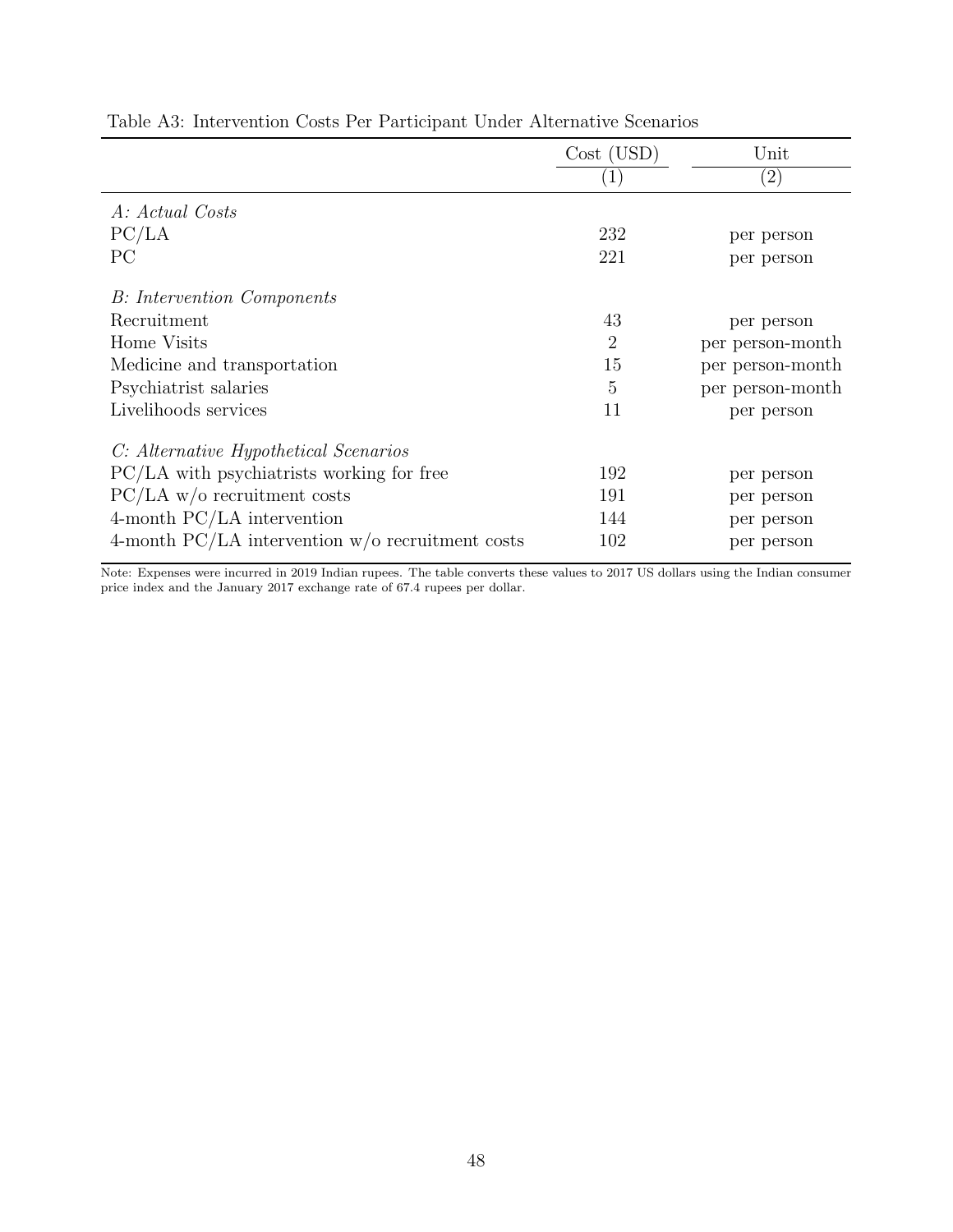Table A3: Intervention Costs Per Participant Under Alternative Scenarios

| | Cost (USD) | Unit |
|---|---|---|
| | (1) | (2) |
| *A: Actual Costs* | | |
| PC/LA | 232 | per person |
| PC | 221 | per person |
| *B: Intervention Components* | | |
| Recruitment | 43 | per person |
| Home Visits | 2 | per person-month |
| Medicine and transportation | 15 | per person-month |
| Psychiatrist salaries | 5 | per person-month |
| Livelihoods services | 11 | per person |
| *C: Alternative Hypothetical Scenarios* | | |
| PC/LA with psychiatrists working for free | 192 | per person |
| PC/LA w/o recruitment costs | 191 | per person |
| 4-month PC/LA intervention | 144 | per person |
| 4-month PC/LA intervention w/o recruitment costs | 102 | per person |

Note: Expenses were incurred in 2019 Indian rupees. The table converts these values to 2017 US dollars using the Indian consumer price index and the January 2017 exchange rate of 67.4 rupees per dollar.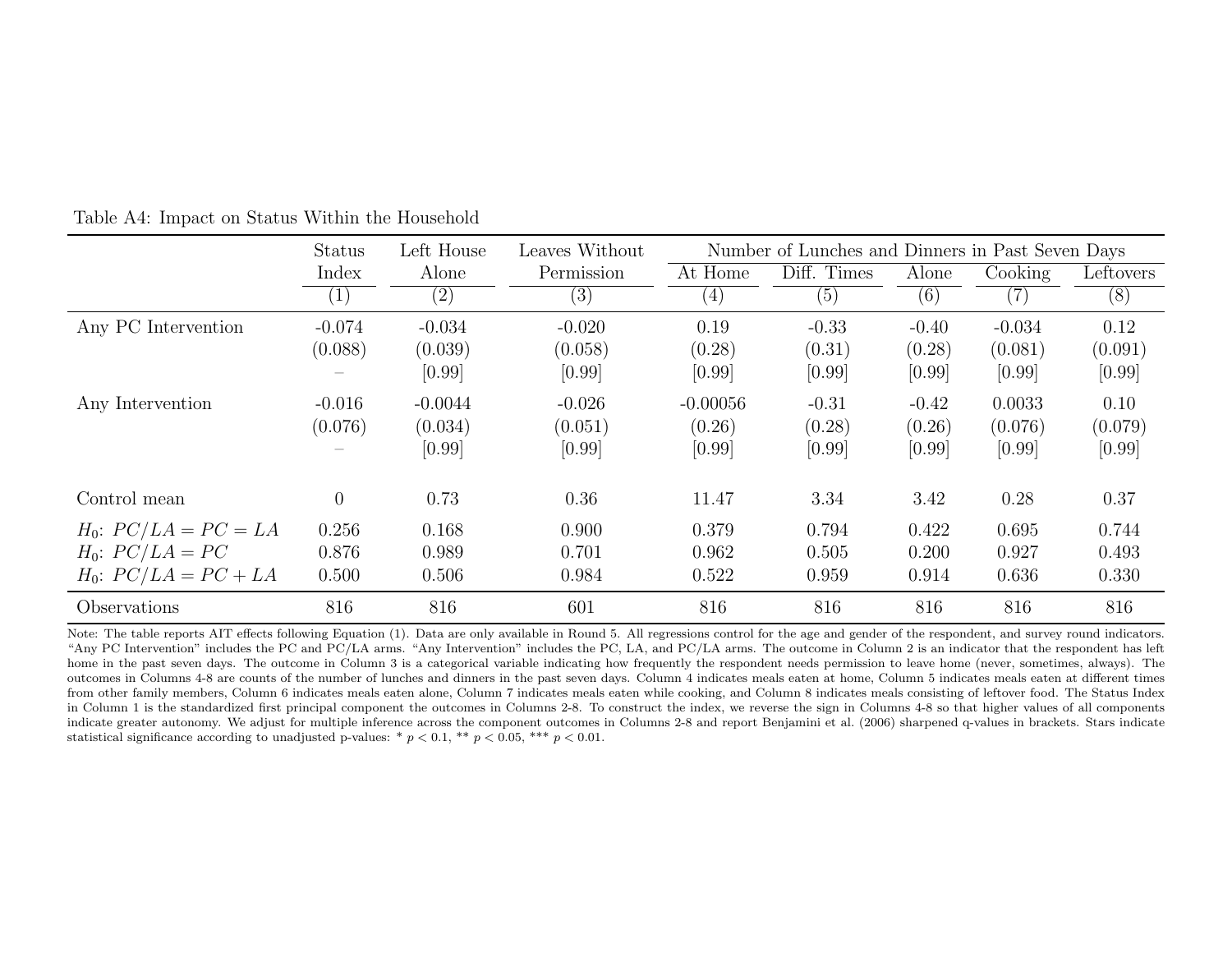Table A4: Impact on Status Within the Household

| | Status Index | Left House Alone | Leaves Without Permission | Number of Lunches and Dinners in Past Seven Days | | | | |
|---|---|---|---|---|---|---|---|---|
| | | | | At Home | Diff. Times | Alone | Cooking | Leftovers |
| | (1) | (2) | (3) | (4) | (5) | (6) | (7) | (8) |
| Any PC Intervention | -0.074 | -0.034 | -0.020 | 0.19 | -0.33 | -0.40 | -0.034 | 0.12 |
| | (0.088) | (0.039) | (0.058) | (0.28) | (0.31) | (0.28) | (0.081) | (0.091) |
| | – | [0.99] | [0.99] | [0.99] | [0.99] | [0.99] | [0.99] | [0.99] |
| Any Intervention | -0.016 | -0.0044 | -0.026 | -0.00056 | -0.31 | -0.42 | 0.0033 | 0.10 |
| | (0.076) | (0.034) | (0.051) | (0.26) | (0.28) | (0.26) | (0.076) | (0.079) |
| | – | [0.99] | [0.99] | [0.99] | [0.99] | [0.99] | [0.99] | [0.99] |
| Control mean | 0 | 0.73 | 0.36 | 11.47 | 3.34 | 3.42 | 0.28 | 0.37 |
| $H_0$: $PC/LA = PC = LA$ | 0.256 | 0.168 | 0.900 | 0.379 | 0.794 | 0.422 | 0.695 | 0.744 |
| $H_0$: $PC/LA = PC$ | 0.876 | 0.989 | 0.701 | 0.962 | 0.505 | 0.200 | 0.927 | 0.493 |
| $H_0$: $PC/LA = PC + LA$ | 0.500 | 0.506 | 0.984 | 0.522 | 0.959 | 0.914 | 0.636 | 0.330 |
| Observations | 816 | 816 | 601 | 816 | 816 | 816 | 816 | 816 |

Note: The table reports AIT effects following Equation (1). Data are only available in Round 5. All regressions control for the age and gender of the respondent, and survey round indicators. "Any PC Intervention" includes the PC and PC/LA arms. "Any Intervention" includes the PC, LA, and PC/LA arms. The outcome in Column 2 is an indicator that the respondent has left home in the past seven days. The outcome in Column 3 is a categorical variable indicating how frequently the respondent needs permission to leave home (never, sometimes, always). The outcomes in Columns 4-8 are counts of the number of lunches and dinners in the past seven days. Column 4 indicates meals eaten at home, Column 5 indicates meals eaten at different times from other family members, Column 6 indicates meals eaten alone, Column 7 indicates meals eaten while cooking, and Column 8 indicates meals consisting of leftover food. The Status Index in Column 1 is the standardized first principal component the outcomes in Columns 2-8. To construct the index, we reverse the sign in Columns 4-8 so that higher values of all components indicate greater autonomy. We adjust for multiple inference across the component outcomes in Columns 2-8 and report Benjamini et al. (2006) sharpened q-values in brackets. Stars indicate statistical significance according to unadjusted p-values: * $p < 0.1$, ** $p < 0.05$, *** $p < 0.01$.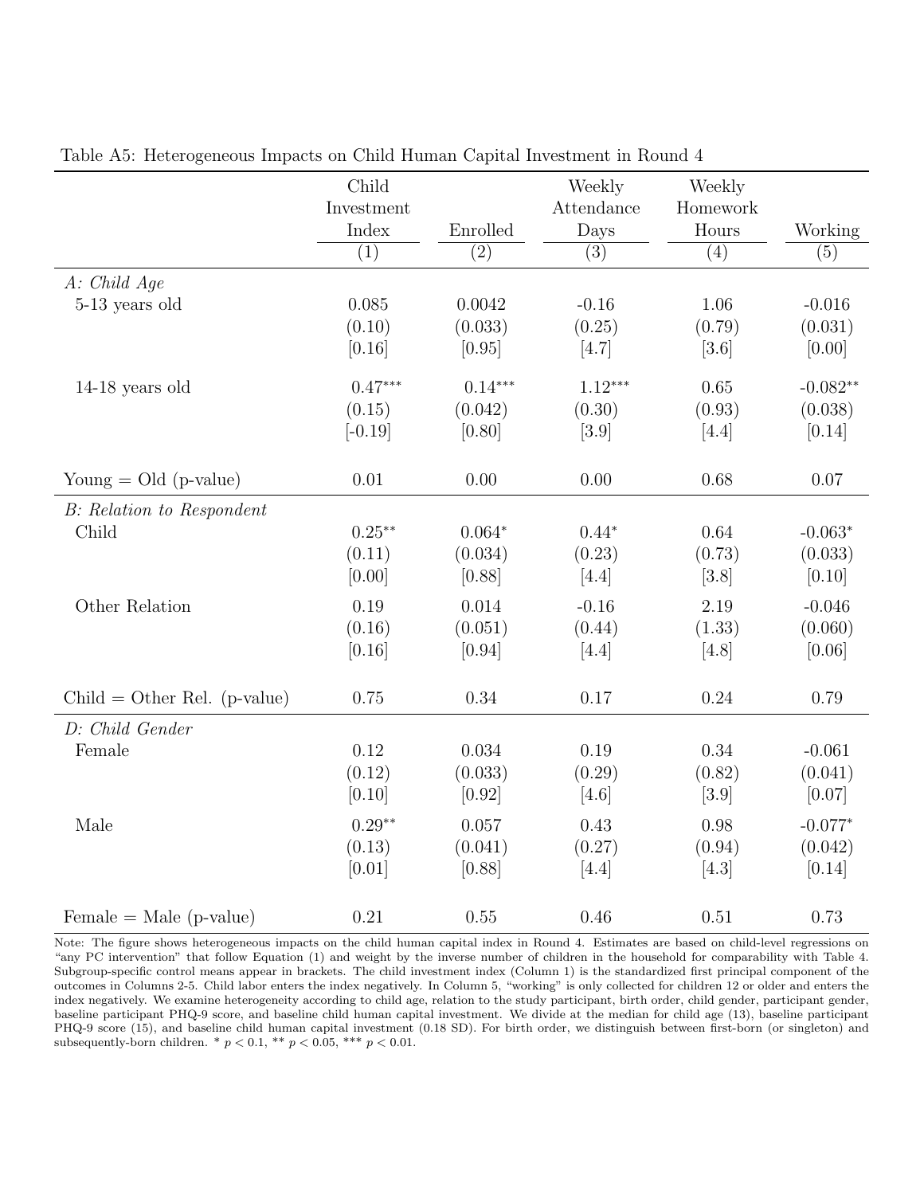Table A5: Heterogeneous Impacts on Child Human Capital Investment in Round 4

| | Child Investment Index | Enrolled | Weekly Attendance Days | Weekly Homework Hours | Working |
|---|---|---|---|---|---|
| | (1) | (2) | (3) | (4) | (5) |
| *A: Child Age* | | | | | |
| 5-13 years old | 0.085 | 0.0042 | -0.16 | 1.06 | -0.016 |
| | (0.10) | (0.033) | (0.25) | (0.79) | (0.031) |
| | [0.16] | [0.95] | [4.7] | [3.6] | [0.00] |
| 14-18 years old | 0.47*** | 0.14*** | 1.12*** | 0.65 | -0.082** |
| | (0.15) | (0.042) | (0.30) | (0.93) | (0.038) |
| | [-0.19] | [0.80] | [3.9] | [4.4] | [0.14] |
| Young = Old (p-value) | 0.01 | 0.00 | 0.00 | 0.68 | 0.07 |
| *B: Relation to Respondent* | | | | | |
| Child | 0.25** | 0.064* | 0.44* | 0.64 | -0.063* |
| | (0.11) | (0.034) | (0.23) | (0.73) | (0.033) |
| | [0.00] | [0.88] | [4.4] | [3.8] | [0.10] |
| Other Relation | 0.19 | 0.014 | -0.16 | 2.19 | -0.046 |
| | (0.16) | (0.051) | (0.44) | (1.33) | (0.060) |
| | [0.16] | [0.94] | [4.4] | [4.8] | [0.06] |
| Child = Other Rel. (p-value) | 0.75 | 0.34 | 0.17 | 0.24 | 0.79 |
| *D: Child Gender* | | | | | |
| Female | 0.12 | 0.034 | 0.19 | 0.34 | -0.061 |
| | (0.12) | (0.033) | (0.29) | (0.82) | (0.041) |
| | [0.10] | [0.92] | [4.6] | [3.9] | [0.07] |
| Male | 0.29** | 0.057 | 0.43 | 0.98 | -0.077* |
| | (0.13) | (0.041) | (0.27) | (0.94) | (0.042) |
| | [0.01] | [0.88] | [4.4] | [4.3] | [0.14] |
| Female = Male (p-value) | 0.21 | 0.55 | 0.46 | 0.51 | 0.73 |

Note: The figure shows heterogeneous impacts on the child human capital index in Round 4. Estimates are based on child-level regressions on "any PC intervention" that follow Equation (1) and weight by the inverse number of children in the household for comparability with Table 4. Subgroup-specific control means appear in brackets. The child investment index (Column 1) is the standardized first principal component of the outcomes in Columns 2-5. Child labor enters the index negatively. In Column 5, "working" is only collected for children 12 or older and enters the index negatively. We examine heterogeneity according to child age, relation to the study participant, birth order, child gender, participant gender, baseline participant PHQ-9 score, and baseline child human capital investment. We divide at the median for child age (13), baseline participant PHQ-9 score (15), and baseline child human capital investment (0.18 SD). For birth order, we distinguish between first-born (or singleton) and subsequently-born children. * $p < 0.1$, ** $p < 0.05$, *** $p < 0.01$.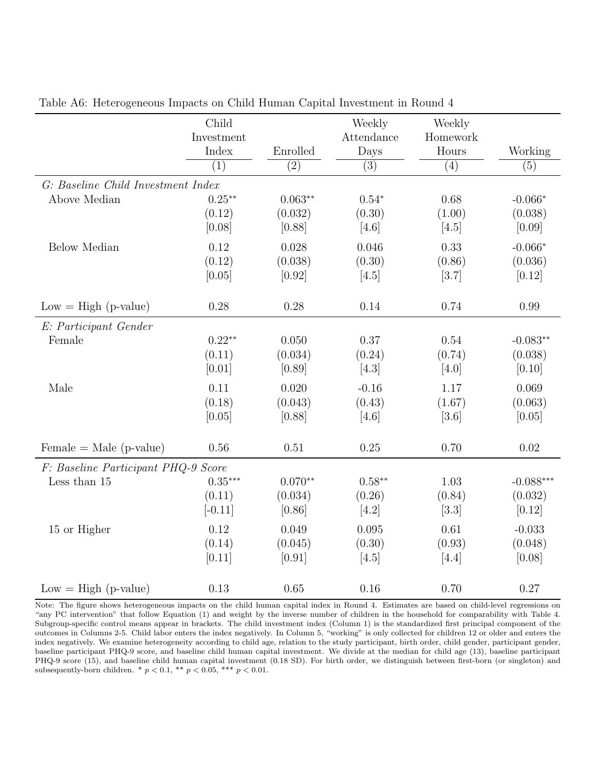Table A6: Heterogeneous Impacts on Child Human Capital Investment in Round 4

| | Child Investment Index | Enrolled | Weekly Attendance Days | Weekly Homework Hours | Working |
|---|---|---|---|---|---|
| | (1) | (2) | (3) | (4) | (5) |
| *G: Baseline Child Investment Index* | | | | | |
| Above Median | $0.25^{**}$ | $0.063^{**}$ | $0.54^{*}$ | 0.68 | $-0.066^{*}$ |
| | (0.12) | (0.032) | (0.30) | (1.00) | (0.038) |
| | [0.08] | [0.88] | [4.6] | [4.5] | [0.09] |
| Below Median | 0.12 | 0.028 | 0.046 | 0.33 | $-0.066^{*}$ |
| | (0.12) | (0.038) | (0.30) | (0.86) | (0.036) |
| | [0.05] | [0.92] | [4.5] | [3.7] | [0.12] |
| Low = High (p-value) | 0.28 | 0.28 | 0.14 | 0.74 | 0.99 |
| *E: Participant Gender* | | | | | |
| Female | $0.22^{**}$ | 0.050 | 0.37 | 0.54 | $-0.083^{**}$ |
| | (0.11) | (0.034) | (0.24) | (0.74) | (0.038) |
| | [0.01] | [0.89] | [4.3] | [4.0] | [0.10] |
| Male | 0.11 | 0.020 | -0.16 | 1.17 | 0.069 |
| | (0.18) | (0.043) | (0.43) | (1.67) | (0.063) |
| | [0.05] | [0.88] | [4.6] | [3.6] | [0.05] |
| Female = Male (p-value) | 0.56 | 0.51 | 0.25 | 0.70 | 0.02 |
| *F: Baseline Participant PHQ-9 Score* | | | | | |
| Less than 15 | $0.35^{***}$ | $0.070^{**}$ | $0.58^{**}$ | 1.03 | $-0.088^{***}$ |
| | (0.11) | (0.034) | (0.26) | (0.84) | (0.032) |
| | [-0.11] | [0.86] | [4.2] | [3.3] | [0.12] |
| 15 or Higher | 0.12 | 0.049 | 0.095 | 0.61 | -0.033 |
| | (0.14) | (0.045) | (0.30) | (0.93) | (0.048) |
| | [0.11] | [0.91] | [4.5] | [4.4] | [0.08] |
| Low = High (p-value) | 0.13 | 0.65 | 0.16 | 0.70 | 0.27 |

Note: The figure shows heterogeneous impacts on the child human capital index in Round 4. Estimates are based on child-level regressions on "any PC intervention" that follow Equation (1) and weight by the inverse number of children in the household for comparability with Table 4. Subgroup-specific control means appear in brackets. The child investment index (Column 1) is the standardized first principal component of the outcomes in Columns 2-5. Child labor enters the index negatively. In Column 5, "working" is only collected for children 12 or older and enters the index negatively. We examine heterogeneity according to child age, relation to the study participant, birth order, child gender, participant gender, baseline participant PHQ-9 score, and baseline child human capital investment. We divide at the median for child age (13), baseline participant PHQ-9 score (15), and baseline child human capital investment (0.18 SD). For birth order, we distinguish between first-born (or singleton) and subsequently-born children. * $p < 0.1$, ** $p < 0.05$, *** $p < 0.01$.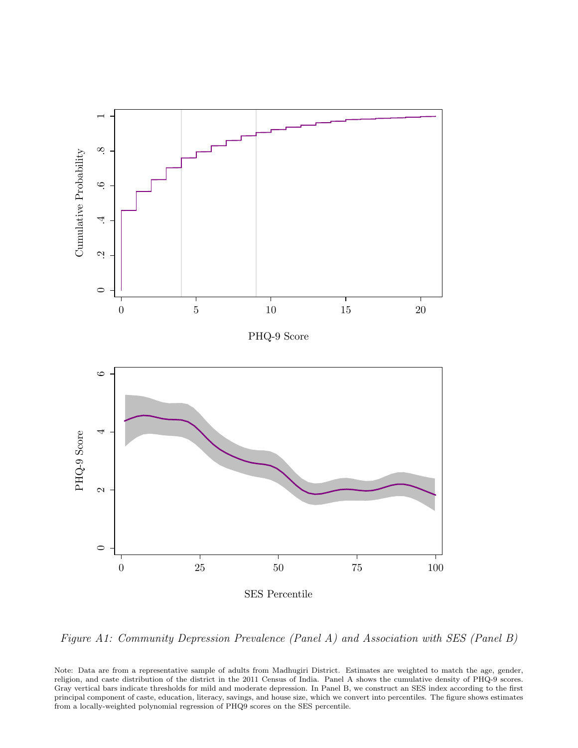*Figure A1: Community Depression Prevalence (Panel A) and Association with SES (Panel B)*

Note: Data are from a representative sample of adults from Madhugiri District. Estimates are weighted to match the age, gender, religion, and caste distribution of the district in the 2011 Census of India. Panel A shows the cumulative density of PHQ-9 scores. Gray vertical bars indicate thresholds for mild and moderate depression. In Panel B, we construct an SES index according to the first principal component of caste, education, literacy, savings, and house size, which we convert into percentiles. The figure shows estimates from a locally-weighted polynomial regression of PHQ9 scores on the SES percentile.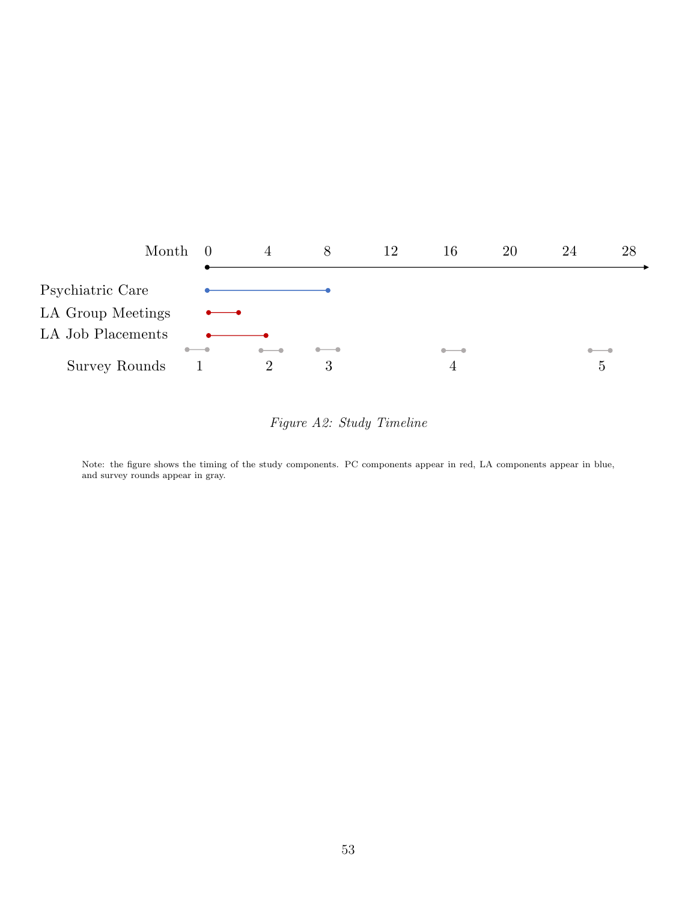| Month | 0 | 4 | 8 | 12 | 16 | 20 | 24 | 28 |
|---|---|---|---|---|---|---|---|---|

Psychiatric Care

LA Group Meetings

LA Job Placements

Survey Rounds 1 2 3 4 5

*Figure A2: Study Timeline*

Note: the figure shows the timing of the study components. PC components appear in red, LA components appear in blue, and survey rounds appear in gray.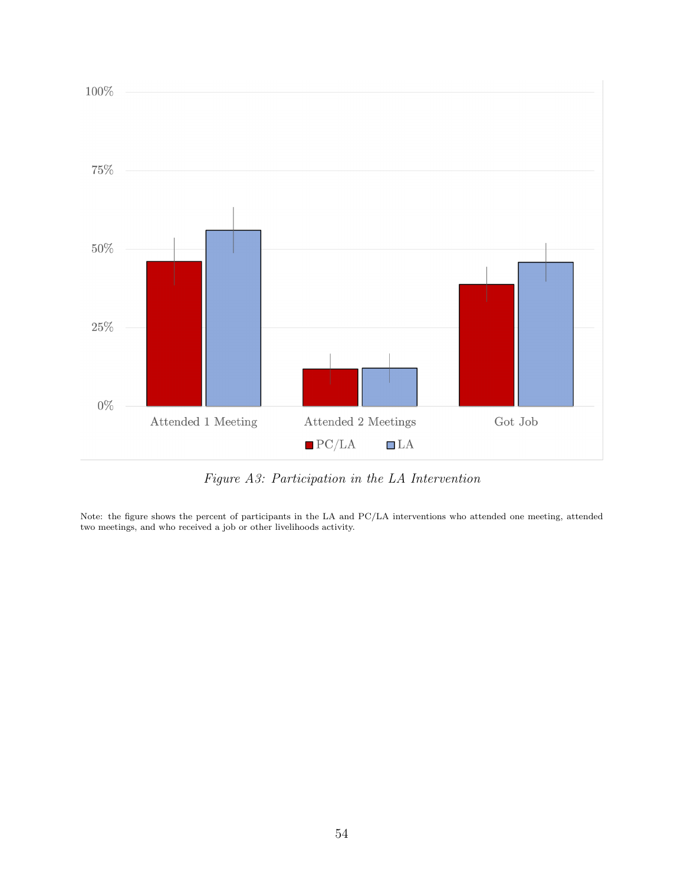*Figure A3: Participation in the LA Intervention*

Note: the figure shows the percent of participants in the LA and PC/LA interventions who attended one meeting, attended two meetings, and who received a job or other livelihoods activity.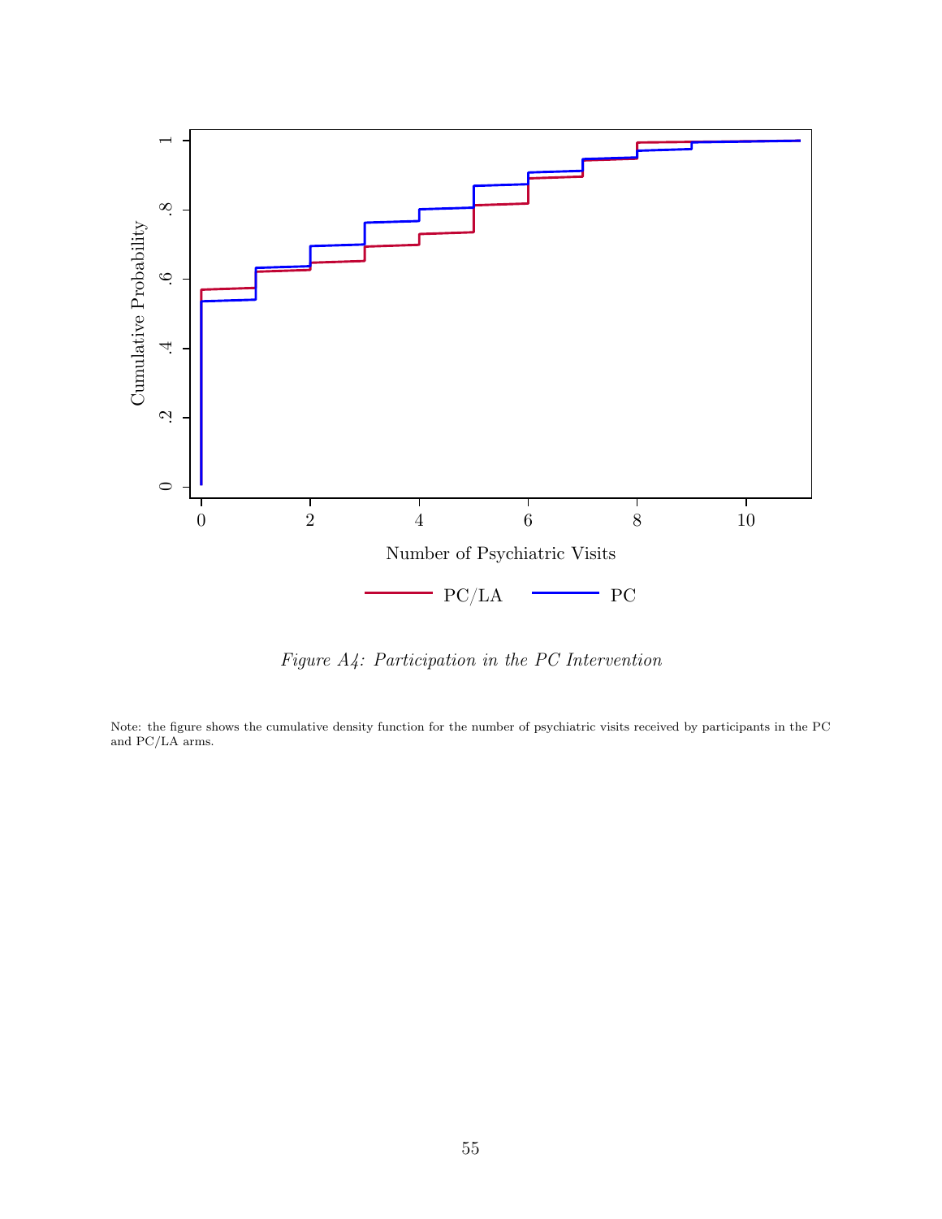*Figure A4: Participation in the PC Intervention*

Note: the figure shows the cumulative density function for the number of psychiatric visits received by participants in the PC and PC/LA arms.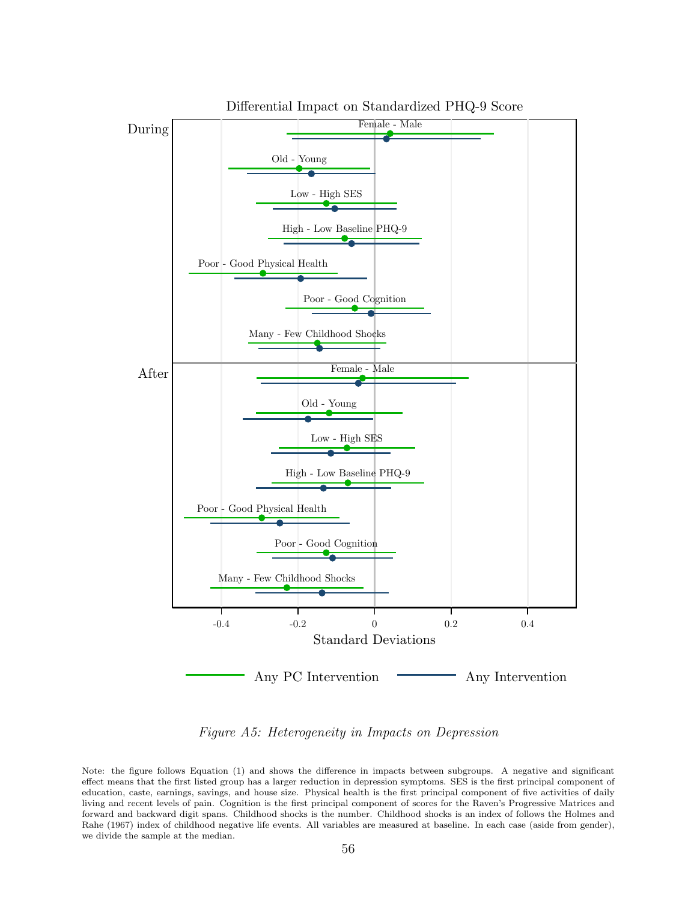Differential Impact on Standardized PHQ-9 Score

During: Female - Male; Old - Young; Low - High SES; High - Low Baseline PHQ-9; Poor - Good Physical Health; Poor - Good Cognition; Many - Few Childhood Shocks

After: Female - Male; Old - Young; Low - High SES; High - Low Baseline PHQ-9; Poor - Good Physical Health; Poor - Good Cognition; Many - Few Childhood Shocks

-0.4 -0.2 0 0.2 0.4

Standard Deviations

Any PC Intervention — Any Intervention

*Figure A5: Heterogeneity in Impacts on Depression*

Note: the figure follows Equation (1) and shows the difference in impacts between subgroups. A negative and significant effect means that the first listed group has a larger reduction in depression symptoms. SES is the first principal component of education, caste, earnings, savings, and house size. Physical health is the first principal component of five activities of daily living and recent levels of pain. Cognition is the first principal component of scores for the Raven's Progressive Matrices and forward and backward digit spans. Childhood shocks is the number. Childhood shocks is an index of follows the Holmes and Rahe (1967) index of childhood negative life events. All variables are measured at baseline. In each case (aside from gender), we divide the sample at the median.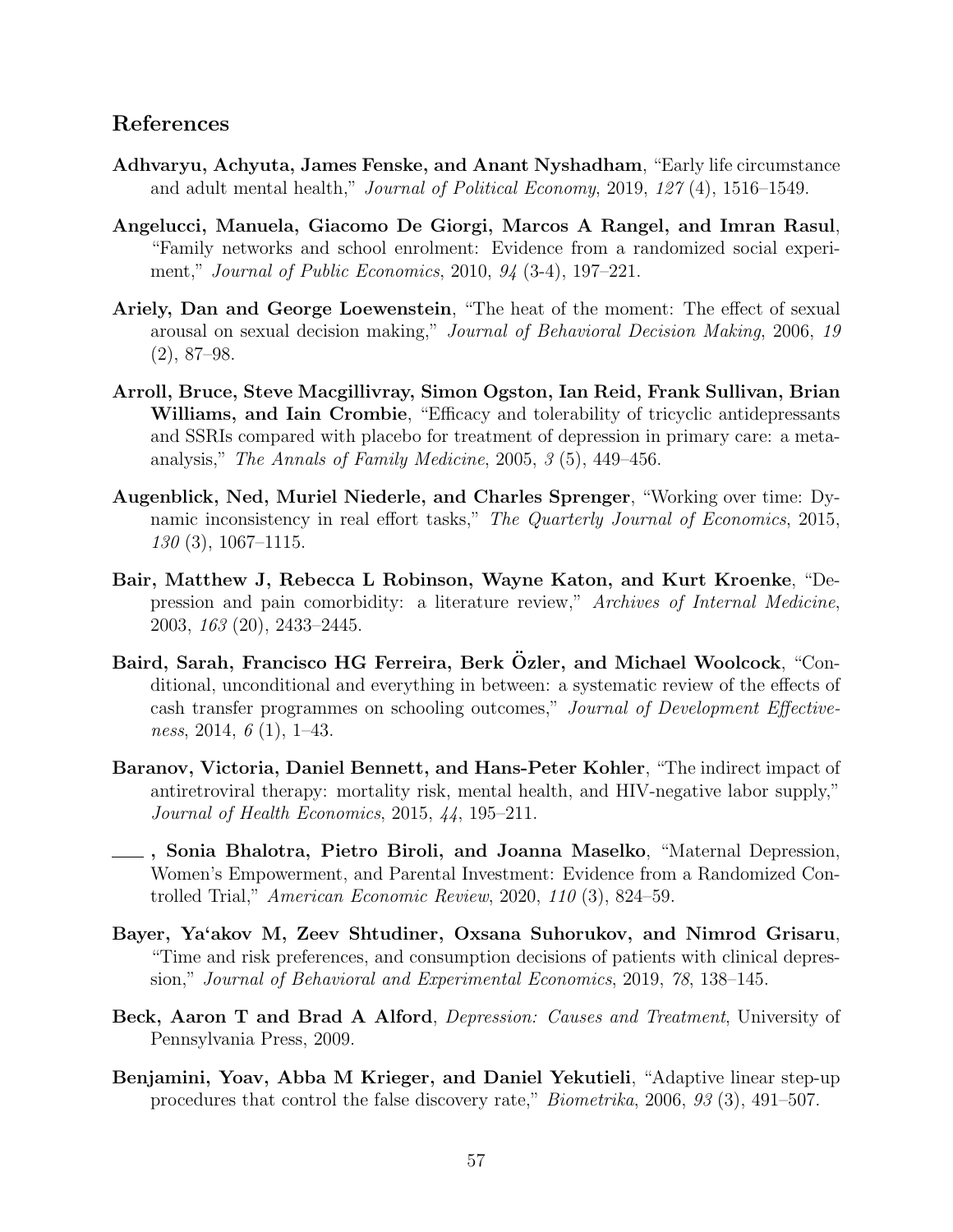## References

**Adhvaryu, Achyuta, James Fenske, and Anant Nyshadham**, "Early life circumstance and adult mental health," *Journal of Political Economy*, 2019, *127* (4), 1516–1549.

**Angelucci, Manuela, Giacomo De Giorgi, Marcos A Rangel, and Imran Rasul**, "Family networks and school enrolment: Evidence from a randomized social experiment," *Journal of Public Economics*, 2010, *94* (3-4), 197–221.

**Ariely, Dan and George Loewenstein**, "The heat of the moment: The effect of sexual arousal on sexual decision making," *Journal of Behavioral Decision Making*, 2006, *19* (2), 87–98.

**Arroll, Bruce, Steve Macgillivray, Simon Ogston, Ian Reid, Frank Sullivan, Brian Williams, and Iain Crombie**, "Efficacy and tolerability of tricyclic antidepressants and SSRIs compared with placebo for treatment of depression in primary care: a meta-analysis," *The Annals of Family Medicine*, 2005, *3* (5), 449–456.

**Augenblick, Ned, Muriel Niederle, and Charles Sprenger**, "Working over time: Dynamic inconsistency in real effort tasks," *The Quarterly Journal of Economics*, 2015, *130* (3), 1067–1115.

**Bair, Matthew J, Rebecca L Robinson, Wayne Katon, and Kurt Kroenke**, "Depression and pain comorbidity: a literature review," *Archives of Internal Medicine*, 2003, *163* (20), 2433–2445.

**Baird, Sarah, Francisco HG Ferreira, Berk Özler, and Michael Woolcock**, "Conditional, unconditional and everything in between: a systematic review of the effects of cash transfer programmes on schooling outcomes," *Journal of Development Effectiveness*, 2014, *6* (1), 1–43.

**Baranov, Victoria, Daniel Bennett, and Hans-Peter Kohler**, "The indirect impact of antiretroviral therapy: mortality risk, mental health, and HIV-negative labor supply," *Journal of Health Economics*, 2015, *44*, 195–211.

**\_\_\_\_, Sonia Bhalotra, Pietro Biroli, and Joanna Maselko**, "Maternal Depression, Women's Empowerment, and Parental Investment: Evidence from a Randomized Controlled Trial," *American Economic Review*, 2020, *110* (3), 824–59.

**Bayer, Ya'akov M, Zeev Shtudiner, Oxsana Suhorukov, and Nimrod Grisaru**, "Time and risk preferences, and consumption decisions of patients with clinical depression," *Journal of Behavioral and Experimental Economics*, 2019, *78*, 138–145.

**Beck, Aaron T and Brad A Alford**, *Depression: Causes and Treatment*, University of Pennsylvania Press, 2009.

**Benjamini, Yoav, Abba M Krieger, and Daniel Yekutieli**, "Adaptive linear step-up procedures that control the false discovery rate," *Biometrika*, 2006, *93* (3), 491–507.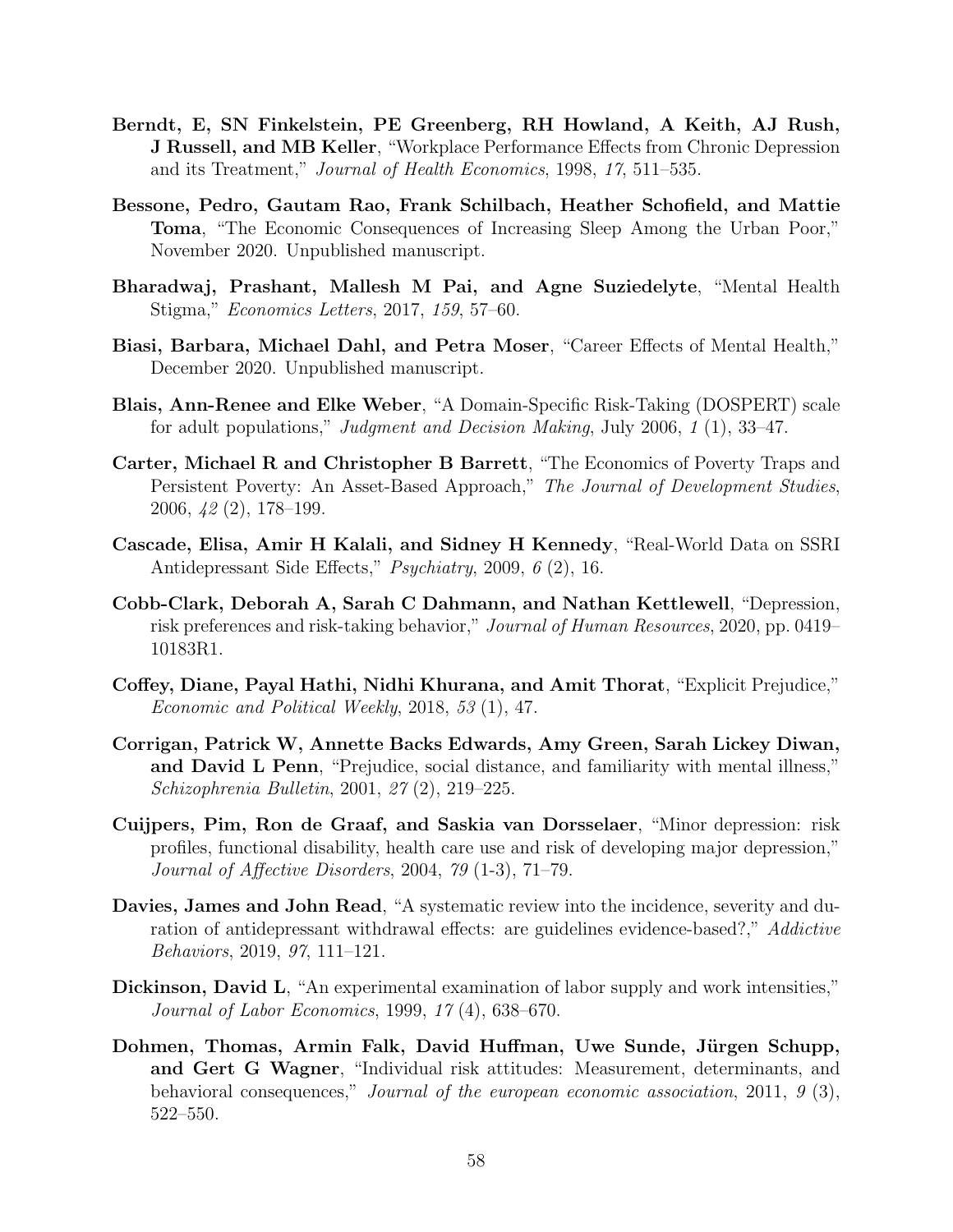**Berndt, E, SN Finkelstein, PE Greenberg, RH Howland, A Keith, AJ Rush, J Russell, and MB Keller**, "Workplace Performance Effects from Chronic Depression and its Treatment," *Journal of Health Economics*, 1998, *17*, 511–535.

**Bessone, Pedro, Gautam Rao, Frank Schilbach, Heather Schofield, and Mattie Toma**, "The Economic Consequences of Increasing Sleep Among the Urban Poor," November 2020. Unpublished manuscript.

**Bharadwaj, Prashant, Mallesh M Pai, and Agne Suziedelyte**, "Mental Health Stigma," *Economics Letters*, 2017, *159*, 57–60.

**Biasi, Barbara, Michael Dahl, and Petra Moser**, "Career Effects of Mental Health," December 2020. Unpublished manuscript.

**Blais, Ann-Renee and Elke Weber**, "A Domain-Specific Risk-Taking (DOSPERT) scale for adult populations," *Judgment and Decision Making*, July 2006, *1* (1), 33–47.

**Carter, Michael R and Christopher B Barrett**, "The Economics of Poverty Traps and Persistent Poverty: An Asset-Based Approach," *The Journal of Development Studies*, 2006, *42* (2), 178–199.

**Cascade, Elisa, Amir H Kalali, and Sidney H Kennedy**, "Real-World Data on SSRI Antidepressant Side Effects," *Psychiatry*, 2009, *6* (2), 16.

**Cobb-Clark, Deborah A, Sarah C Dahmann, and Nathan Kettlewell**, "Depression, risk preferences and risk-taking behavior," *Journal of Human Resources*, 2020, pp. 0419–10183R1.

**Coffey, Diane, Payal Hathi, Nidhi Khurana, and Amit Thorat**, "Explicit Prejudice," *Economic and Political Weekly*, 2018, *53* (1), 47.

**Corrigan, Patrick W, Annette Backs Edwards, Amy Green, Sarah Lickey Diwan, and David L Penn**, "Prejudice, social distance, and familiarity with mental illness," *Schizophrenia Bulletin*, 2001, *27* (2), 219–225.

**Cuijpers, Pim, Ron de Graaf, and Saskia van Dorsselaer**, "Minor depression: risk profiles, functional disability, health care use and risk of developing major depression," *Journal of Affective Disorders*, 2004, *79* (1-3), 71–79.

**Davies, James and John Read**, "A systematic review into the incidence, severity and duration of antidepressant withdrawal effects: are guidelines evidence-based?," *Addictive Behaviors*, 2019, *97*, 111–121.

**Dickinson, David L**, "An experimental examination of labor supply and work intensities," *Journal of Labor Economics*, 1999, *17* (4), 638–670.

**Dohmen, Thomas, Armin Falk, David Huffman, Uwe Sunde, Jürgen Schupp, and Gert G Wagner**, "Individual risk attitudes: Measurement, determinants, and behavioral consequences," *Journal of the european economic association*, 2011, *9* (3), 522–550.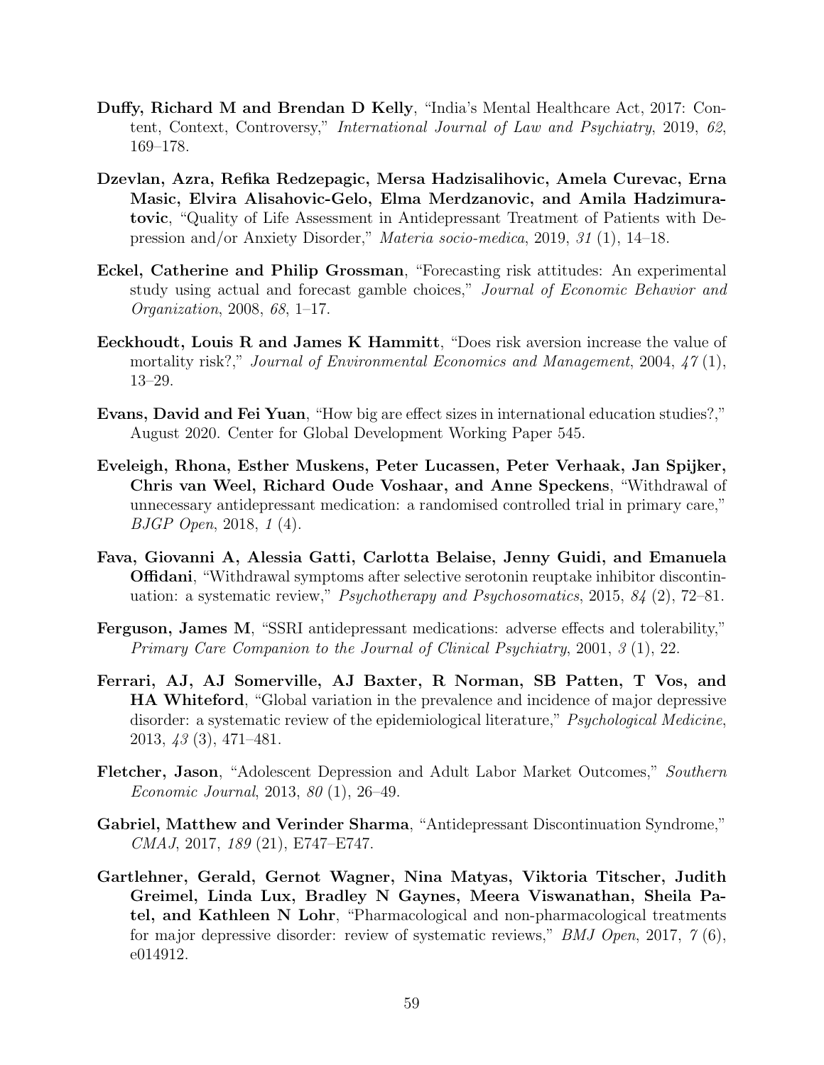**Duffy, Richard M and Brendan D Kelly**, "India's Mental Healthcare Act, 2017: Content, Context, Controversy," *International Journal of Law and Psychiatry*, 2019, *62*, 169–178.

**Dzevlan, Azra, Refika Redzepagic, Mersa Hadzisalihovic, Amela Curevac, Erna Masic, Elvira Alisahovic-Gelo, Elma Merdzanovic, and Amila Hadzimuratovic**, "Quality of Life Assessment in Antidepressant Treatment of Patients with Depression and/or Anxiety Disorder," *Materia socio-medica*, 2019, *31* (1), 14–18.

**Eckel, Catherine and Philip Grossman**, "Forecasting risk attitudes: An experimental study using actual and forecast gamble choices," *Journal of Economic Behavior and Organization*, 2008, *68*, 1–17.

**Eeckhoudt, Louis R and James K Hammitt**, "Does risk aversion increase the value of mortality risk?," *Journal of Environmental Economics and Management*, 2004, *47* (1), 13–29.

**Evans, David and Fei Yuan**, "How big are effect sizes in international education studies?," August 2020. Center for Global Development Working Paper 545.

**Eveleigh, Rhona, Esther Muskens, Peter Lucassen, Peter Verhaak, Jan Spijker, Chris van Weel, Richard Oude Voshaar, and Anne Speckens**, "Withdrawal of unnecessary antidepressant medication: a randomised controlled trial in primary care," *BJGP Open*, 2018, *1* (4).

**Fava, Giovanni A, Alessia Gatti, Carlotta Belaise, Jenny Guidi, and Emanuela Offidani**, "Withdrawal symptoms after selective serotonin reuptake inhibitor discontinuation: a systematic review," *Psychotherapy and Psychosomatics*, 2015, *84* (2), 72–81.

**Ferguson, James M**, "SSRI antidepressant medications: adverse effects and tolerability," *Primary Care Companion to the Journal of Clinical Psychiatry*, 2001, *3* (1), 22.

**Ferrari, AJ, AJ Somerville, AJ Baxter, R Norman, SB Patten, T Vos, and HA Whiteford**, "Global variation in the prevalence and incidence of major depressive disorder: a systematic review of the epidemiological literature," *Psychological Medicine*, 2013, *43* (3), 471–481.

**Fletcher, Jason**, "Adolescent Depression and Adult Labor Market Outcomes," *Southern Economic Journal*, 2013, *80* (1), 26–49.

**Gabriel, Matthew and Verinder Sharma**, "Antidepressant Discontinuation Syndrome," *CMAJ*, 2017, *189* (21), E747–E747.

**Gartlehner, Gerald, Gernot Wagner, Nina Matyas, Viktoria Titscher, Judith Greimel, Linda Lux, Bradley N Gaynes, Meera Viswanathan, Sheila Patel, and Kathleen N Lohr**, "Pharmacological and non-pharmacological treatments for major depressive disorder: review of systematic reviews," *BMJ Open*, 2017, *7* (6), e014912.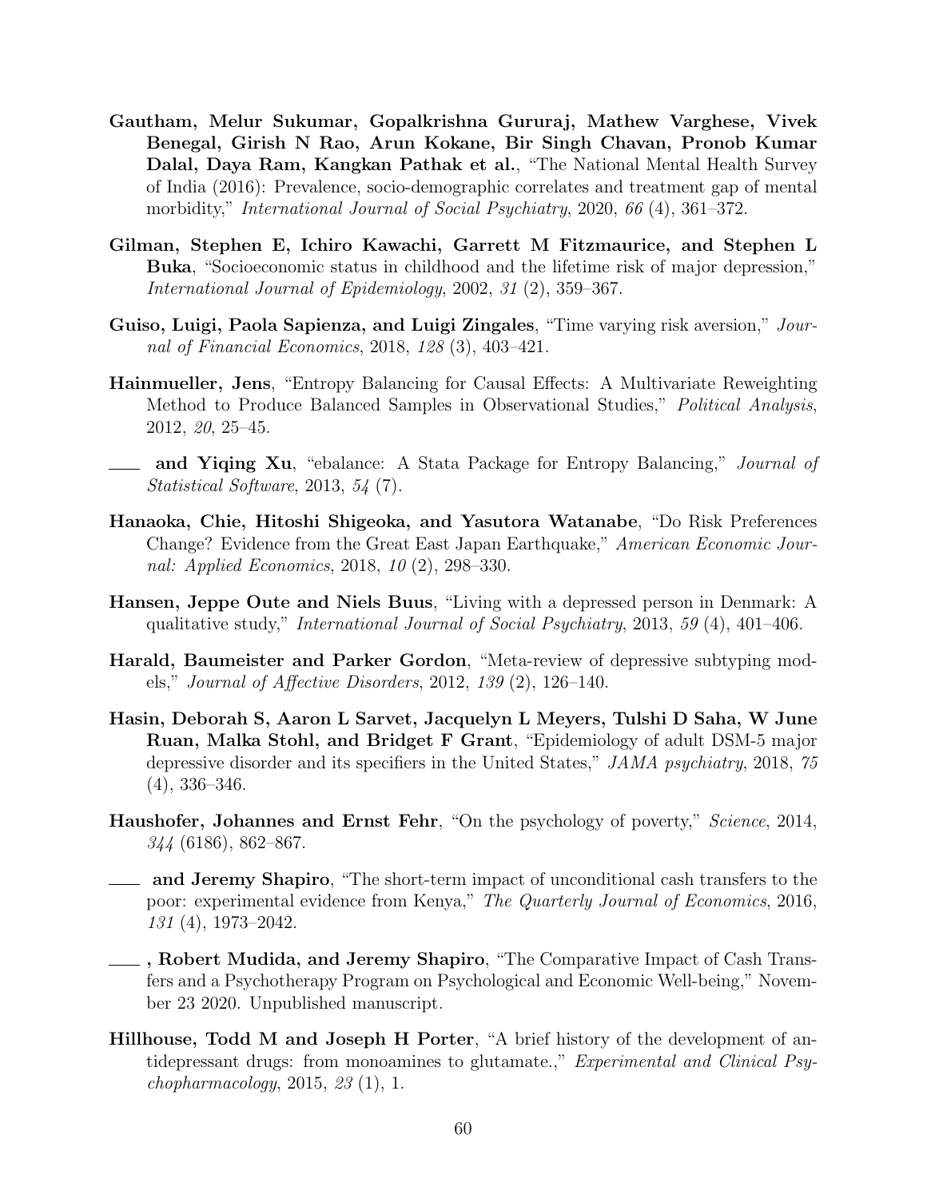**Gautham, Melur Sukumar, Gopalkrishna Gururaj, Mathew Varghese, Vivek Benegal, Girish N Rao, Arun Kokane, Bir Singh Chavan, Pronob Kumar Dalal, Daya Ram, Kangkan Pathak et al.**, "The National Mental Health Survey of India (2016): Prevalence, socio-demographic correlates and treatment gap of mental morbidity," *International Journal of Social Psychiatry*, 2020, *66* (4), 361–372.

**Gilman, Stephen E, Ichiro Kawachi, Garrett M Fitzmaurice, and Stephen L Buka**, "Socioeconomic status in childhood and the lifetime risk of major depression," *International Journal of Epidemiology*, 2002, *31* (2), 359–367.

**Guiso, Luigi, Paola Sapienza, and Luigi Zingales**, "Time varying risk aversion," *Journal of Financial Economics*, 2018, *128* (3), 403–421.

**Hainmueller, Jens**, "Entropy Balancing for Causal Effects: A Multivariate Reweighting Method to Produce Balanced Samples in Observational Studies," *Political Analysis*, 2012, *20*, 25–45.

___ **and Yiqing Xu**, "ebalance: A Stata Package for Entropy Balancing," *Journal of Statistical Software*, 2013, *54* (7).

**Hanaoka, Chie, Hitoshi Shigeoka, and Yasutora Watanabe**, "Do Risk Preferences Change? Evidence from the Great East Japan Earthquake," *American Economic Journal: Applied Economics*, 2018, *10* (2), 298–330.

**Hansen, Jeppe Oute and Niels Buus**, "Living with a depressed person in Denmark: A qualitative study," *International Journal of Social Psychiatry*, 2013, *59* (4), 401–406.

**Harald, Baumeister and Parker Gordon**, "Meta-review of depressive subtyping models," *Journal of Affective Disorders*, 2012, *139* (2), 126–140.

**Hasin, Deborah S, Aaron L Sarvet, Jacquelyn L Meyers, Tulshi D Saha, W June Ruan, Malka Stohl, and Bridget F Grant**, "Epidemiology of adult DSM-5 major depressive disorder and its specifiers in the United States," *JAMA psychiatry*, 2018, *75* (4), 336–346.

**Haushofer, Johannes and Ernst Fehr**, "On the psychology of poverty," *Science*, 2014, *344* (6186), 862–867.

___ **and Jeremy Shapiro**, "The short-term impact of unconditional cash transfers to the poor: experimental evidence from Kenya," *The Quarterly Journal of Economics*, 2016, *131* (4), 1973–2042.

___**, Robert Mudida, and Jeremy Shapiro**, "The Comparative Impact of Cash Transfers and a Psychotherapy Program on Psychological and Economic Well-being," November 23 2020. Unpublished manuscript.

**Hillhouse, Todd M and Joseph H Porter**, "A brief history of the development of antidepressant drugs: from monoamines to glutamate.," *Experimental and Clinical Psychopharmacology*, 2015, *23* (1), 1.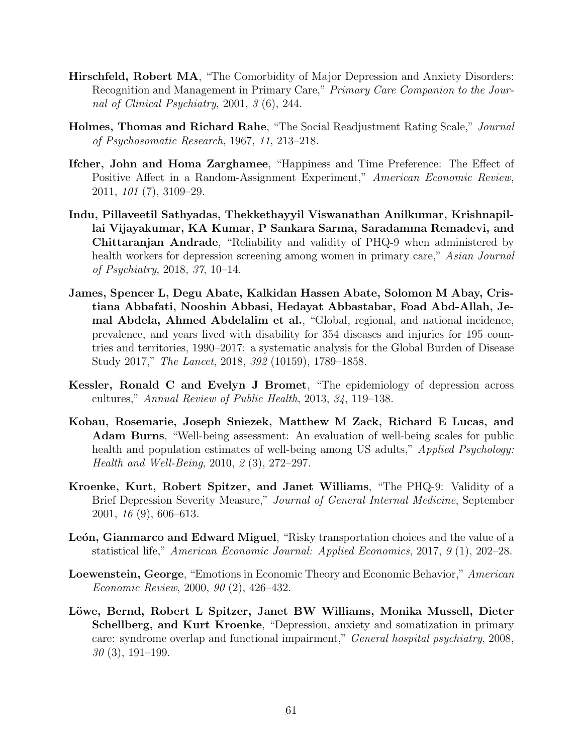**Hirschfeld, Robert MA**, "The Comorbidity of Major Depression and Anxiety Disorders: Recognition and Management in Primary Care," *Primary Care Companion to the Journal of Clinical Psychiatry*, 2001, *3* (6), 244.

**Holmes, Thomas and Richard Rahe**, "The Social Readjustment Rating Scale," *Journal of Psychosomatic Research*, 1967, *11*, 213–218.

**Ifcher, John and Homa Zarghamee**, "Happiness and Time Preference: The Effect of Positive Affect in a Random-Assignment Experiment," *American Economic Review*, 2011, *101* (7), 3109–29.

**Indu, Pillaveetil Sathyadas, Thekkethayyil Viswanathan Anilkumar, Krishnapillai Vijayakumar, KA Kumar, P Sankara Sarma, Saradamma Remadevi, and Chittaranjan Andrade**, "Reliability and validity of PHQ-9 when administered by health workers for depression screening among women in primary care," *Asian Journal of Psychiatry*, 2018, *37*, 10–14.

**James, Spencer L, Degu Abate, Kalkidan Hassen Abate, Solomon M Abay, Cristiana Abbafati, Nooshin Abbasi, Hedayat Abbastabar, Foad Abd-Allah, Jemal Abdela, Ahmed Abdelalim et al.**, "Global, regional, and national incidence, prevalence, and years lived with disability for 354 diseases and injuries for 195 countries and territories, 1990–2017: a systematic analysis for the Global Burden of Disease Study 2017," *The Lancet*, 2018, *392* (10159), 1789–1858.

**Kessler, Ronald C and Evelyn J Bromet**, "The epidemiology of depression across cultures," *Annual Review of Public Health*, 2013, *34*, 119–138.

**Kobau, Rosemarie, Joseph Sniezek, Matthew M Zack, Richard E Lucas, and Adam Burns**, "Well-being assessment: An evaluation of well-being scales for public health and population estimates of well-being among US adults," *Applied Psychology: Health and Well-Being*, 2010, *2* (3), 272–297.

**Kroenke, Kurt, Robert Spitzer, and Janet Williams**, "The PHQ-9: Validity of a Brief Depression Severity Measure," *Journal of General Internal Medicine*, September 2001, *16* (9), 606–613.

**León, Gianmarco and Edward Miguel**, "Risky transportation choices and the value of a statistical life," *American Economic Journal: Applied Economics*, 2017, *9* (1), 202–28.

**Loewenstein, George**, "Emotions in Economic Theory and Economic Behavior," *American Economic Review*, 2000, *90* (2), 426–432.

**Löwe, Bernd, Robert L Spitzer, Janet BW Williams, Monika Mussell, Dieter Schellberg, and Kurt Kroenke**, "Depression, anxiety and somatization in primary care: syndrome overlap and functional impairment," *General hospital psychiatry*, 2008, *30* (3), 191–199.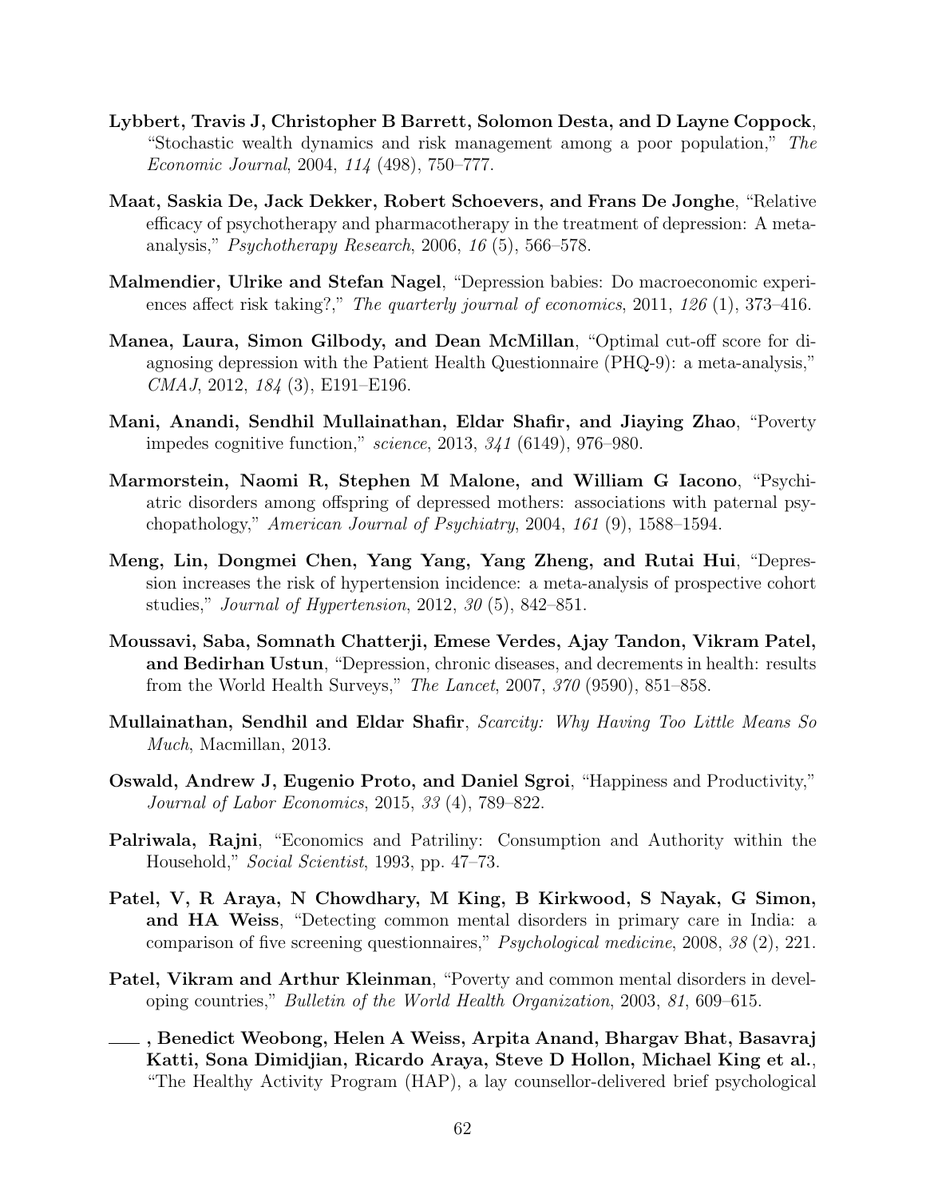**Lybbert, Travis J, Christopher B Barrett, Solomon Desta, and D Layne Coppock**, "Stochastic wealth dynamics and risk management among a poor population," *The Economic Journal*, 2004, *114* (498), 750–777.

**Maat, Saskia De, Jack Dekker, Robert Schoevers, and Frans De Jonghe**, "Relative efficacy of psychotherapy and pharmacotherapy in the treatment of depression: A meta-analysis," *Psychotherapy Research*, 2006, *16* (5), 566–578.

**Malmendier, Ulrike and Stefan Nagel**, "Depression babies: Do macroeconomic experiences affect risk taking?," *The quarterly journal of economics*, 2011, *126* (1), 373–416.

**Manea, Laura, Simon Gilbody, and Dean McMillan**, "Optimal cut-off score for diagnosing depression with the Patient Health Questionnaire (PHQ-9): a meta-analysis," *CMAJ*, 2012, *184* (3), E191–E196.

**Mani, Anandi, Sendhil Mullainathan, Eldar Shafir, and Jiaying Zhao**, "Poverty impedes cognitive function," *science*, 2013, *341* (6149), 976–980.

**Marmorstein, Naomi R, Stephen M Malone, and William G Iacono**, "Psychiatric disorders among offspring of depressed mothers: associations with paternal psychopathology," *American Journal of Psychiatry*, 2004, *161* (9), 1588–1594.

**Meng, Lin, Dongmei Chen, Yang Yang, Yang Zheng, and Rutai Hui**, "Depression increases the risk of hypertension incidence: a meta-analysis of prospective cohort studies," *Journal of Hypertension*, 2012, *30* (5), 842–851.

**Moussavi, Saba, Somnath Chatterji, Emese Verdes, Ajay Tandon, Vikram Patel, and Bedirhan Ustun**, "Depression, chronic diseases, and decrements in health: results from the World Health Surveys," *The Lancet*, 2007, *370* (9590), 851–858.

**Mullainathan, Sendhil and Eldar Shafir**, *Scarcity: Why Having Too Little Means So Much*, Macmillan, 2013.

**Oswald, Andrew J, Eugenio Proto, and Daniel Sgroi**, "Happiness and Productivity," *Journal of Labor Economics*, 2015, *33* (4), 789–822.

**Palriwala, Rajni**, "Economics and Patriliny: Consumption and Authority within the Household," *Social Scientist*, 1993, pp. 47–73.

**Patel, V, R Araya, N Chowdhary, M King, B Kirkwood, S Nayak, G Simon, and HA Weiss**, "Detecting common mental disorders in primary care in India: a comparison of five screening questionnaires," *Psychological medicine*, 2008, *38* (2), 221.

**Patel, Vikram and Arthur Kleinman**, "Poverty and common mental disorders in developing countries," *Bulletin of the World Health Organization*, 2003, *81*, 609–615.

**\_\_\_, Benedict Weobong, Helen A Weiss, Arpita Anand, Bhargav Bhat, Basavraj Katti, Sona Dimidjian, Ricardo Araya, Steve D Hollon, Michael King et al.**, "The Healthy Activity Program (HAP), a lay counsellor-delivered brief psychological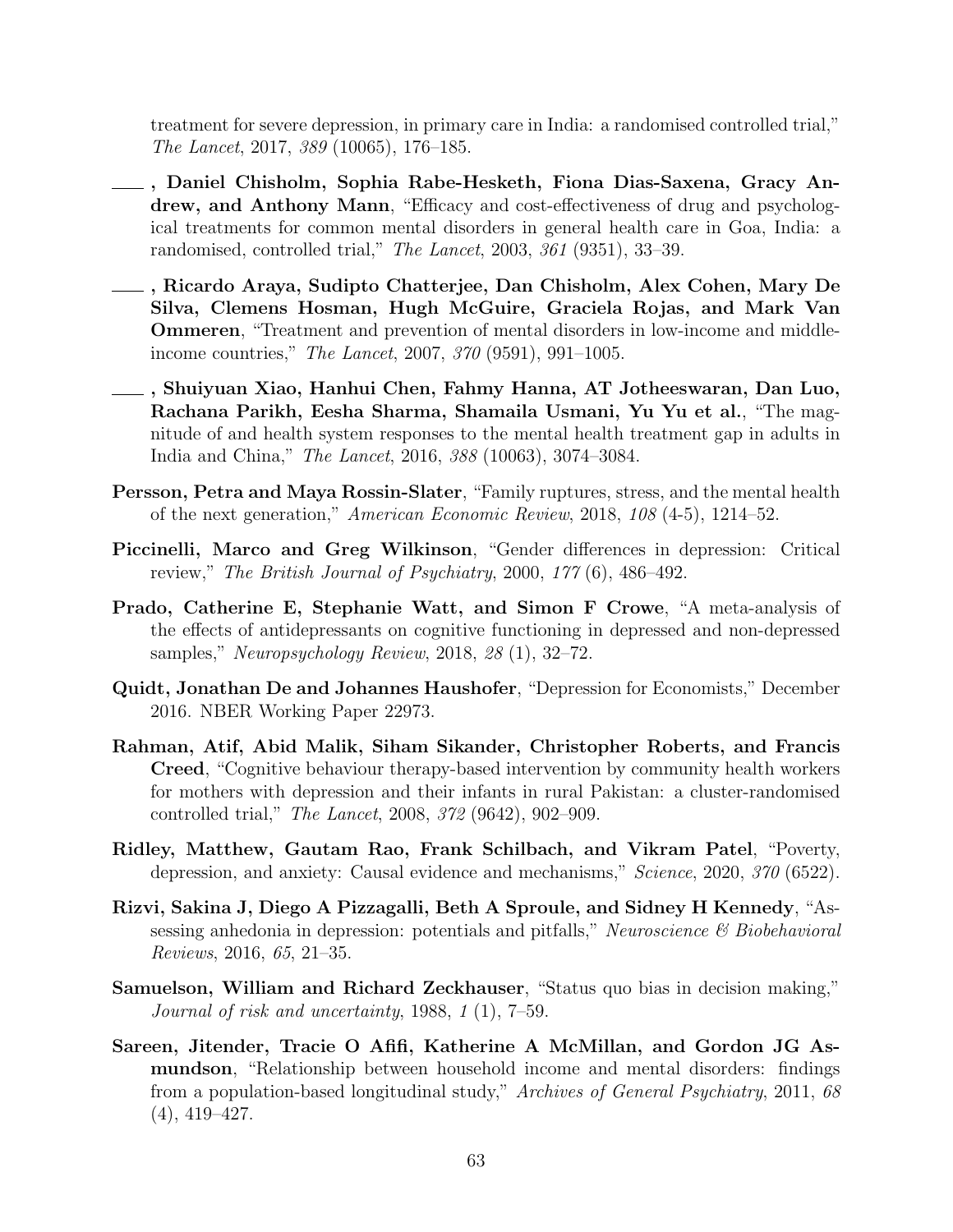treatment for severe depression, in primary care in India: a randomised controlled trial," *The Lancet*, 2017, *389* (10065), 176–185.

—, **Daniel Chisholm, Sophia Rabe-Hesketh, Fiona Dias-Saxena, Gracy Andrew, and Anthony Mann**, "Efficacy and cost-effectiveness of drug and psychological treatments for common mental disorders in general health care in Goa, India: a randomised, controlled trial," *The Lancet*, 2003, *361* (9351), 33–39.

—, **Ricardo Araya, Sudipto Chatterjee, Dan Chisholm, Alex Cohen, Mary De Silva, Clemens Hosman, Hugh McGuire, Graciela Rojas, and Mark Van Ommeren**, "Treatment and prevention of mental disorders in low-income and middle-income countries," *The Lancet*, 2007, *370* (9591), 991–1005.

—, **Shuiyuan Xiao, Hanhui Chen, Fahmy Hanna, AT Jotheeswaran, Dan Luo, Rachana Parikh, Eesha Sharma, Shamaila Usmani, Yu Yu et al.**, "The magnitude of and health system responses to the mental health treatment gap in adults in India and China," *The Lancet*, 2016, *388* (10063), 3074–3084.

**Persson, Petra and Maya Rossin-Slater**, "Family ruptures, stress, and the mental health of the next generation," *American Economic Review*, 2018, *108* (4-5), 1214–52.

**Piccinelli, Marco and Greg Wilkinson**, "Gender differences in depression: Critical review," *The British Journal of Psychiatry*, 2000, *177* (6), 486–492.

**Prado, Catherine E, Stephanie Watt, and Simon F Crowe**, "A meta-analysis of the effects of antidepressants on cognitive functioning in depressed and non-depressed samples," *Neuropsychology Review*, 2018, *28* (1), 32–72.

**Quidt, Jonathan De and Johannes Haushofer**, "Depression for Economists," December 2016. NBER Working Paper 22973.

**Rahman, Atif, Abid Malik, Siham Sikander, Christopher Roberts, and Francis Creed**, "Cognitive behaviour therapy-based intervention by community health workers for mothers with depression and their infants in rural Pakistan: a cluster-randomised controlled trial," *The Lancet*, 2008, *372* (9642), 902–909.

**Ridley, Matthew, Gautam Rao, Frank Schilbach, and Vikram Patel**, "Poverty, depression, and anxiety: Causal evidence and mechanisms," *Science*, 2020, *370* (6522).

**Rizvi, Sakina J, Diego A Pizzagalli, Beth A Sproule, and Sidney H Kennedy**, "Assessing anhedonia in depression: potentials and pitfalls," *Neuroscience & Biobehavioral Reviews*, 2016, *65*, 21–35.

**Samuelson, William and Richard Zeckhauser**, "Status quo bias in decision making," *Journal of risk and uncertainty*, 1988, *1* (1), 7–59.

**Sareen, Jitender, Tracie O Afifi, Katherine A McMillan, and Gordon JG Asmundson**, "Relationship between household income and mental disorders: findings from a population-based longitudinal study," *Archives of General Psychiatry*, 2011, *68* (4), 419–427.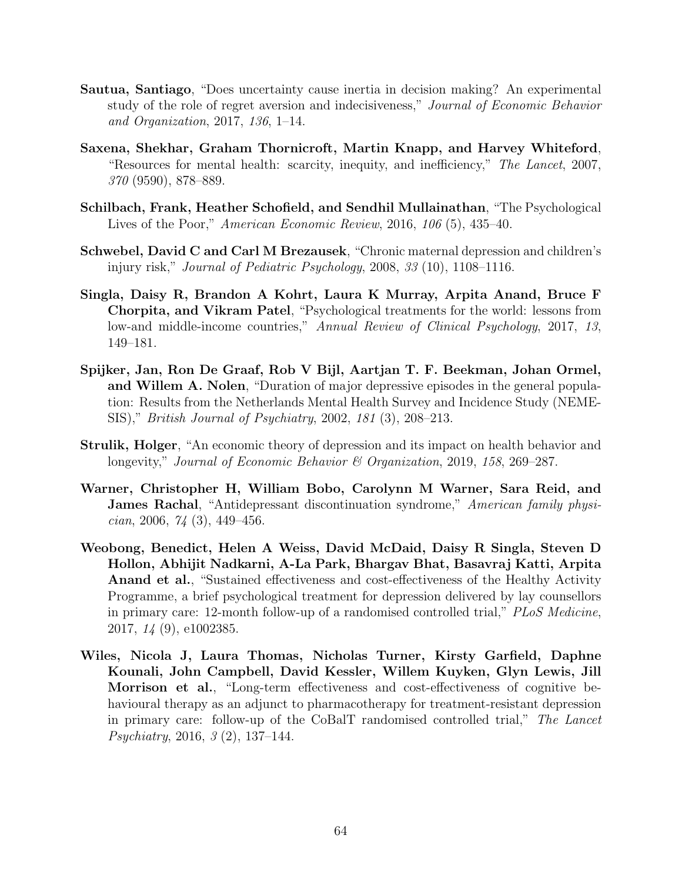**Sautua, Santiago**, "Does uncertainty cause inertia in decision making? An experimental study of the role of regret aversion and indecisiveness," *Journal of Economic Behavior and Organization*, 2017, *136*, 1–14.

**Saxena, Shekhar, Graham Thornicroft, Martin Knapp, and Harvey Whiteford**, "Resources for mental health: scarcity, inequity, and inefficiency," *The Lancet*, 2007, *370* (9590), 878–889.

**Schilbach, Frank, Heather Schofield, and Sendhil Mullainathan**, "The Psychological Lives of the Poor," *American Economic Review*, 2016, *106* (5), 435–40.

**Schwebel, David C and Carl M Brezausek**, "Chronic maternal depression and children's injury risk," *Journal of Pediatric Psychology*, 2008, *33* (10), 1108–1116.

**Singla, Daisy R, Brandon A Kohrt, Laura K Murray, Arpita Anand, Bruce F Chorpita, and Vikram Patel**, "Psychological treatments for the world: lessons from low-and middle-income countries," *Annual Review of Clinical Psychology*, 2017, *13*, 149–181.

**Spijker, Jan, Ron De Graaf, Rob V Bijl, Aartjan T. F. Beekman, Johan Ormel, and Willem A. Nolen**, "Duration of major depressive episodes in the general population: Results from the Netherlands Mental Health Survey and Incidence Study (NEMESIS)," *British Journal of Psychiatry*, 2002, *181* (3), 208–213.

**Strulik, Holger**, "An economic theory of depression and its impact on health behavior and longevity," *Journal of Economic Behavior & Organization*, 2019, *158*, 269–287.

**Warner, Christopher H, William Bobo, Carolynn M Warner, Sara Reid, and James Rachal**, "Antidepressant discontinuation syndrome," *American family physician*, 2006, *74* (3), 449–456.

**Weobong, Benedict, Helen A Weiss, David McDaid, Daisy R Singla, Steven D Hollon, Abhijit Nadkarni, A-La Park, Bhargav Bhat, Basavraj Katti, Arpita Anand et al.**, "Sustained effectiveness and cost-effectiveness of the Healthy Activity Programme, a brief psychological treatment for depression delivered by lay counsellors in primary care: 12-month follow-up of a randomised controlled trial," *PLoS Medicine*, 2017, *14* (9), e1002385.

**Wiles, Nicola J, Laura Thomas, Nicholas Turner, Kirsty Garfield, Daphne Kounali, John Campbell, David Kessler, Willem Kuyken, Glyn Lewis, Jill Morrison et al.**, "Long-term effectiveness and cost-effectiveness of cognitive behavioural therapy as an adjunct to pharmacotherapy for treatment-resistant depression in primary care: follow-up of the CoBalT randomised controlled trial," *The Lancet Psychiatry*, 2016, *3* (2), 137–144.